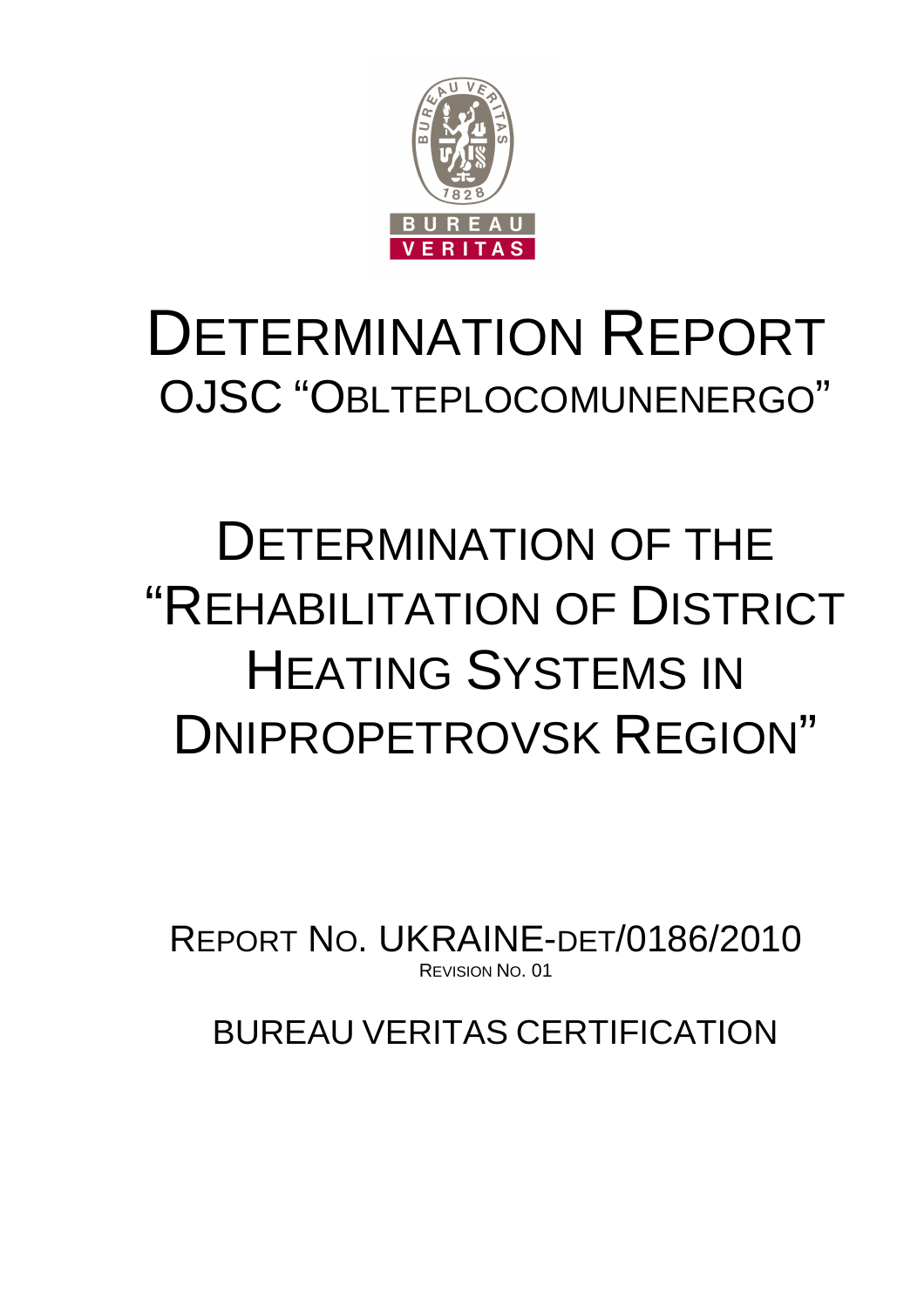# DETERMINATION REPORT

## OJSC "OBLTEPLOCOMUNENERGO"

# DETERMINATION OF THE "REHABILITATION OF DISTRICT HEATING SYSTEMS IN DNIPROPETROVSK REGION"

REPORT NO. UKRAINE-DET/0186/2010

REVISION NO. 01

BUREAU VERITAS CERTIFICATION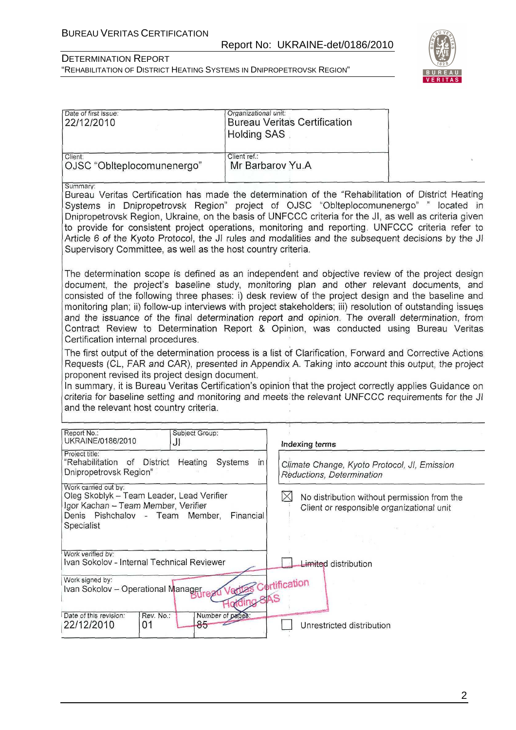| Date of first issue: | Organizational unit: |
|---|---|
| 22/12/2010 | Bureau Veritas Certification Holding SAS |
| Client: | Client ref.: |
| OJSC "Oblteplocomunenergo" | Mr Barbarov Yu.A |

Summary:

Bureau Veritas Certification has made the determination of the "Rehabilitation of District Heating Systems in Dnipropetrovsk Region" project of OJSC "Oblteplocomunenergo" " located in Dnipropetrovsk Region, Ukraine, on the basis of UNFCCC criteria for the JI, as well as criteria given to provide for consistent project operations, monitoring and reporting. UNFCCC criteria refer to Article 6 of the Kyoto Protocol, the JI rules and modalities and the subsequent decisions by the JI Supervisory Committee, as well as the host country criteria.

The determination scope is defined as an independent and objective review of the project design document, the project's baseline study, monitoring plan and other relevant documents, and consisted of the following three phases: i) desk review of the project design and the baseline and monitoring plan; ii) follow-up interviews with project stakeholders; iii) resolution of outstanding issues and the issuance of the final determination report and opinion. The overall determination, from Contract Review to Determination Report & Opinion, was conducted using Bureau Veritas Certification internal procedures.

The first output of the determination process is a list of Clarification, Forward and Corrective Actions Requests (CL, FAR and CAR), presented in Appendix A. Taking into account this output, the project proponent revised its project design document.

In summary, it is Bureau Veritas Certification's opinion that the project correctly applies Guidance on criteria for baseline setting and monitoring and meets the relevant UNFCCC requirements for the JI and the relevant host country criteria.

| Report No.: UKRAINE/0186/2010 | Subject Group: JI | Indexing terms |
|---|---|---|
| Project title: "Rehabilitation of District Heating Systems in Dnipropetrovsk Region" | | *Climate Change, Kyoto Protocol, JI, Emission Reductions, Determination* |
| Work carried out by: Oleg Skoblyk – Team Leader, Lead Verifier; Igor Kachan – Team Member, Verifier; Denis Pishchalov - Team Member, Financial Specialist | | ☒ No distribution without permission from the Client or responsible organizational unit |
| Work verified by: Ivan Sokolov - Internal Technical Reviewer | | ☐ Limited distribution |
| Work signed by: Ivan Sokolov – Operational Manager | | |
| Date of this revision: 22/12/2010; Rev. No.: 01; Number of pages: 85 | | ☐ Unrestricted distribution |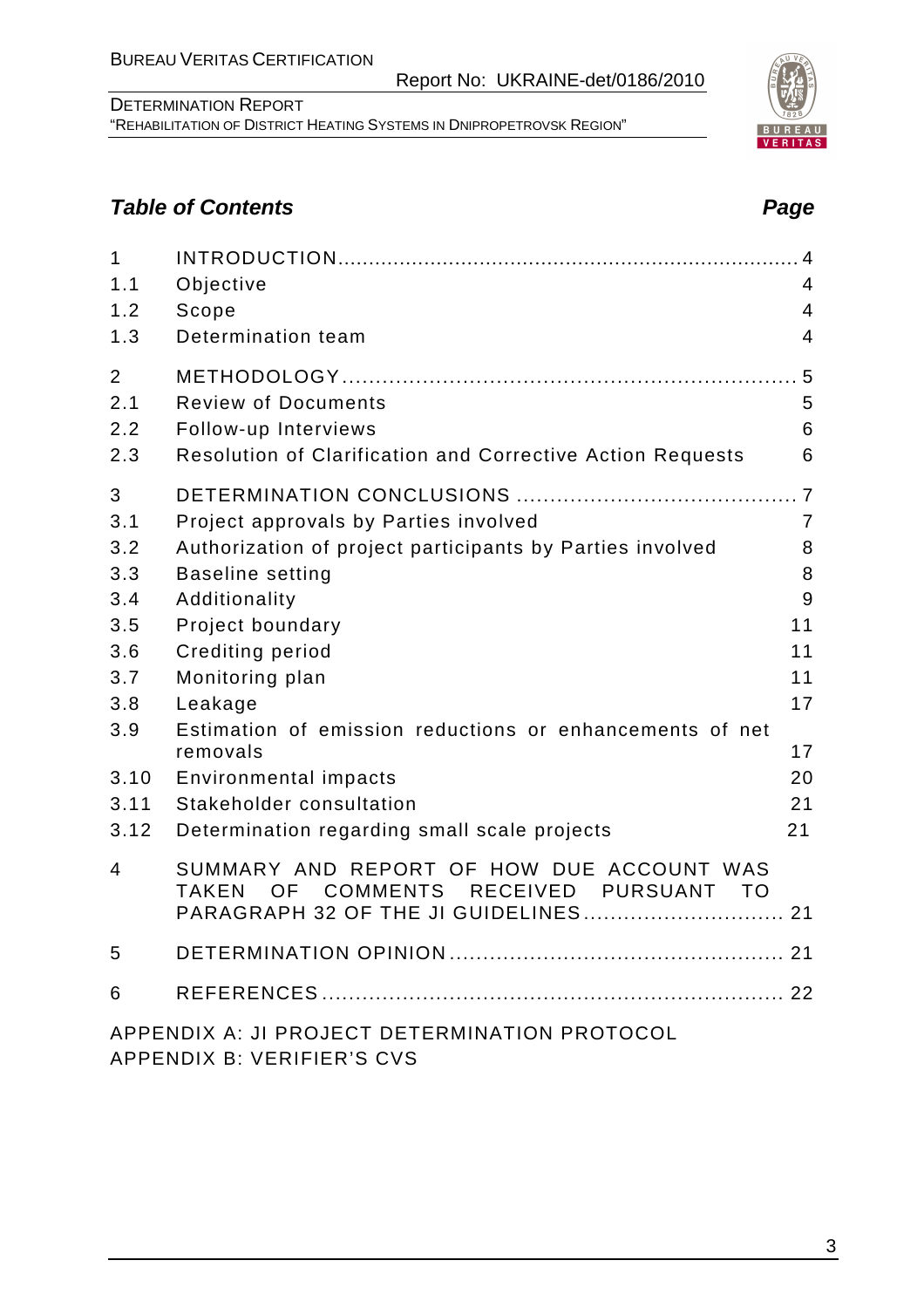## *Table of Contents* *Page*

| | | |
|---|---|---|
| 1 | INTRODUCTION | 4 |
| 1.1 | Objective | 4 |
| 1.2 | Scope | 4 |
| 1.3 | Determination team | 4 |
| 2 | METHODOLOGY | 5 |
| 2.1 | Review of Documents | 5 |
| 2.2 | Follow-up Interviews | 6 |
| 2.3 | Resolution of Clarification and Corrective Action Requests | 6 |
| 3 | DETERMINATION CONCLUSIONS | 7 |
| 3.1 | Project approvals by Parties involved | 7 |
| 3.2 | Authorization of project participants by Parties involved | 8 |
| 3.3 | Baseline setting | 8 |
| 3.4 | Additionality | 9 |
| 3.5 | Project boundary | 11 |
| 3.6 | Crediting period | 11 |
| 3.7 | Monitoring plan | 11 |
| 3.8 | Leakage | 17 |
| 3.9 | Estimation of emission reductions or enhancements of net removals | 17 |
| 3.10 | Environmental impacts | 20 |
| 3.11 | Stakeholder consultation | 21 |
| 3.12 | Determination regarding small scale projects | 21 |
| 4 | SUMMARY AND REPORT OF HOW DUE ACCOUNT WAS TAKEN OF COMMENTS RECEIVED PURSUANT TO PARAGRAPH 32 OF THE JI GUIDELINES | 21 |
| 5 | DETERMINATION OPINION | 21 |
| 6 | REFERENCES | 22 |

APPENDIX A: JI PROJECT DETERMINATION PROTOCOL
APPENDIX B: VERIFIER'S CVS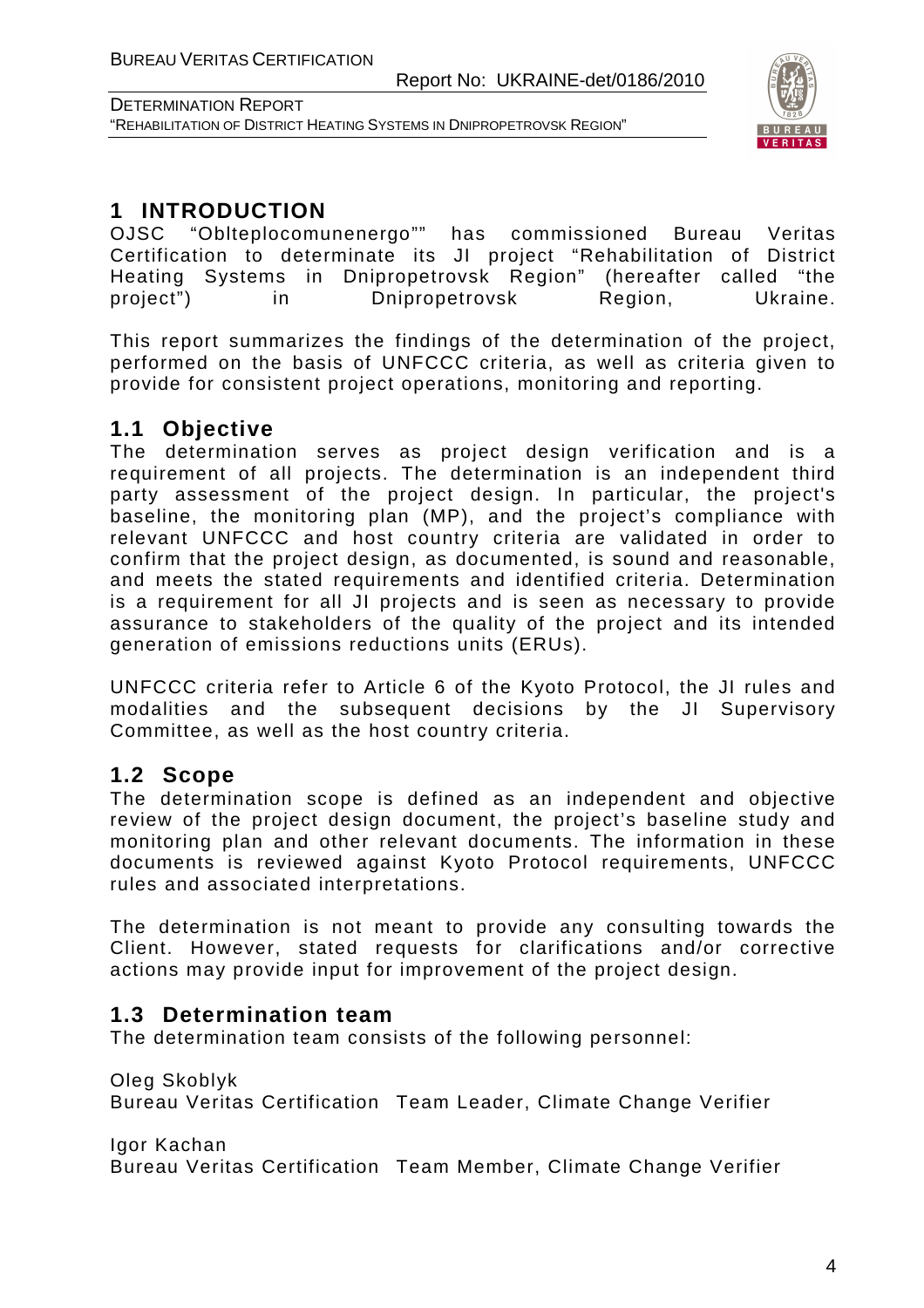# 1 INTRODUCTION

OJSC "Oblteplocomunenergo"" has commissioned Bureau Veritas Certification to determinate its JI project "Rehabilitation of District Heating Systems in Dnipropetrovsk Region" (hereafter called "the project") in Dnipropetrovsk Region, Ukraine.

This report summarizes the findings of the determination of the project, performed on the basis of UNFCCC criteria, as well as criteria given to provide for consistent project operations, monitoring and reporting.

## 1.1 Objective

The determination serves as project design verification and is a requirement of all projects. The determination is an independent third party assessment of the project design. In particular, the project's baseline, the monitoring plan (MP), and the project's compliance with relevant UNFCCC and host country criteria are validated in order to confirm that the project design, as documented, is sound and reasonable, and meets the stated requirements and identified criteria. Determination is a requirement for all JI projects and is seen as necessary to provide assurance to stakeholders of the quality of the project and its intended generation of emissions reductions units (ERUs).

UNFCCC criteria refer to Article 6 of the Kyoto Protocol, the JI rules and modalities and the subsequent decisions by the JI Supervisory Committee, as well as the host country criteria.

## 1.2 Scope

The determination scope is defined as an independent and objective review of the project design document, the project's baseline study and monitoring plan and other relevant documents. The information in these documents is reviewed against Kyoto Protocol requirements, UNFCCC rules and associated interpretations.

The determination is not meant to provide any consulting towards the Client. However, stated requests for clarifications and/or corrective actions may provide input for improvement of the project design.

## 1.3 Determination team

The determination team consists of the following personnel:

Oleg Skoblyk
Bureau Veritas Certification Team Leader, Climate Change Verifier

Igor Kachan
Bureau Veritas Certification Team Member, Climate Change Verifier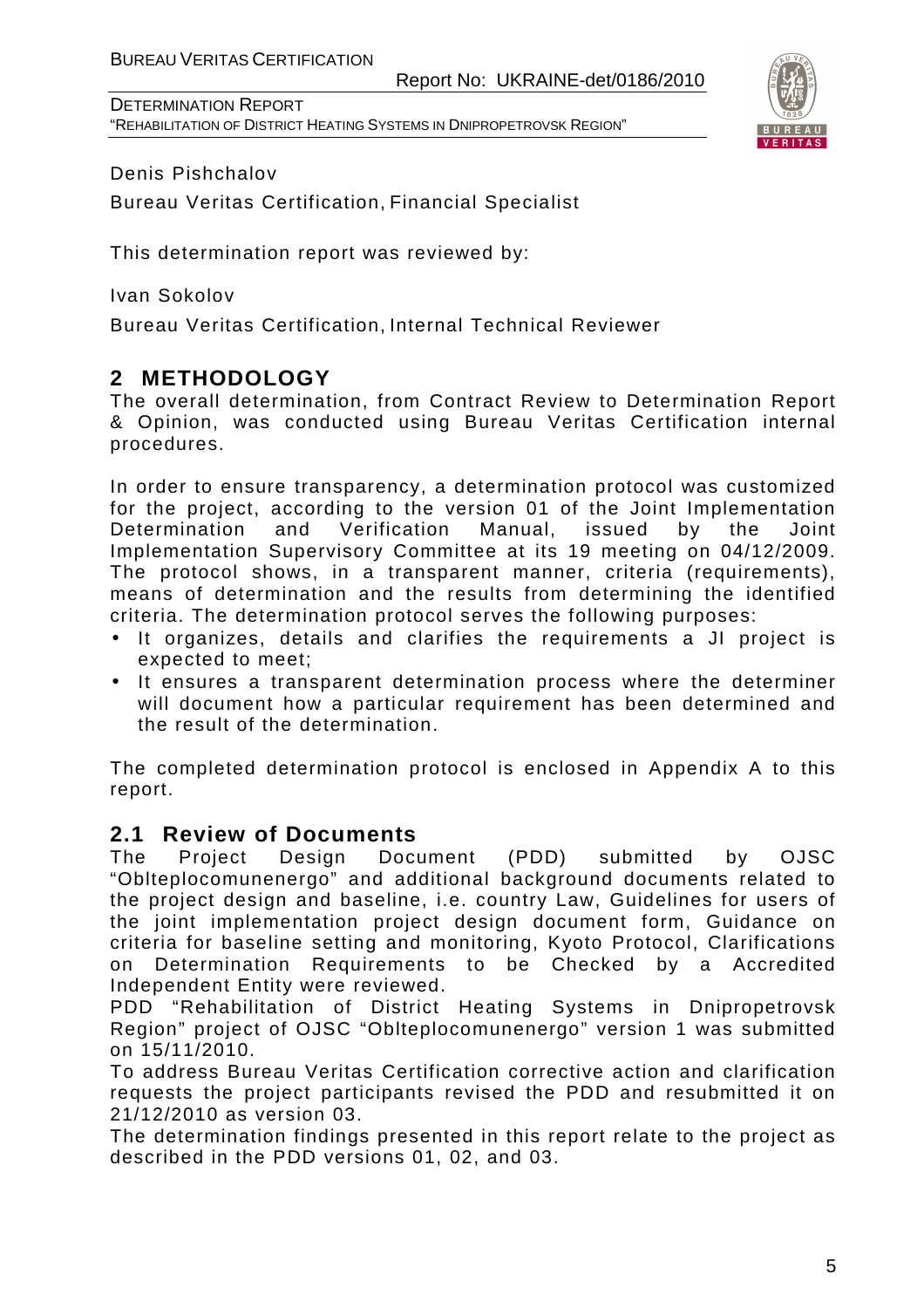Denis Pishchalov

Bureau Veritas Certification, Financial Specialist

This determination report was reviewed by:

Ivan Sokolov

Bureau Veritas Certification, Internal Technical Reviewer

# 2 METHODOLOGY

The overall determination, from Contract Review to Determination Report & Opinion, was conducted using Bureau Veritas Certification internal procedures.

In order to ensure transparency, a determination protocol was customized for the project, according to the version 01 of the Joint Implementation Determination and Verification Manual, issued by the Joint Implementation Supervisory Committee at its 19 meeting on 04/12/2009. The protocol shows, in a transparent manner, criteria (requirements), means of determination and the results from determining the identified criteria. The determination protocol serves the following purposes:

- It organizes, details and clarifies the requirements a JI project is expected to meet;
- It ensures a transparent determination process where the determiner will document how a particular requirement has been determined and the result of the determination.

The completed determination protocol is enclosed in Appendix A to this report.

## 2.1 Review of Documents

The Project Design Document (PDD) submitted by OJSC "Oblteplocomunenergo" and additional background documents related to the project design and baseline, i.e. country Law, Guidelines for users of the joint implementation project design document form, Guidance on criteria for baseline setting and monitoring, Kyoto Protocol, Clarifications on Determination Requirements to be Checked by a Accredited Independent Entity were reviewed.

PDD "Rehabilitation of District Heating Systems in Dnipropetrovsk Region" project of OJSC "Oblteplocomunenergo" version 1 was submitted on 15/11/2010.

To address Bureau Veritas Certification corrective action and clarification requests the project participants revised the PDD and resubmitted it on 21/12/2010 as version 03.

The determination findings presented in this report relate to the project as described in the PDD versions 01, 02, and 03.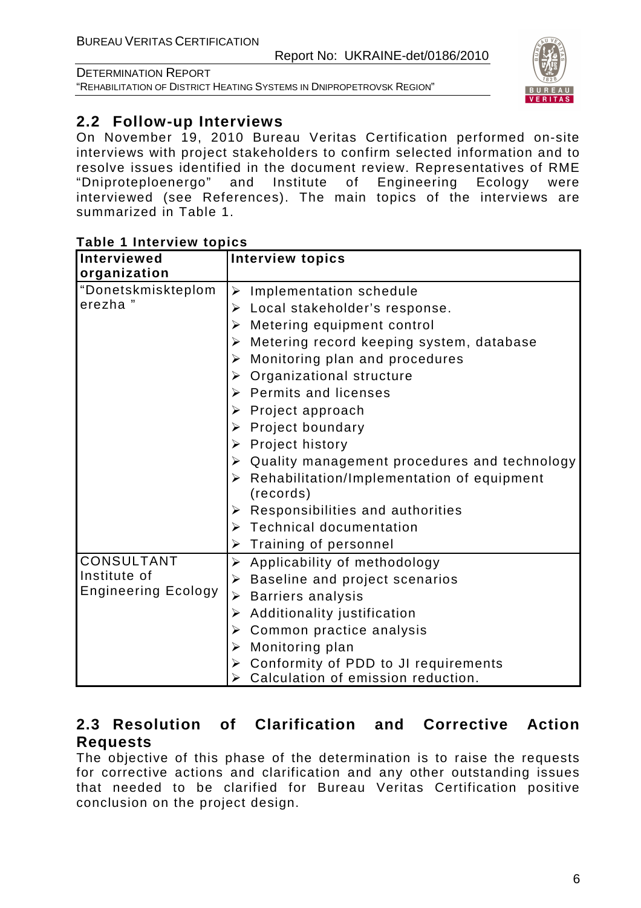## 2.2 Follow-up Interviews

On November 19, 2010 Bureau Veritas Certification performed on-site interviews with project stakeholders to confirm selected information and to resolve issues identified in the document review. Representatives of RME "Dniproteploenergo" and Institute of Engineering Ecology were interviewed (see References). The main topics of the interviews are summarized in Table 1.

**Table 1 Interview topics**

| Interviewed organization | Interview topics |
|---|---|
| "Donetskmiskteplomerezha " | ➢ Implementation schedule<br>➢ Local stakeholder's response.<br>➢ Metering equipment control<br>➢ Metering record keeping system, database<br>➢ Monitoring plan and procedures<br>➢ Organizational structure<br>➢ Permits and licenses<br>➢ Project approach<br>➢ Project boundary<br>➢ Project history<br>➢ Quality management procedures and technology<br>➢ Rehabilitation/Implementation of equipment (records)<br>➢ Responsibilities and authorities<br>➢ Technical documentation<br>➢ Training of personnel |
| CONSULTANT Institute of Engineering Ecology | ➢ Applicability of methodology<br>➢ Baseline and project scenarios<br>➢ Barriers analysis<br>➢ Additionality justification<br>➢ Common practice analysis<br>➢ Monitoring plan<br>➢ Conformity of PDD to JI requirements<br>➢ Calculation of emission reduction. |

## 2.3 Resolution of Clarification and Corrective Action Requests

The objective of this phase of the determination is to raise the requests for corrective actions and clarification and any other outstanding issues that needed to be clarified for Bureau Veritas Certification positive conclusion on the project design.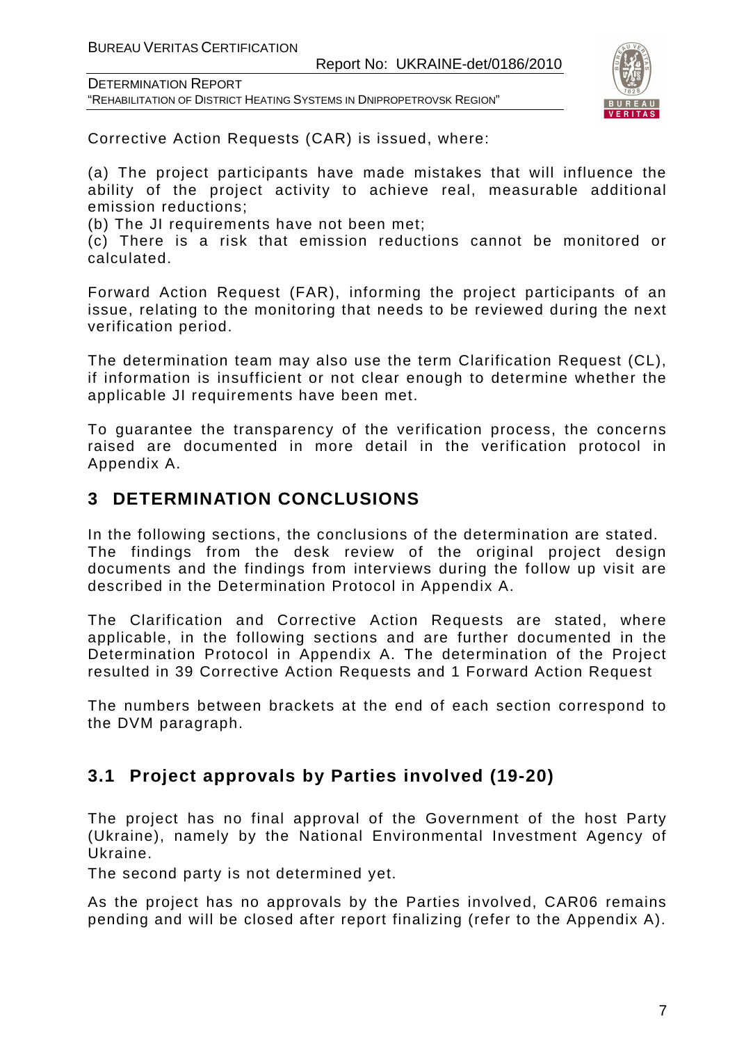Corrective Action Requests (CAR) is issued, where:

(a) The project participants have made mistakes that will influence the ability of the project activity to achieve real, measurable additional emission reductions;

(b) The JI requirements have not been met;

(c) There is a risk that emission reductions cannot be monitored or calculated.

Forward Action Request (FAR), informing the project participants of an issue, relating to the monitoring that needs to be reviewed during the next verification period.

The determination team may also use the term Clarification Request (CL), if information is insufficient or not clear enough to determine whether the applicable JI requirements have been met.

To guarantee the transparency of the verification process, the concerns raised are documented in more detail in the verification protocol in Appendix A.

## 3 DETERMINATION CONCLUSIONS

In the following sections, the conclusions of the determination are stated. The findings from the desk review of the original project design documents and the findings from interviews during the follow up visit are described in the Determination Protocol in Appendix A.

The Clarification and Corrective Action Requests are stated, where applicable, in the following sections and are further documented in the Determination Protocol in Appendix A. The determination of the Project resulted in 39 Corrective Action Requests and 1 Forward Action Request

The numbers between brackets at the end of each section correspond to the DVM paragraph.

### 3.1 Project approvals by Parties involved (19-20)

The project has no final approval of the Government of the host Party (Ukraine), namely by the National Environmental Investment Agency of Ukraine.

The second party is not determined yet.

As the project has no approvals by the Parties involved, CAR06 remains pending and will be closed after report finalizing (refer to the Appendix A).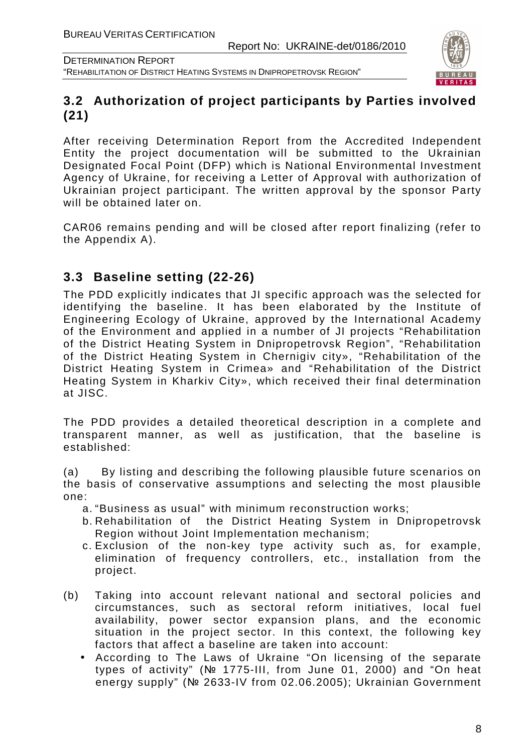## 3.2 Authorization of project participants by Parties involved (21)

After receiving Determination Report from the Accredited Independent Entity the project documentation will be submitted to the Ukrainian Designated Focal Point (DFP) which is National Environmental Investment Agency of Ukraine, for receiving a Letter of Approval with authorization of Ukrainian project participant. The written approval by the sponsor Party will be obtained later on.

CAR06 remains pending and will be closed after report finalizing (refer to the Appendix A).

## 3.3 Baseline setting (22-26)

The PDD explicitly indicates that JI specific approach was the selected for identifying the baseline. It has been elaborated by the Institute of Engineering Ecology of Ukraine, approved by the International Academy of the Environment and applied in a number of JI projects "Rehabilitation of the District Heating System in Dnipropetrovsk Region", "Rehabilitation of the District Heating System in Chernigiv city», "Rehabilitation of the District Heating System in Crimea» and "Rehabilitation of the District Heating System in Kharkiv City», which received their final determination at JISC.

The PDD provides a detailed theoretical description in a complete and transparent manner, as well as justification, that the baseline is established:

(a) By listing and describing the following plausible future scenarios on the basis of conservative assumptions and selecting the most plausible one:

a. "Business as usual" with minimum reconstruction works;
b. Rehabilitation of the District Heating System in Dnipropetrovsk Region without Joint Implementation mechanism;
c. Exclusion of the non-key type activity such as, for example, elimination of frequency controllers, etc., installation from the project.

(b) Taking into account relevant national and sectoral policies and circumstances, such as sectoral reform initiatives, local fuel availability, power sector expansion plans, and the economic situation in the project sector. In this context, the following key factors that affect a baseline are taken into account:

- According to The Laws of Ukraine "On licensing of the separate types of activity" (№ 1775-III, from June 01, 2000) and "On heat energy supply" (№ 2633-IV from 02.06.2005); Ukrainian Government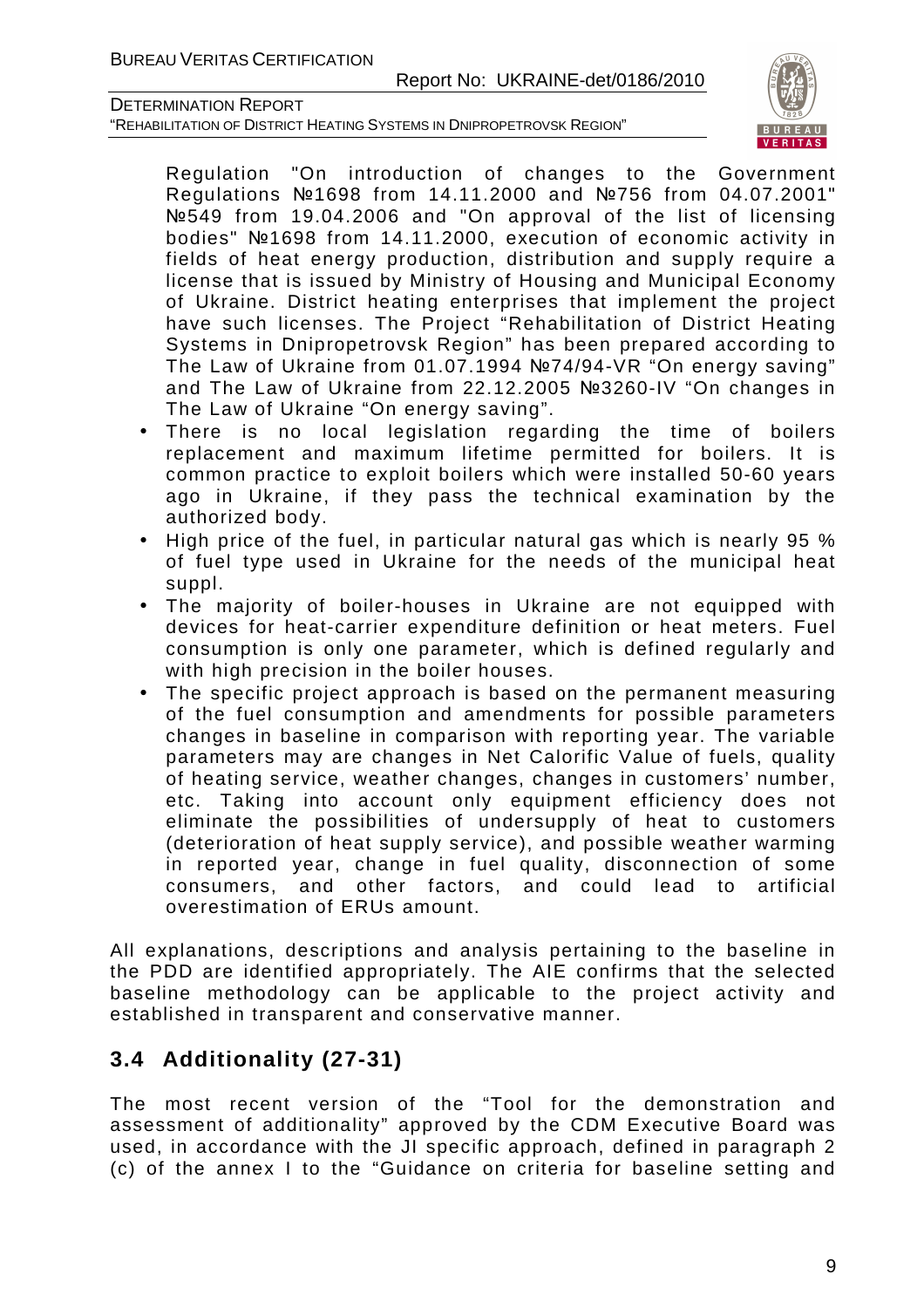Regulation "On introduction of changes to the Government Regulations №1698 from 14.11.2000 and №756 from 04.07.2001" №549 from 19.04.2006 and "On approval of the list of licensing bodies" №1698 from 14.11.2000, execution of economic activity in fields of heat energy production, distribution and supply require a license that is issued by Ministry of Housing and Municipal Economy of Ukraine. District heating enterprises that implement the project have such licenses. The Project "Rehabilitation of District Heating Systems in Dnipropetrovsk Region" has been prepared according to The Law of Ukraine from 01.07.1994 №74/94-VR "On energy saving" and The Law of Ukraine from 22.12.2005 №3260-IV "On changes in The Law of Ukraine "On energy saving".

- There is no local legislation regarding the time of boilers replacement and maximum lifetime permitted for boilers. It is common practice to exploit boilers which were installed 50-60 years ago in Ukraine, if they pass the technical examination by the authorized body.
- High price of the fuel, in particular natural gas which is nearly 95 % of fuel type used in Ukraine for the needs of the municipal heat suppl.
- The majority of boiler-houses in Ukraine are not equipped with devices for heat-carrier expenditure definition or heat meters. Fuel consumption is only one parameter, which is defined regularly and with high precision in the boiler houses.
- The specific project approach is based on the permanent measuring of the fuel consumption and amendments for possible parameters changes in baseline in comparison with reporting year. The variable parameters may are changes in Net Calorific Value of fuels, quality of heating service, weather changes, changes in customers' number, etc. Taking into account only equipment efficiency does not eliminate the possibilities of undersupply of heat to customers (deterioration of heat supply service), and possible weather warming in reported year, change in fuel quality, disconnection of some consumers, and other factors, and could lead to artificial overestimation of ERUs amount.

All explanations, descriptions and analysis pertaining to the baseline in the PDD are identified appropriately. The AIE confirms that the selected baseline methodology can be applicable to the project activity and established in transparent and conservative manner.

## 3.4 Additionality (27-31)

The most recent version of the "Tool for the demonstration and assessment of additionality" approved by the CDM Executive Board was used, in accordance with the JI specific approach, defined in paragraph 2 (c) of the annex I to the "Guidance on criteria for baseline setting and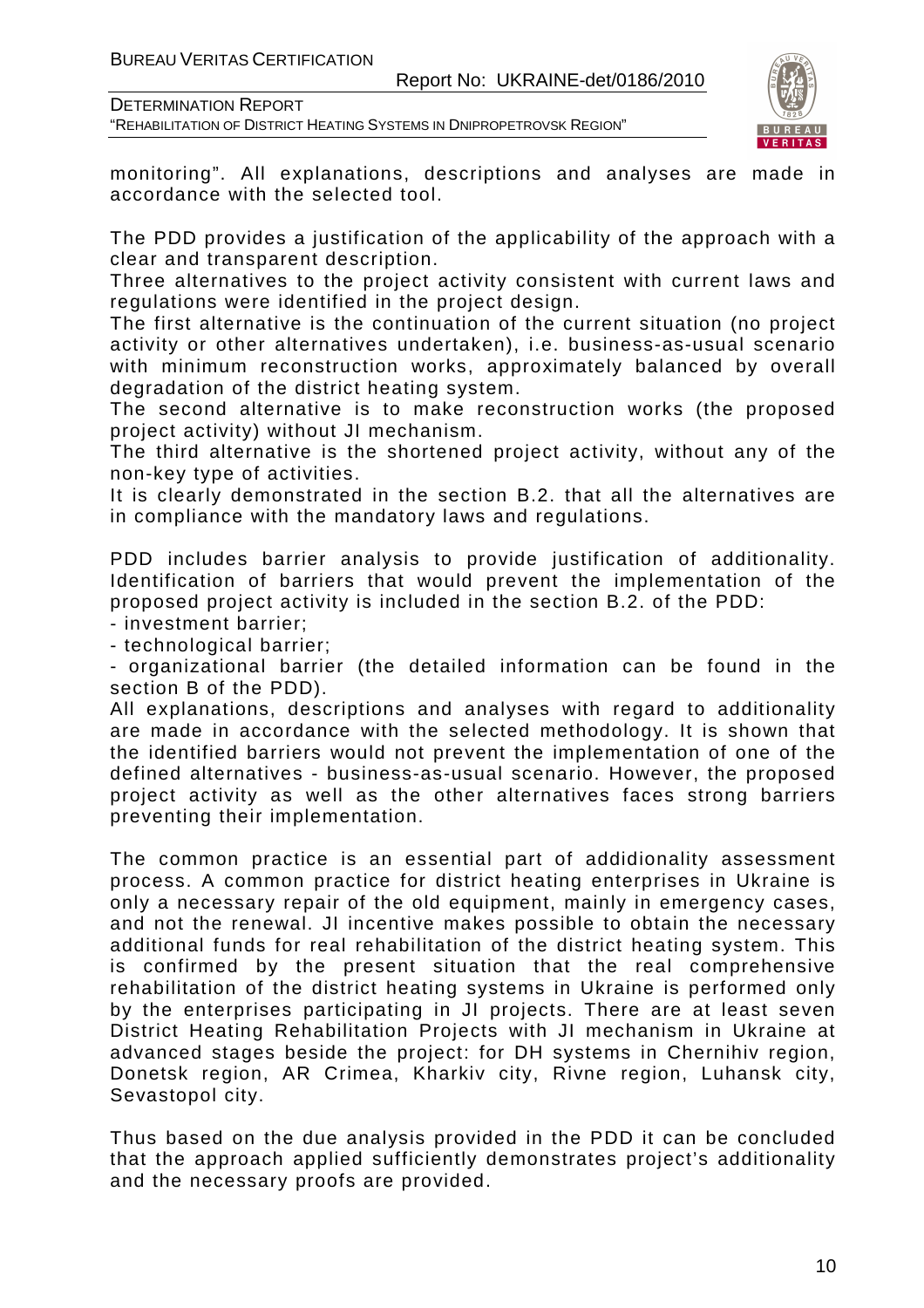monitoring". All explanations, descriptions and analyses are made in accordance with the selected tool.

The PDD provides a justification of the applicability of the approach with a clear and transparent description.
Three alternatives to the project activity consistent with current laws and regulations were identified in the project design.
The first alternative is the continuation of the current situation (no project activity or other alternatives undertaken), i.e. business-as-usual scenario with minimum reconstruction works, approximately balanced by overall degradation of the district heating system.
The second alternative is to make reconstruction works (the proposed project activity) without JI mechanism.
The third alternative is the shortened project activity, without any of the non-key type of activities.
It is clearly demonstrated in the section B.2. that all the alternatives are in compliance with the mandatory laws and regulations.

PDD includes barrier analysis to provide justification of additionality. Identification of barriers that would prevent the implementation of the proposed project activity is included in the section B.2. of the PDD:
- investment barrier;
- technological barrier;
- organizational barrier (the detailed information can be found in the section B of the PDD).

All explanations, descriptions and analyses with regard to additionality are made in accordance with the selected methodology. It is shown that the identified barriers would not prevent the implementation of one of the defined alternatives - business-as-usual scenario. However, the proposed project activity as well as the other alternatives faces strong barriers preventing their implementation.

The common practice is an essential part of addidionality assessment process. A common practice for district heating enterprises in Ukraine is only a necessary repair of the old equipment, mainly in emergency cases, and not the renewal. JI incentive makes possible to obtain the necessary additional funds for real rehabilitation of the district heating system. This is confirmed by the present situation that the real comprehensive rehabilitation of the district heating systems in Ukraine is performed only by the enterprises participating in JI projects. There are at least seven District Heating Rehabilitation Projects with JI mechanism in Ukraine at advanced stages beside the project: for DH systems in Chernihiv region, Donetsk region, AR Crimea, Kharkiv city, Rivne region, Luhansk city, Sevastopol city.

Thus based on the due analysis provided in the PDD it can be concluded that the approach applied sufficiently demonstrates project's additionality and the necessary proofs are provided.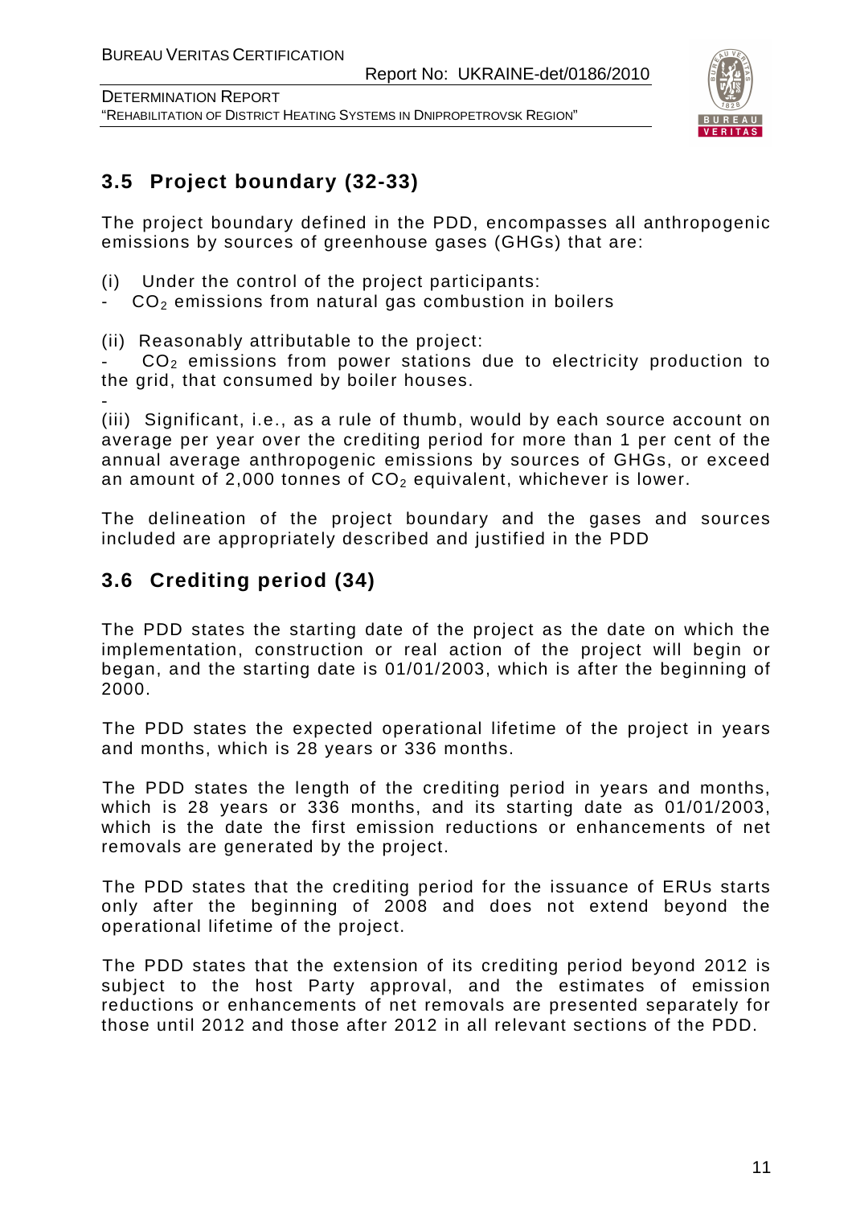## 3.5 Project boundary (32-33)

The project boundary defined in the PDD, encompasses all anthropogenic emissions by sources of greenhouse gases (GHGs) that are:

(i) Under the control of the project participants:
- $CO_2$ emissions from natural gas combustion in boilers

(ii) Reasonably attributable to the project:
- $CO_2$ emissions from power stations due to electricity production to the grid, that consumed by boiler houses.
-

(iii) Significant, i.e., as a rule of thumb, would by each source account on average per year over the crediting period for more than 1 per cent of the annual average anthropogenic emissions by sources of GHGs, or exceed an amount of 2,000 tonnes of $CO_2$ equivalent, whichever is lower.

The delineation of the project boundary and the gases and sources included are appropriately described and justified in the PDD

## 3.6 Crediting period (34)

The PDD states the starting date of the project as the date on which the implementation, construction or real action of the project will begin or began, and the starting date is 01/01/2003, which is after the beginning of 2000.

The PDD states the expected operational lifetime of the project in years and months, which is 28 years or 336 months.

The PDD states the length of the crediting period in years and months, which is 28 years or 336 months, and its starting date as 01/01/2003, which is the date the first emission reductions or enhancements of net removals are generated by the project.

The PDD states that the crediting period for the issuance of ERUs starts only after the beginning of 2008 and does not extend beyond the operational lifetime of the project.

The PDD states that the extension of its crediting period beyond 2012 is subject to the host Party approval, and the estimates of emission reductions or enhancements of net removals are presented separately for those until 2012 and those after 2012 in all relevant sections of the PDD.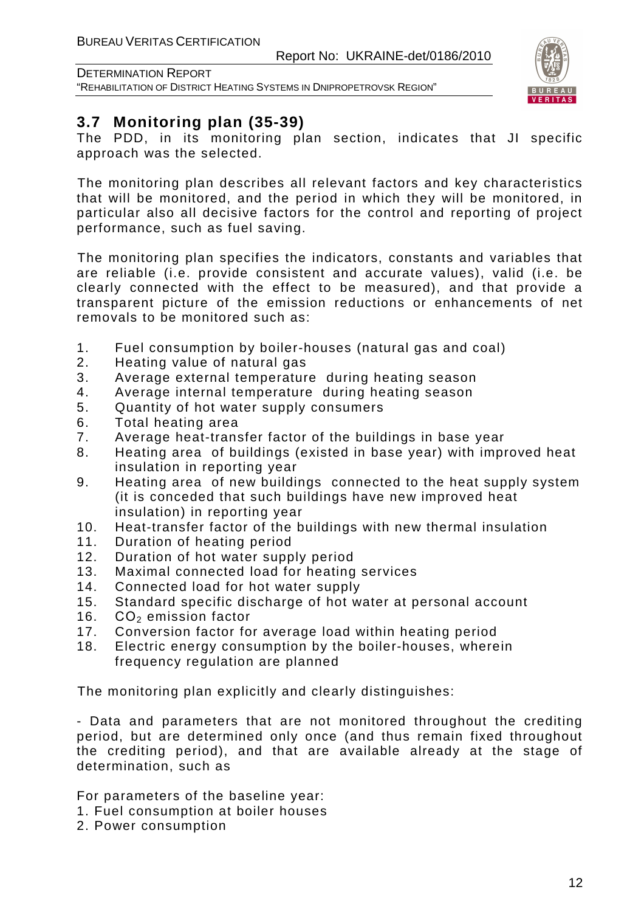## 3.7 Monitoring plan (35-39)

The PDD, in its monitoring plan section, indicates that JI specific approach was the selected.

The monitoring plan describes all relevant factors and key characteristics that will be monitored, and the period in which they will be monitored, in particular also all decisive factors for the control and reporting of project performance, such as fuel saving.

The monitoring plan specifies the indicators, constants and variables that are reliable (i.e. provide consistent and accurate values), valid (i.e. be clearly connected with the effect to be measured), and that provide a transparent picture of the emission reductions or enhancements of net removals to be monitored such as:

1. Fuel consumption by boiler-houses (natural gas and coal)
2. Heating value of natural gas
3. Average external temperature during heating season
4. Average internal temperature during heating season
5. Quantity of hot water supply consumers
6. Total heating area
7. Average heat-transfer factor of the buildings in base year
8. Heating area of buildings (existed in base year) with improved heat insulation in reporting year
9. Heating area of new buildings connected to the heat supply system (it is conceded that such buildings have new improved heat insulation) in reporting year
10. Heat-transfer factor of the buildings with new thermal insulation
11. Duration of heating period
12. Duration of hot water supply period
13. Maximal connected load for heating services
14. Connected load for hot water supply
15. Standard specific discharge of hot water at personal account
16. $CO_2$ emission factor
17. Conversion factor for average load within heating period
18. Electric energy consumption by the boiler-houses, wherein frequency regulation are planned

The monitoring plan explicitly and clearly distinguishes:

- Data and parameters that are not monitored throughout the crediting period, but are determined only once (and thus remain fixed throughout the crediting period), and that are available already at the stage of determination, such as

For parameters of the baseline year:
1. Fuel consumption at boiler houses
2. Power consumption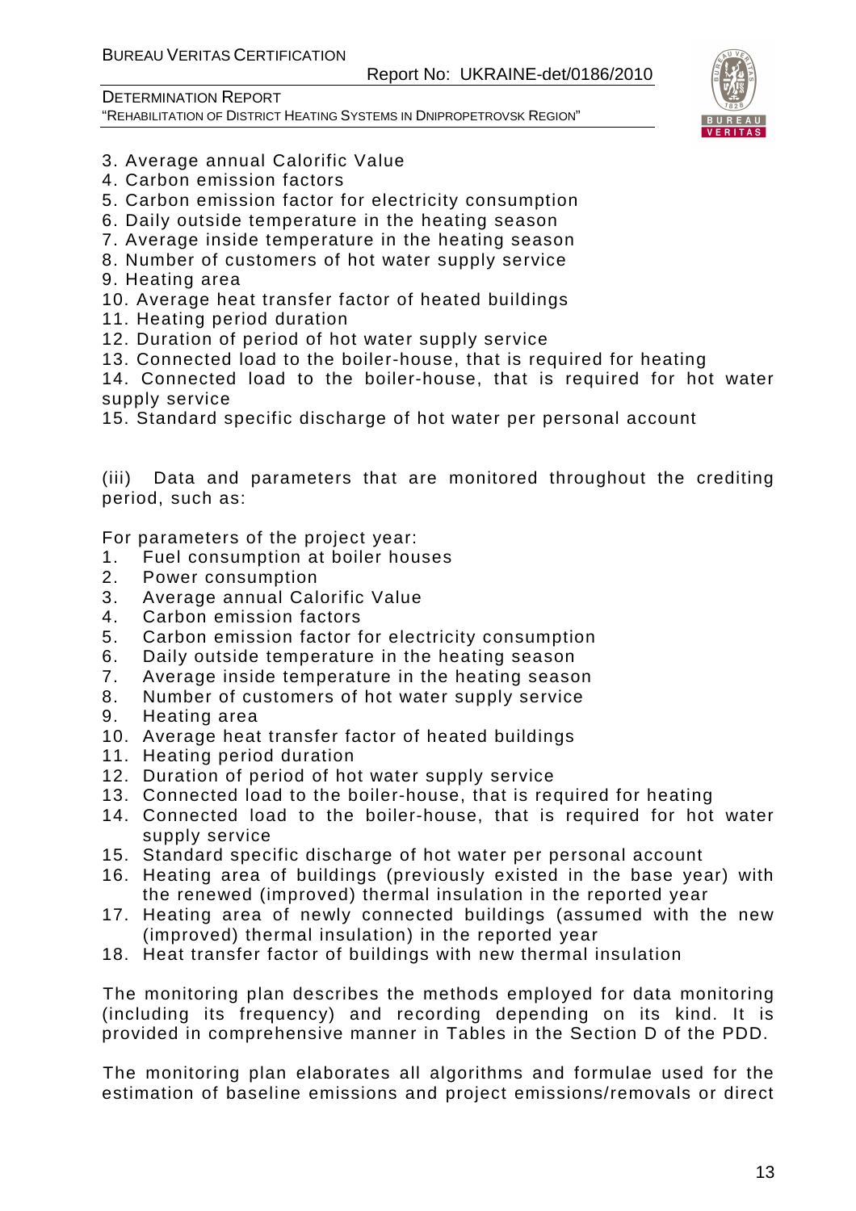3. Average annual Calorific Value
4. Carbon emission factors
5. Carbon emission factor for electricity consumption
6. Daily outside temperature in the heating season
7. Average inside temperature in the heating season
8. Number of customers of hot water supply service
9. Heating area
10. Average heat transfer factor of heated buildings
11. Heating period duration
12. Duration of period of hot water supply service
13. Connected load to the boiler-house, that is required for heating
14. Connected load to the boiler-house, that is required for hot water supply service
15. Standard specific discharge of hot water per personal account

(iii) Data and parameters that are monitored throughout the crediting period, such as:

For parameters of the project year:

1. Fuel consumption at boiler houses
2. Power consumption
3. Average annual Calorific Value
4. Carbon emission factors
5. Carbon emission factor for electricity consumption
6. Daily outside temperature in the heating season
7. Average inside temperature in the heating season
8. Number of customers of hot water supply service
9. Heating area
10. Average heat transfer factor of heated buildings
11. Heating period duration
12. Duration of period of hot water supply service
13. Connected load to the boiler-house, that is required for heating
14. Connected load to the boiler-house, that is required for hot water supply service
15. Standard specific discharge of hot water per personal account
16. Heating area of buildings (previously existed in the base year) with the renewed (improved) thermal insulation in the reported year
17. Heating area of newly connected buildings (assumed with the new (improved) thermal insulation) in the reported year
18. Heat transfer factor of buildings with new thermal insulation

The monitoring plan describes the methods employed for data monitoring (including its frequency) and recording depending on its kind. It is provided in comprehensive manner in Tables in the Section D of the PDD.

The monitoring plan elaborates all algorithms and formulae used for the estimation of baseline emissions and project emissions/removals or direct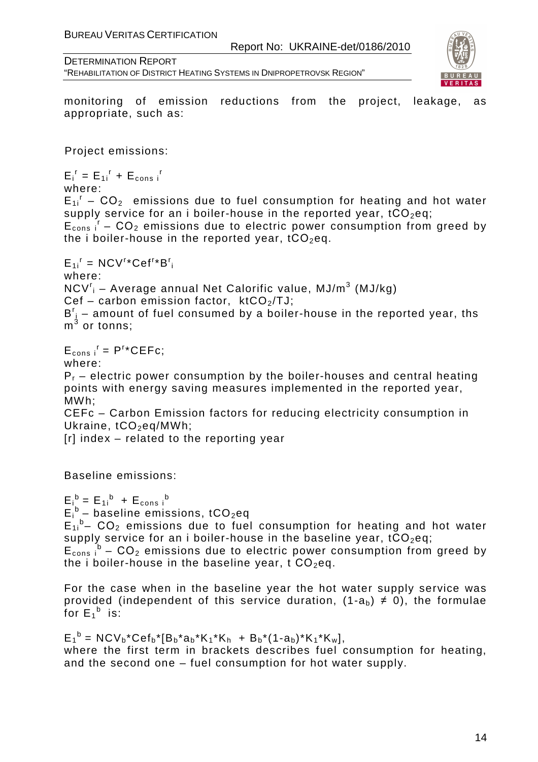monitoring of emission reductions from the project, leakage, as appropriate, such as:

Project emissions:

$E_i^r = E_{1i}^r + E_{cons\ i}^r$

where:

$E_{1i}^r$ – $CO_2$ emissions due to fuel consumption for heating and hot water supply service for an i boiler-house in the reported year, $tCO_2eq$;

$E_{cons\ i}^r$ – $CO_2$ emissions due to electric power consumption from greed by the i boiler-house in the reported year, $tCO_2eq$.

$E_{1i}^r = NCV^r * Cef^r * B^r_i$

where:

$NCV^r_i$ – Average annual Net Calorific value, $MJ/m^3$ (MJ/kg)

Cef – carbon emission factor, $ktCO_2/TJ$;

$B^r_i$ – amount of fuel consumed by a boiler-house in the reported year, ths $m^3$ or tonns;

$E_{cons\ i}^r = P^r * CEFc$;

where:

$P_r$ – electric power consumption by the boiler-houses and central heating points with energy saving measures implemented in the reported year, MWh;

CEFc – Carbon Emission factors for reducing electricity consumption in Ukraine, $tCO_2eq/MWh$;

[r] index – related to the reporting year

Baseline emissions:

$E_i^b = E_{1i}^b + E_{cons\ i}^b$

$E_i^b$ – baseline emissions, $tCO_2eq$

$E_{1i}^b$ – $CO_2$ emissions due to fuel consumption for heating and hot water supply service for an i boiler-house in the baseline year, $tCO_2eq$;

$E_{cons\ i}^b$ – $CO_2$ emissions due to electric power consumption from greed by the i boiler-house in the baseline year, t $CO_2eq$.

For the case when in the baseline year the hot water supply service was provided (independent of this service duration, $(1-a_b) \neq 0$), the formulae for $E_1^b$ is:

$E_1^b = NCV_b * Cef_b * [B_b * a_b * K_1 * K_h + B_b * (1-a_b) * K_1 * K_w]$,

where the first term in brackets describes fuel consumption for heating, and the second one – fuel consumption for hot water supply.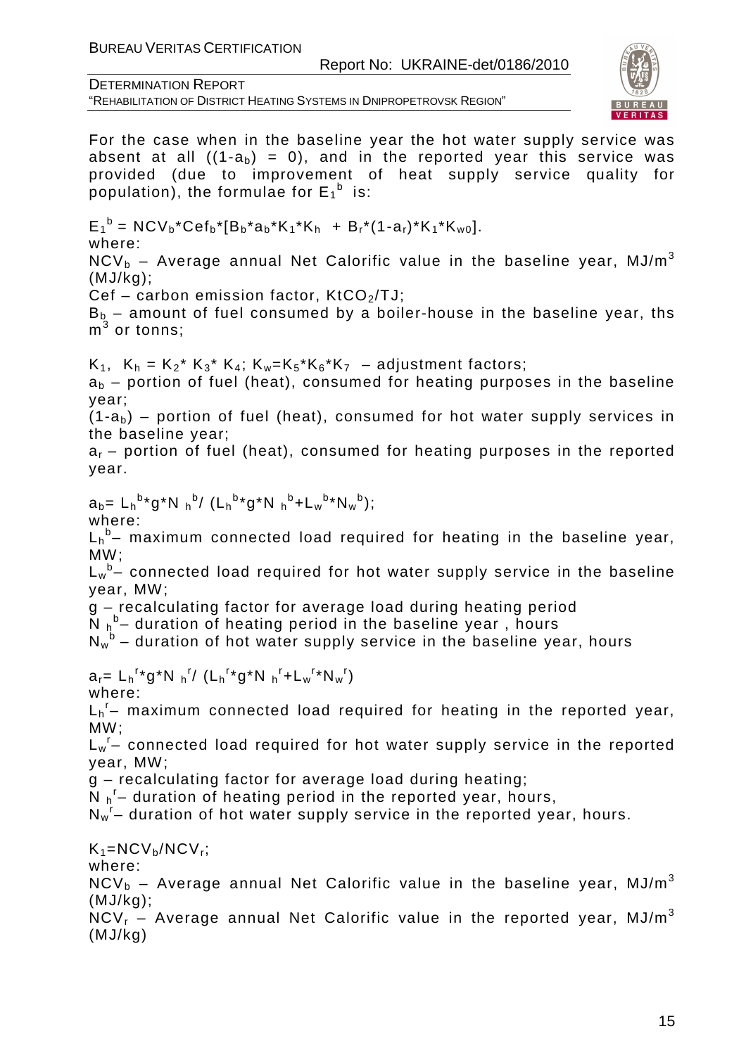For the case when in the baseline year the hot water supply service was absent at all ($(1-a_b) = 0$), and in the reported year this service was provided (due to improvement of heat supply service quality for population), the formulae for $E_1^b$ is:

$$E_1^b = NCV_b*Cef_b*[B_b*a_b*K_1*K_h + B_r*(1-a_r)*K_1*K_{w0}].$$

where:

$NCV_b$ – Average annual Net Calorific value in the baseline year, $MJ/m^3$ (MJ/kg);

Cef – carbon emission factor, $KtCO_2/TJ$;

$B_b$ – amount of fuel consumed by a boiler-house in the baseline year, ths $m^3$ or tonns;

$K_1$, $K_h = K_2* K_3* K_4$; $K_w=K_5*K_6*K_7$ – adjustment factors;

$a_b$ – portion of fuel (heat), consumed for heating purposes in the baseline year;

$(1-a_b)$ – portion of fuel (heat), consumed for hot water supply services in the baseline year;

$a_r$ – portion of fuel (heat), consumed for heating purposes in the reported year.

$$a_b= L_h^b*g*N_h^b/ (L_h^b*g*N_h^b+L_w^b*N_w^b);$$

where:

$L_h^b$– maximum connected load required for heating in the baseline year, MW;

$L_w^b$– connected load required for hot water supply service in the baseline year, MW;

g – recalculating factor for average load during heating period

$N_h^b$– duration of heating period in the baseline year , hours

$N_w^b$ – duration of hot water supply service in the baseline year, hours

$$a_r= L_h^r*g*N_h^r/ (L_h^r*g*N_h^r+L_w^r*N_w^r)$$

where:

$L_h^r$– maximum connected load required for heating in the reported year, MW;

$L_w^r$– connected load required for hot water supply service in the reported year, MW;

g – recalculating factor for average load during heating;

$N_h^r$– duration of heating period in the reported year, hours,

$N_w^r$– duration of hot water supply service in the reported year, hours.

$$K_1=NCV_b/NCV_r;$$

where:

$NCV_b$ – Average annual Net Calorific value in the baseline year, $MJ/m^3$ (MJ/kg);

$NCV_r$ – Average annual Net Calorific value in the reported year, $MJ/m^3$ (MJ/kg)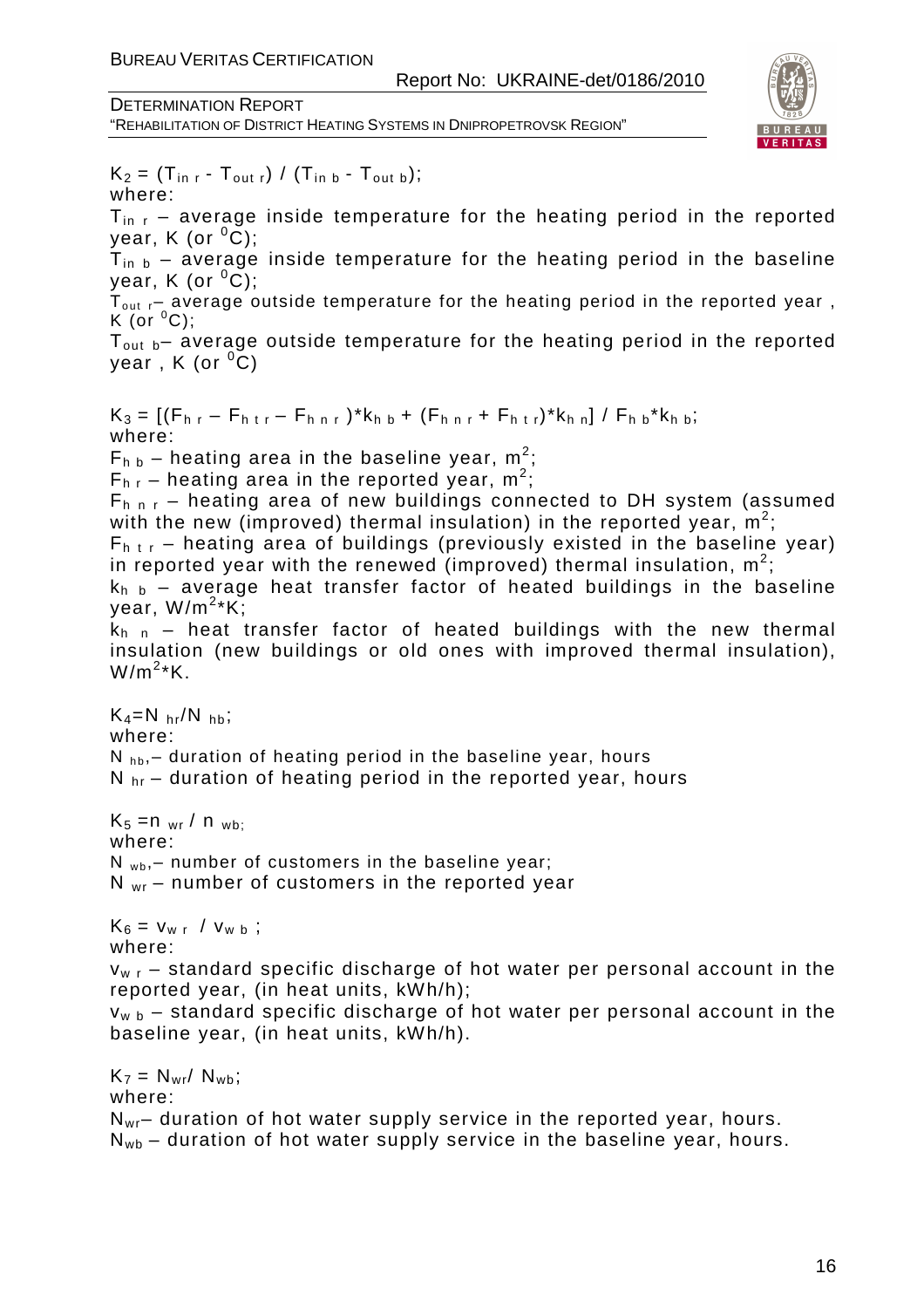$K_2 = (T_{in\ r} - T_{out\ r}) / (T_{in\ b} - T_{out\ b})$;

where:

$T_{in\ r}$ – average inside temperature for the heating period in the reported year, K (or $^0C$);

$T_{in\ b}$ – average inside temperature for the heating period in the baseline year, K (or $^0C$);

$T_{out\ r}$– average outside temperature for the heating period in the reported year , K (or $^0C$);

$T_{out\ b}$– average outside temperature for the heating period in the reported year , K (or $^0C$)

$K_3 = [(F_{h\ r} - F_{h\ t\ r} - F_{h\ n\ r})*k_{h\ b} + (F_{h\ n\ r} + F_{h\ t\ r})*k_{h\ n}] / F_{h\ b}*k_{h\ b}$;

where:

$F_{h\ b}$ – heating area in the baseline year, $m^2$;

$F_{h\ r}$ – heating area in the reported year, $m^2$;

$F_{h\ n\ r}$ – heating area of new buildings connected to DH system (assumed with the new (improved) thermal insulation) in the reported year, $m^2$;

$F_{h\ t\ r}$ – heating area of buildings (previously existed in the baseline year) in reported year with the renewed (improved) thermal insulation, $m^2$;

$k_{h\ b}$ – average heat transfer factor of heated buildings in the baseline year, $W/m^2*K$;

$k_{h\ n}$ – heat transfer factor of heated buildings with the new thermal insulation (new buildings or old ones with improved thermal insulation), $W/m^2*K$.

$K_4 = N_{hr}/N_{hb}$;

where:

$N_{hb}$,– duration of heating period in the baseline year, hours

$N_{hr}$ – duration of heating period in the reported year, hours

$K_5 = n_{wr} / n_{wb}$;

where:

$N_{wb}$,– number of customers in the baseline year;

$N_{wr}$ – number of customers in the reported year

$K_6 = v_{w\ r} / v_{w\ b}$ ;

where:

$v_{w\ r}$ – standard specific discharge of hot water per personal account in the reported year, (in heat units, kWh/h);

$v_{w\ b}$ – standard specific discharge of hot water per personal account in the baseline year, (in heat units, kWh/h).

$K_7 = N_{wr}/ N_{wb}$;

where:

$N_{wr}$– duration of hot water supply service in the reported year, hours.

$N_{wb}$ – duration of hot water supply service in the baseline year, hours.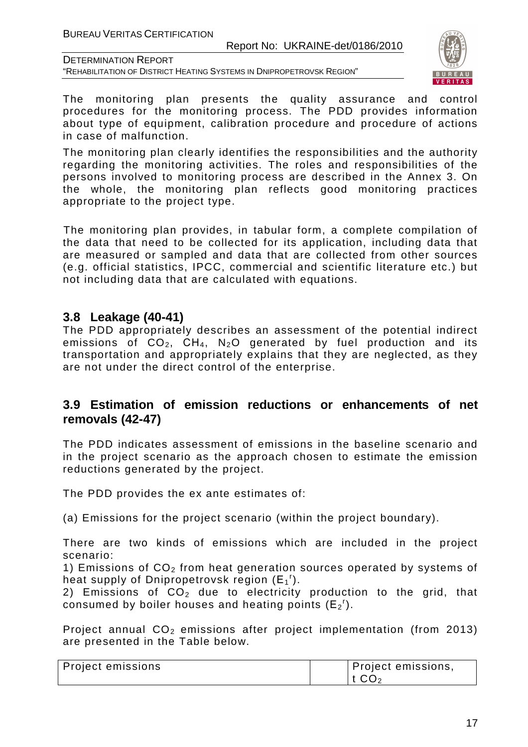The monitoring plan presents the quality assurance and control procedures for the monitoring process. The PDD provides information about type of equipment, calibration procedure and procedure of actions in case of malfunction.

The monitoring plan clearly identifies the responsibilities and the authority regarding the monitoring activities. The roles and responsibilities of the persons involved to monitoring process are described in the Annex 3. On the whole, the monitoring plan reflects good monitoring practices appropriate to the project type.

The monitoring plan provides, in tabular form, a complete compilation of the data that need to be collected for its application, including data that are measured or sampled and data that are collected from other sources (e.g. official statistics, IPCC, commercial and scientific literature etc.) but not including data that are calculated with equations.

## 3.8 Leakage (40-41)

The PDD appropriately describes an assessment of the potential indirect emissions of $CO_2$, $CH_4$, $N_2O$ generated by fuel production and its transportation and appropriately explains that they are neglected, as they are not under the direct control of the enterprise.

## 3.9 Estimation of emission reductions or enhancements of net removals (42-47)

The PDD indicates assessment of emissions in the baseline scenario and in the project scenario as the approach chosen to estimate the emission reductions generated by the project.

The PDD provides the ex ante estimates of:

(a) Emissions for the project scenario (within the project boundary).

There are two kinds of emissions which are included in the project scenario:

1) Emissions of $CO_2$ from heat generation sources operated by systems of heat supply of Dnipropetrovsk region ($E_1^r$).

2) Emissions of $CO_2$ due to electricity production to the grid, that consumed by boiler houses and heating points ($E_2^r$).

Project annual $CO_2$ emissions after project implementation (from 2013) are presented in the Table below.

| Project emissions | | Project emissions, t $CO_2$ |
|---|---|---|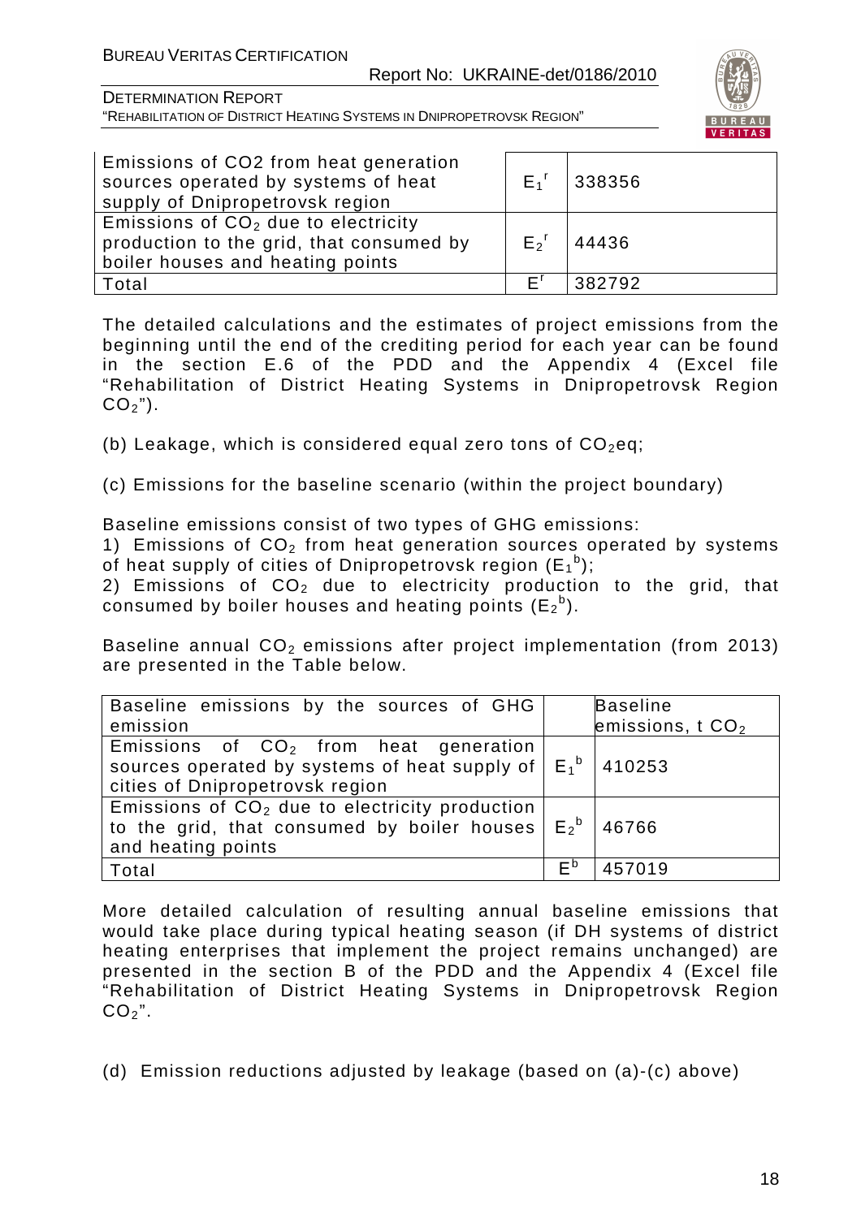| Emissions of CO2 from heat generation sources operated by systems of heat supply of Dnipropetrovsk region | $E_1^r$ | 338356 |
|---|---|---|
| Emissions of $CO_2$ due to electricity production to the grid, that consumed by boiler houses and heating points | $E_2^r$ | 44436 |
| Total | $E^r$ | 382792 |

The detailed calculations and the estimates of project emissions from the beginning until the end of the crediting period for each year can be found in the section E.6 of the PDD and the Appendix 4 (Excel file "Rehabilitation of District Heating Systems in Dnipropetrovsk Region $CO_2$").

(b) Leakage, which is considered equal zero tons of $CO_2$eq;

(c) Emissions for the baseline scenario (within the project boundary)

Baseline emissions consist of two types of GHG emissions:

1) Emissions of $CO_2$ from heat generation sources operated by systems of heat supply of cities of Dnipropetrovsk region ($E_1^b$);

2) Emissions of $CO_2$ due to electricity production to the grid, that consumed by boiler houses and heating points ($E_2^b$).

Baseline annual $CO_2$ emissions after project implementation (from 2013) are presented in the Table below.

| Baseline emissions by the sources of GHG emission | | Baseline emissions, t $CO_2$ |
|---|---|---|
| Emissions of $CO_2$ from heat generation sources operated by systems of heat supply of cities of Dnipropetrovsk region | $E_1^b$ | 410253 |
| Emissions of $CO_2$ due to electricity production to the grid, that consumed by boiler houses and heating points | $E_2^b$ | 46766 |
| Total | $E^b$ | 457019 |

More detailed calculation of resulting annual baseline emissions that would take place during typical heating season (if DH systems of district heating enterprises that implement the project remains unchanged) are presented in the section B of the PDD and the Appendix 4 (Excel file "Rehabilitation of District Heating Systems in Dnipropetrovsk Region $CO_2$".

(d) Emission reductions adjusted by leakage (based on (a)-(c) above)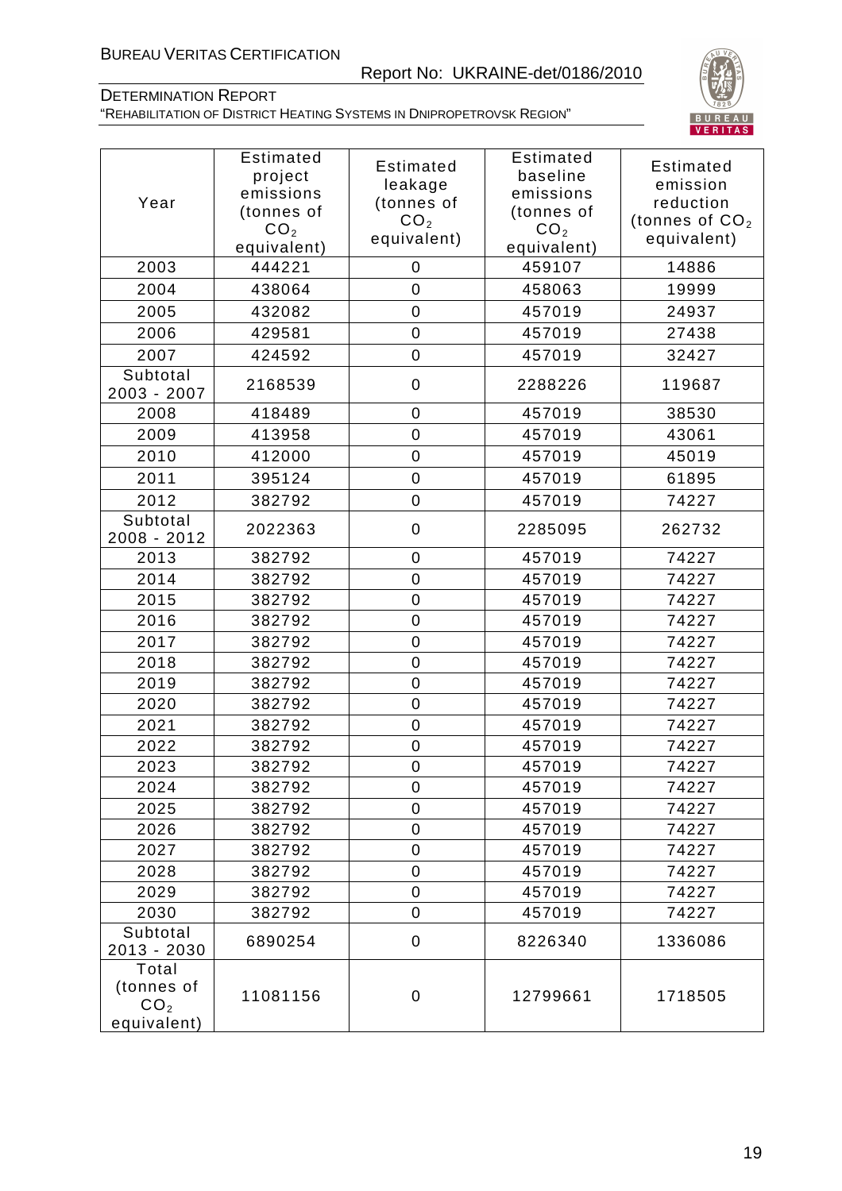| Year | Estimated project emissions (tonnes of $CO_2$ equivalent) | Estimated leakage (tonnes of $CO_2$ equivalent) | Estimated baseline emissions (tonnes of $CO_2$ equivalent) | Estimated emission reduction (tonnes of $CO_2$ equivalent) |
|---|---|---|---|---|
| 2003 | 444221 | 0 | 459107 | 14886 |
| 2004 | 438064 | 0 | 458063 | 19999 |
| 2005 | 432082 | 0 | 457019 | 24937 |
| 2006 | 429581 | 0 | 457019 | 27438 |
| 2007 | 424592 | 0 | 457019 | 32427 |
| Subtotal 2003 - 2007 | 2168539 | 0 | 2288226 | 119687 |
| 2008 | 418489 | 0 | 457019 | 38530 |
| 2009 | 413958 | 0 | 457019 | 43061 |
| 2010 | 412000 | 0 | 457019 | 45019 |
| 2011 | 395124 | 0 | 457019 | 61895 |
| 2012 | 382792 | 0 | 457019 | 74227 |
| Subtotal 2008 - 2012 | 2022363 | 0 | 2285095 | 262732 |
| 2013 | 382792 | 0 | 457019 | 74227 |
| 2014 | 382792 | 0 | 457019 | 74227 |
| 2015 | 382792 | 0 | 457019 | 74227 |
| 2016 | 382792 | 0 | 457019 | 74227 |
| 2017 | 382792 | 0 | 457019 | 74227 |
| 2018 | 382792 | 0 | 457019 | 74227 |
| 2019 | 382792 | 0 | 457019 | 74227 |
| 2020 | 382792 | 0 | 457019 | 74227 |
| 2021 | 382792 | 0 | 457019 | 74227 |
| 2022 | 382792 | 0 | 457019 | 74227 |
| 2023 | 382792 | 0 | 457019 | 74227 |
| 2024 | 382792 | 0 | 457019 | 74227 |
| 2025 | 382792 | 0 | 457019 | 74227 |
| 2026 | 382792 | 0 | 457019 | 74227 |
| 2027 | 382792 | 0 | 457019 | 74227 |
| 2028 | 382792 | 0 | 457019 | 74227 |
| 2029 | 382792 | 0 | 457019 | 74227 |
| 2030 | 382792 | 0 | 457019 | 74227 |
| Subtotal 2013 - 2030 | 6890254 | 0 | 8226340 | 1336086 |
| Total (tonnes of $CO_2$ equivalent) | 11081156 | 0 | 12799661 | 1718505 |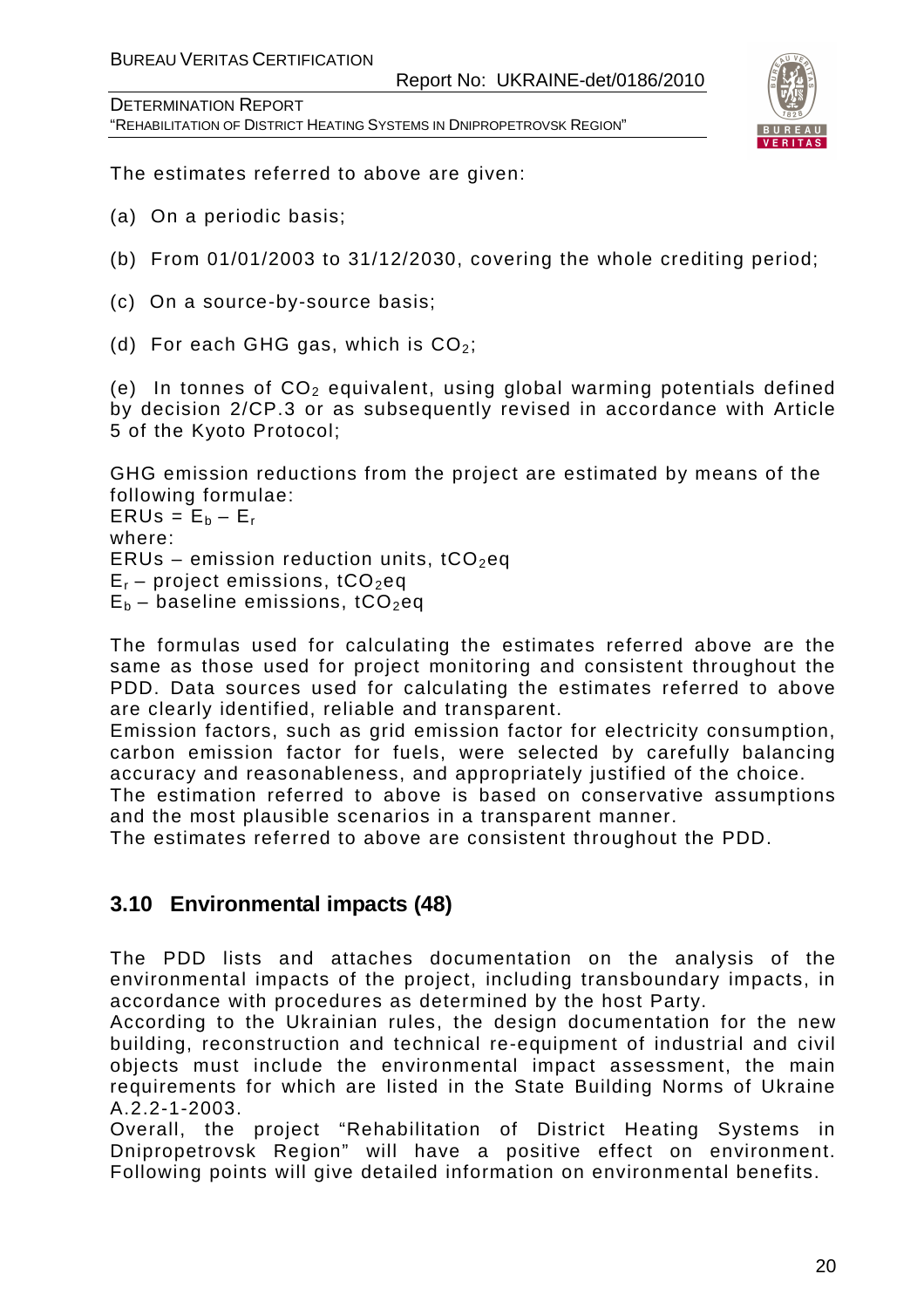The estimates referred to above are given:

(a) On a periodic basis;

(b) From 01/01/2003 to 31/12/2030, covering the whole crediting period;

(c) On a source-by-source basis;

(d) For each GHG gas, which is $CO_2$;

(e) In tonnes of $CO_2$ equivalent, using global warming potentials defined by decision 2/CP.3 or as subsequently revised in accordance with Article 5 of the Kyoto Protocol;

GHG emission reductions from the project are estimated by means of the following formulae:
$ERUs = E_b – E_r$
where:
ERUs – emission reduction units, $tCO_2eq$
$E_r$ – project emissions, $tCO_2eq$
$E_b$ – baseline emissions, $tCO_2eq$

The formulas used for calculating the estimates referred above are the same as those used for project monitoring and consistent throughout the PDD. Data sources used for calculating the estimates referred to above are clearly identified, reliable and transparent.
Emission factors, such as grid emission factor for electricity consumption, carbon emission factor for fuels, were selected by carefully balancing accuracy and reasonableness, and appropriately justified of the choice.
The estimation referred to above is based on conservative assumptions and the most plausible scenarios in a transparent manner.
The estimates referred to above are consistent throughout the PDD.

## 3.10 Environmental impacts (48)

The PDD lists and attaches documentation on the analysis of the environmental impacts of the project, including transboundary impacts, in accordance with procedures as determined by the host Party.
According to the Ukrainian rules, the design documentation for the new building, reconstruction and technical re-equipment of industrial and civil objects must include the environmental impact assessment, the main requirements for which are listed in the State Building Norms of Ukraine A.2.2-1-2003.
Overall, the project "Rehabilitation of District Heating Systems in Dnipropetrovsk Region" will have a positive effect on environment. Following points will give detailed information on environmental benefits.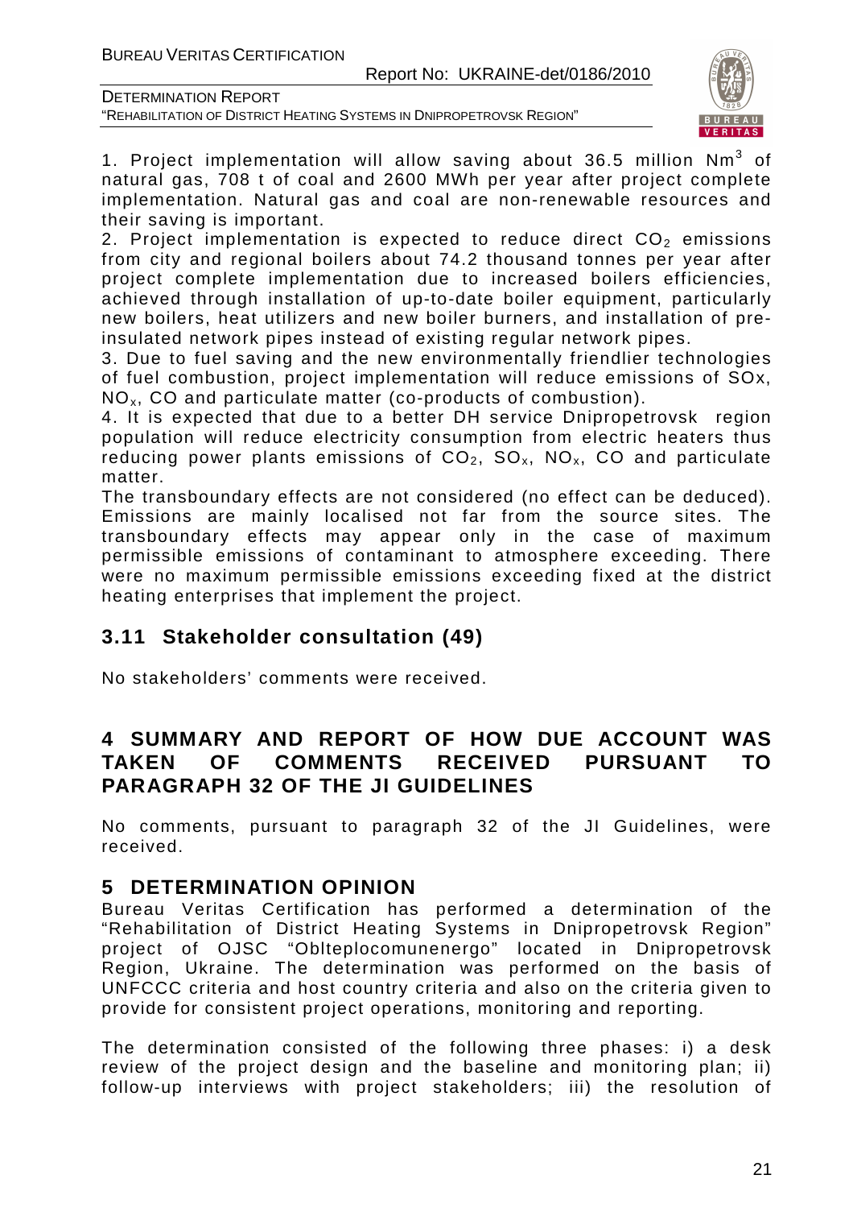1. Project implementation will allow saving about 36.5 million $Nm^3$ of natural gas, 708 t of coal and 2600 MWh per year after project complete implementation. Natural gas and coal are non-renewable resources and their saving is important.

2. Project implementation is expected to reduce direct $CO_2$ emissions from city and regional boilers about 74.2 thousand tonnes per year after project complete implementation due to increased boilers efficiencies, achieved through installation of up-to-date boiler equipment, particularly new boilers, heat utilizers and new boiler burners, and installation of pre-insulated network pipes instead of existing regular network pipes.

3. Due to fuel saving and the new environmentally friendlier technologies of fuel combustion, project implementation will reduce emissions of SOx, $NO_x$, CO and particulate matter (co-products of combustion).

4. It is expected that due to a better DH service Dnipropetrovsk region population will reduce electricity consumption from electric heaters thus reducing power plants emissions of $CO_2$, $SO_x$, $NO_x$, CO and particulate matter.

The transboundary effects are not considered (no effect can be deduced). Emissions are mainly localised not far from the source sites. The transboundary effects may appear only in the case of maximum permissible emissions of contaminant to atmosphere exceeding. There were no maximum permissible emissions exceeding fixed at the district heating enterprises that implement the project.

### 3.11 Stakeholder consultation (49)

No stakeholders' comments were received.

## 4 SUMMARY AND REPORT OF HOW DUE ACCOUNT WAS TAKEN OF COMMENTS RECEIVED PURSUANT TO PARAGRAPH 32 OF THE JI GUIDELINES

No comments, pursuant to paragraph 32 of the JI Guidelines, were received.

## 5 DETERMINATION OPINION

Bureau Veritas Certification has performed a determination of the "Rehabilitation of District Heating Systems in Dnipropetrovsk Region" project of OJSC "Oblteplocomunenergo" located in Dnipropetrovsk Region, Ukraine. The determination was performed on the basis of UNFCCC criteria and host country criteria and also on the criteria given to provide for consistent project operations, monitoring and reporting.

The determination consisted of the following three phases: i) a desk review of the project design and the baseline and monitoring plan; ii) follow-up interviews with project stakeholders; iii) the resolution of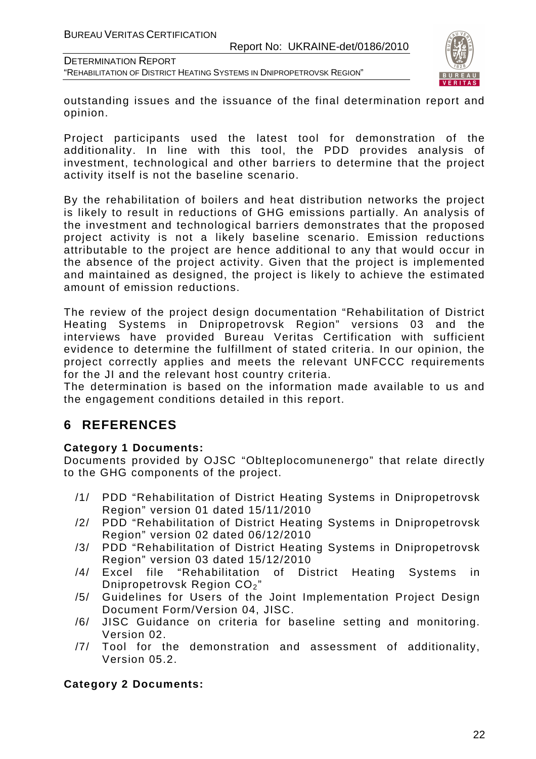outstanding issues and the issuance of the final determination report and opinion.

Project participants used the latest tool for demonstration of the additionality. In line with this tool, the PDD provides analysis of investment, technological and other barriers to determine that the project activity itself is not the baseline scenario.

By the rehabilitation of boilers and heat distribution networks the project is likely to result in reductions of GHG emissions partially. An analysis of the investment and technological barriers demonstrates that the proposed project activity is not a likely baseline scenario. Emission reductions attributable to the project are hence additional to any that would occur in the absence of the project activity. Given that the project is implemented and maintained as designed, the project is likely to achieve the estimated amount of emission reductions.

The review of the project design documentation "Rehabilitation of District Heating Systems in Dnipropetrovsk Region" versions 03 and the interviews have provided Bureau Veritas Certification with sufficient evidence to determine the fulfillment of stated criteria. In our opinion, the project correctly applies and meets the relevant UNFCCC requirements for the JI and the relevant host country criteria.
The determination is based on the information made available to us and the engagement conditions detailed in this report.

# 6 REFERENCES

**Category 1 Documents:**
Documents provided by OJSC "Oblteplocomunenergo" that relate directly to the GHG components of the project.

/1/ PDD "Rehabilitation of District Heating Systems in Dnipropetrovsk Region" version 01 dated 15/11/2010
/2/ PDD "Rehabilitation of District Heating Systems in Dnipropetrovsk Region" version 02 dated 06/12/2010
/3/ PDD "Rehabilitation of District Heating Systems in Dnipropetrovsk Region" version 03 dated 15/12/2010
/4/ Excel file "Rehabilitation of District Heating Systems in Dnipropetrovsk Region $CO_2$"
/5/ Guidelines for Users of the Joint Implementation Project Design Document Form/Version 04, JISC.
/6/ JISC Guidance on criteria for baseline setting and monitoring. Version 02.
/7/ Tool for the demonstration and assessment of additionality, Version 05.2.

**Category 2 Documents:**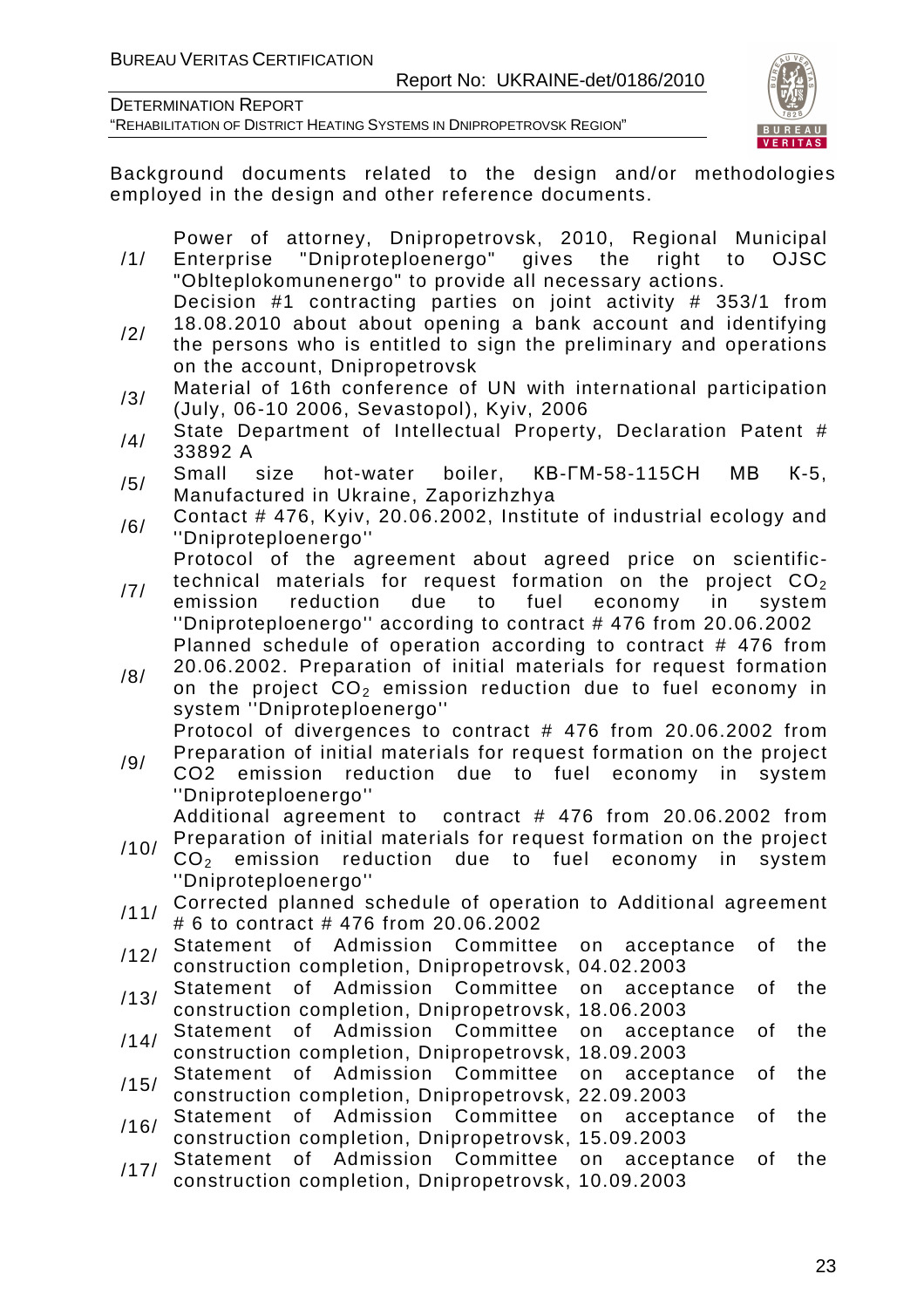Background documents related to the design and/or methodologies employed in the design and other reference documents.

| | |
|---|---|
| /1/ | Power of attorney, Dnipropetrovsk, 2010, Regional Municipal Enterprise "Dniproteploenergo" gives the right to OJSC "Oblteplokomunenergo" to provide all necessary actions. |
| /2/ | Decision #1 contracting parties on joint activity # 353/1 from 18.08.2010 about about opening a bank account and identifying the persons who is entitled to sign the preliminary and operations on the account, Dnipropetrovsk |
| /3/ | Material of 16th conference of UN with international participation (July, 06-10 2006, Sevastopol), Kyiv, 2006 |
| /4/ | State Department of Intellectual Property, Declaration Patent # 33892 A |
| /5/ | Small size hot-water boiler, КВ-ГМ-58-115СН МВ К-5, Manufactured in Ukraine, Zaporizhzhya |
| /6/ | Contact # 476, Kyiv, 20.06.2002, Institute of industrial ecology and ''Dniproteploenergo'' |
| /7/ | Protocol of the agreement about agreed price on scientific-technical materials for request formation on the project $CO_2$ emission reduction due to fuel economy in system ''Dniproteploenergo'' according to contract # 476 from 20.06.2002 |
| /8/ | Planned schedule of operation according to contract # 476 from 20.06.2002. Preparation of initial materials for request formation on the project $CO_2$ emission reduction due to fuel economy in system ''Dniproteploenergo'' |
| /9/ | Protocol of divergences to contract # 476 from 20.06.2002 from Preparation of initial materials for request formation on the project CO2 emission reduction due to fuel economy in system ''Dniproteploenergo'' |
| /10/ | Additional agreement to contract # 476 from 20.06.2002 from Preparation of initial materials for request formation on the project $CO_2$ emission reduction due to fuel economy in system ''Dniproteploenergo'' |
| /11/ | Corrected planned schedule of operation to Additional agreement # 6 to contract # 476 from 20.06.2002 |
| /12/ | Statement of Admission Committee on acceptance of the construction completion, Dnipropetrovsk, 04.02.2003 |
| /13/ | Statement of Admission Committee on acceptance of the construction completion, Dnipropetrovsk, 18.06.2003 |
| /14/ | Statement of Admission Committee on acceptance of the construction completion, Dnipropetrovsk, 18.09.2003 |
| /15/ | Statement of Admission Committee on acceptance of the construction completion, Dnipropetrovsk, 22.09.2003 |
| /16/ | Statement of Admission Committee on acceptance of the construction completion, Dnipropetrovsk, 15.09.2003 |
| /17/ | Statement of Admission Committee on acceptance of the construction completion, Dnipropetrovsk, 10.09.2003 |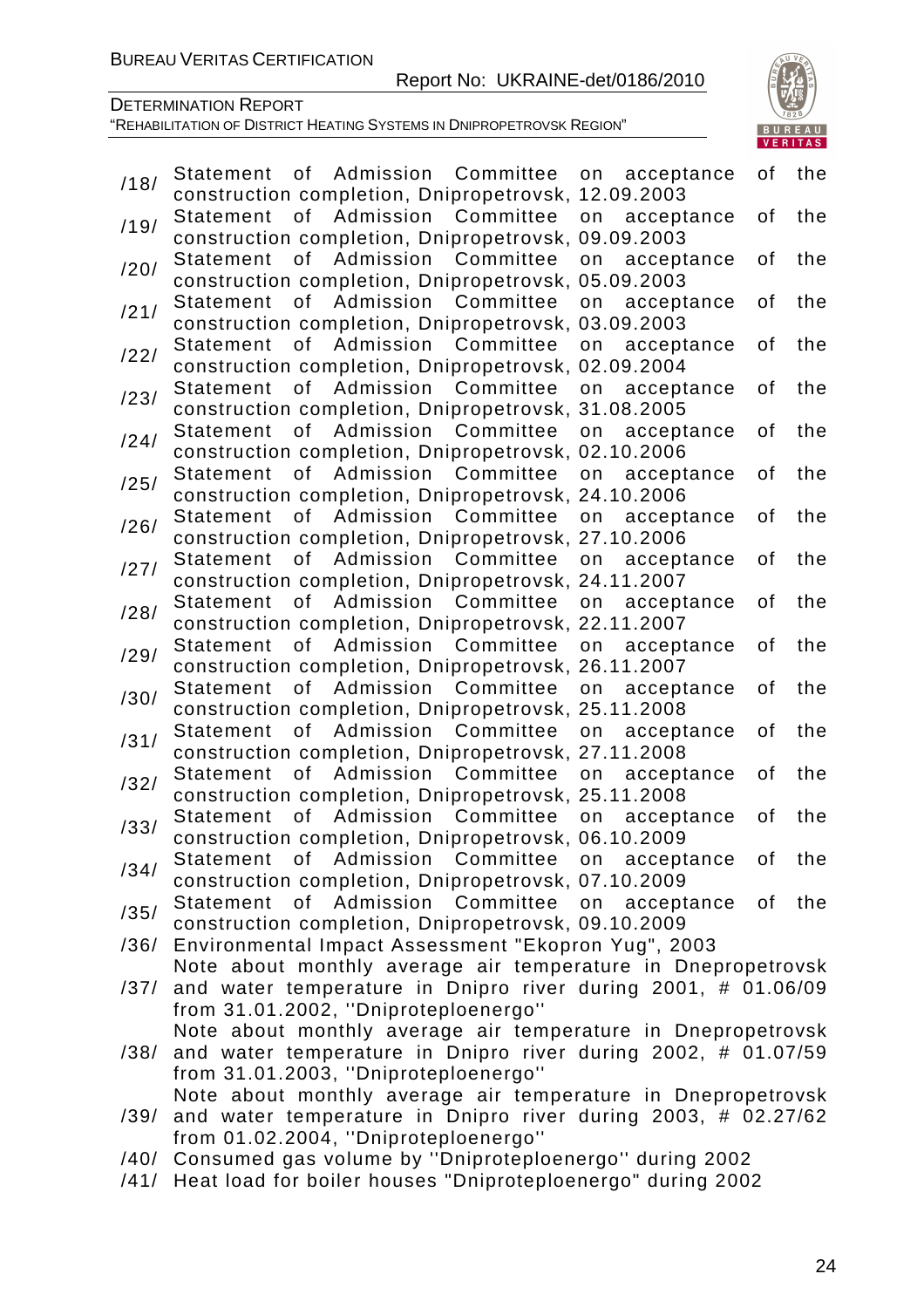| | |
|---|---|
| /18/ | Statement of Admission Committee on acceptance of the construction completion, Dnipropetrovsk, 12.09.2003 |
| /19/ | Statement of Admission Committee on acceptance of the construction completion, Dnipropetrovsk, 09.09.2003 |
| /20/ | Statement of Admission Committee on acceptance of the construction completion, Dnipropetrovsk, 05.09.2003 |
| /21/ | Statement of Admission Committee on acceptance of the construction completion, Dnipropetrovsk, 03.09.2003 |
| /22/ | Statement of Admission Committee on acceptance of the construction completion, Dnipropetrovsk, 02.09.2004 |
| /23/ | Statement of Admission Committee on acceptance of the construction completion, Dnipropetrovsk, 31.08.2005 |
| /24/ | Statement of Admission Committee on acceptance of the construction completion, Dnipropetrovsk, 02.10.2006 |
| /25/ | Statement of Admission Committee on acceptance of the construction completion, Dnipropetrovsk, 24.10.2006 |
| /26/ | Statement of Admission Committee on acceptance of the construction completion, Dnipropetrovsk, 27.10.2006 |
| /27/ | Statement of Admission Committee on acceptance of the construction completion, Dnipropetrovsk, 24.11.2007 |
| /28/ | Statement of Admission Committee on acceptance of the construction completion, Dnipropetrovsk, 22.11.2007 |
| /29/ | Statement of Admission Committee on acceptance of the construction completion, Dnipropetrovsk, 26.11.2007 |
| /30/ | Statement of Admission Committee on acceptance of the construction completion, Dnipropetrovsk, 25.11.2008 |
| /31/ | Statement of Admission Committee on acceptance of the construction completion, Dnipropetrovsk, 27.11.2008 |
| /32/ | Statement of Admission Committee on acceptance of the construction completion, Dnipropetrovsk, 25.11.2008 |
| /33/ | Statement of Admission Committee on acceptance of the construction completion, Dnipropetrovsk, 06.10.2009 |
| /34/ | Statement of Admission Committee on acceptance of the construction completion, Dnipropetrovsk, 07.10.2009 |
| /35/ | Statement of Admission Committee on acceptance of the construction completion, Dnipropetrovsk, 09.10.2009 |
| /36/ | Environmental Impact Assessment "Ekopron Yug", 2003 |
| /37/ | Note about monthly average air temperature in Dnepropetrovsk and water temperature in Dnipro river during 2001, # 01.06/09 from 31.01.2002, ''Dniproteploenergo'' |
| /38/ | Note about monthly average air temperature in Dnepropetrovsk and water temperature in Dnipro river during 2002, # 01.07/59 from 31.01.2003, ''Dniproteploenergo'' |
| /39/ | Note about monthly average air temperature in Dnepropetrovsk and water temperature in Dnipro river during 2003, # 02.27/62 from 01.02.2004, ''Dniproteploenergo'' |
| /40/ | Consumed gas volume by ''Dniproteploenergo'' during 2002 |
| /41/ | Heat load for boiler houses "Dniproteploenergo" during 2002 |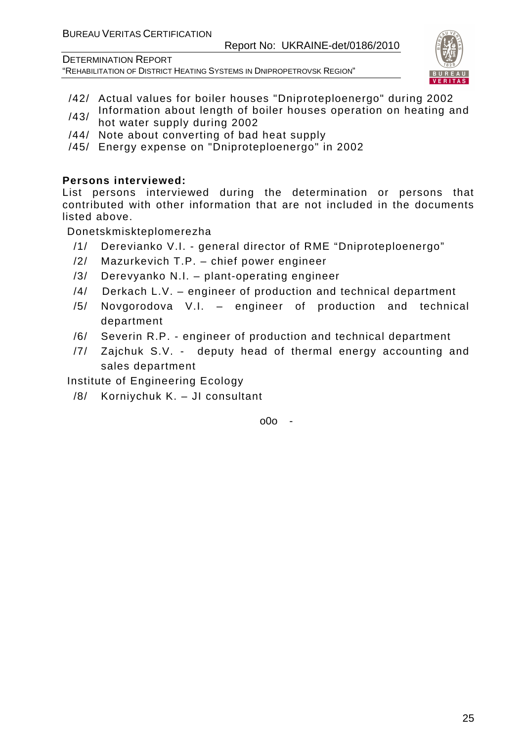/42/ Actual values for boiler houses "Dniproteploenergo" during 2002

/43/ Information about length of boiler houses operation on heating and hot water supply during 2002

/44/ Note about converting of bad heat supply

/45/ Energy expense on "Dniproteploenergo" in 2002

**Persons interviewed:**

List persons interviewed during the determination or persons that contributed with other information that are not included in the documents listed above.

Donetskmiskteplomerezha

/1/ Derevianko V.I. - general director of RME “Dniproteploenergo”

/2/ Mazurkevich T.P. – chief power engineer

/3/ Derevyanko N.I. – plant-operating engineer

/4/ Derkach L.V. – engineer of production and technical department

/5/ Novgorodova V.I. – engineer of production and technical department

/6/ Severin R.P. - engineer of production and technical department

/7/ Zajchuk S.V. - deputy head of thermal energy accounting and sales department

Institute of Engineering Ecology

/8/ Korniychuk K. – JI consultant

o0o -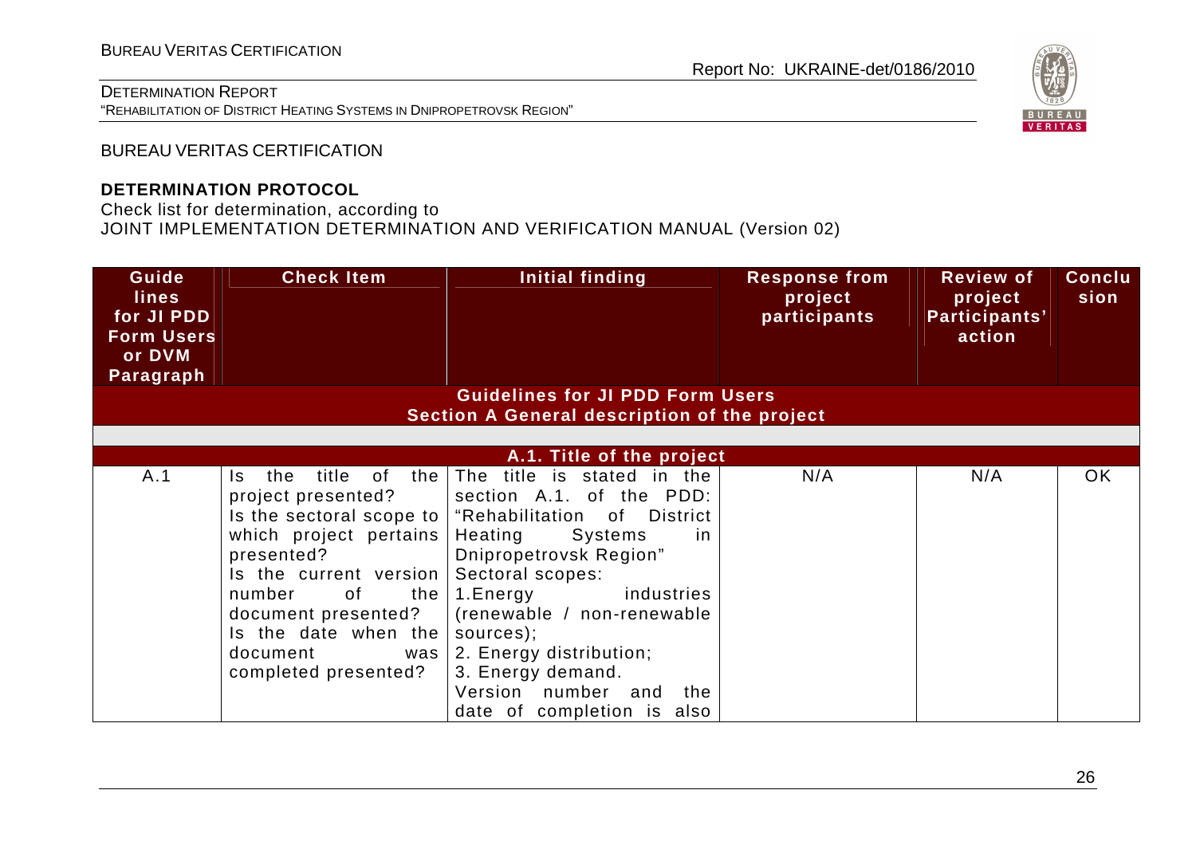BUREAU VERITAS CERTIFICATION

**DETERMINATION PROTOCOL**

Check list for determination, according to
JOINT IMPLEMENTATION DETERMINATION AND VERIFICATION MANUAL (Version 02)

| Guide lines for JI PDD Form Users or DVM Paragraph | Check Item | Initial finding | Response from project participants | Review of project Participants' action | Conclusion |
|---|---|---|---|---|---|
| **Guidelines for JI PDD Form Users** **Section A General description of the project** | | | | | |
| | | | | | |
| **A.1. Title of the project** | | | | | |
| A.1 | Is the title of the project presented? Is the sectoral scope to which project pertains presented? Is the current version number of the document presented? Is the date when the document was completed presented? | The title is stated in the section A.1. of the PDD: "Rehabilitation of District Heating Systems in Dnipropetrovsk Region" Sectoral scopes: 1.Energy industries (renewable / non-renewable sources); 2. Energy distribution; 3. Energy demand. Version number and the date of completion is also | N/A | N/A | OK |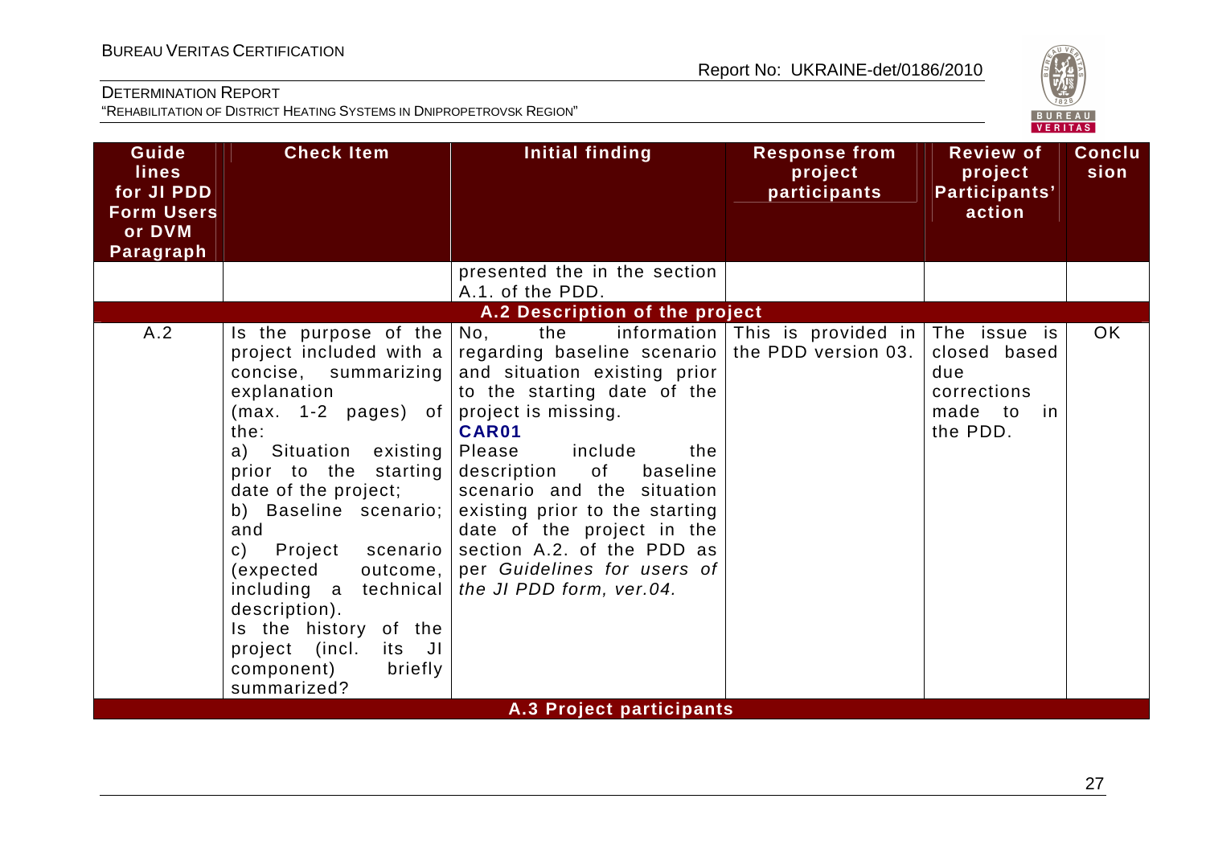| Guidelines for JI PDD Form Users or DVM Paragraph | Check Item | Initial finding | Response from project participants | Review of project Participants' action | Conclusion |
|---|---|---|---|---|---|
| | | presented the in the section A.1. of the PDD. | | | |
| **A.2 Description of the project** | | | | | |
| A.2 | Is the purpose of the project included with a concise, summarizing explanation (max. 1-2 pages) of the:<br>a) Situation existing prior to the starting date of the project;<br>b) Baseline scenario; and<br>c) Project scenario (expected outcome, including a technical description).<br>Is the history of the project (incl. its JI component) briefly summarized? | No, the information regarding baseline scenario and situation existing prior to the starting date of the project is missing.<br>**CAR01**<br>Please include the description of baseline scenario and the situation existing prior to the starting date of the project in the section A.2. of the PDD as per *Guidelines for users of the JI PDD form, ver.04.* | This is provided in the PDD version 03. | The issue is closed based due corrections made to in the PDD. | OK |
| **A.3 Project participants** | | | | | |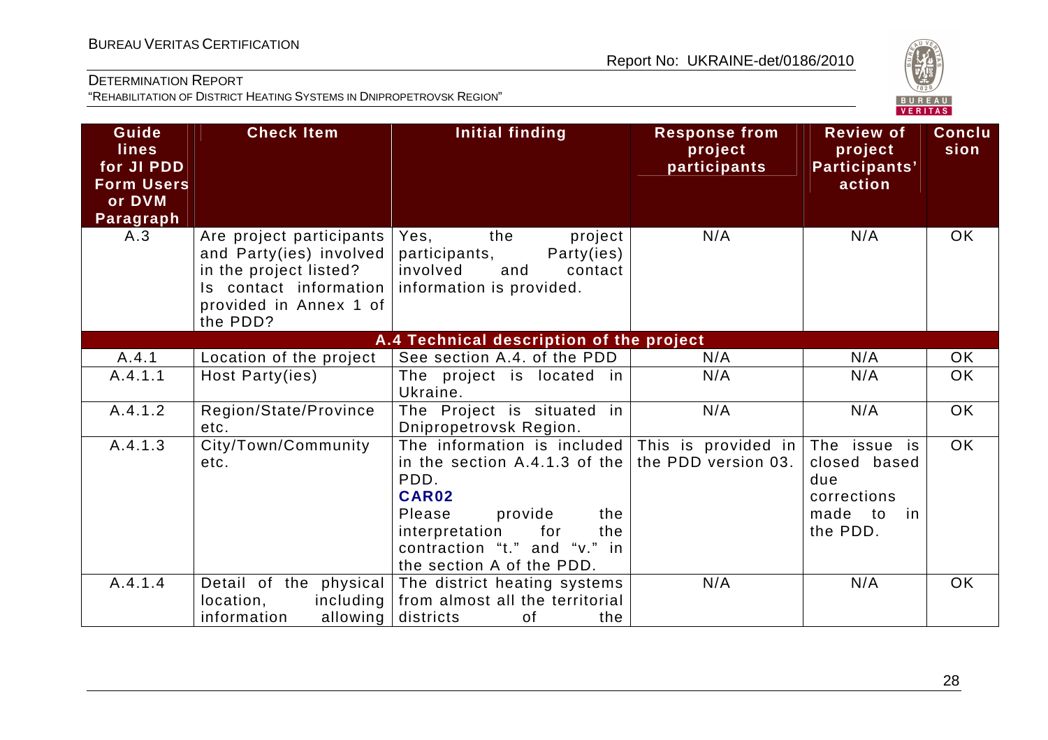| Guide lines for JI PDD Form Users or DVM Paragraph | Check Item | Initial finding | Response from project participants | Review of project Participants' action | Conclusion |
|---|---|---|---|---|---|
| A.3 | Are project participants and Party(ies) involved in the project listed? Is contact information provided in Annex 1 of the PDD? | Yes, the project participants, Party(ies) involved and contact information is provided. | N/A | N/A | OK |
| | | **A.4 Technical description of the project** | | | |
| A.4.1 | Location of the project | See section A.4. of the PDD | N/A | N/A | OK |
| A.4.1.1 | Host Party(ies) | The project is located in Ukraine. | N/A | N/A | OK |
| A.4.1.2 | Region/State/Province etc. | The Project is situated in Dnipropetrovsk Region. | N/A | N/A | OK |
| A.4.1.3 | City/Town/Community etc. | The information is included in the section A.4.1.3 of the PDD.<br>**CAR02**<br>Please provide the interpretation for the contraction "t." and "v." in the section A of the PDD. | This is provided in the PDD version 03. | The issue is closed based due corrections made to in the PDD. | OK |
| A.4.1.4 | Detail of the physical location, including information allowing | The district heating systems from almost all the territorial districts of the | N/A | N/A | OK |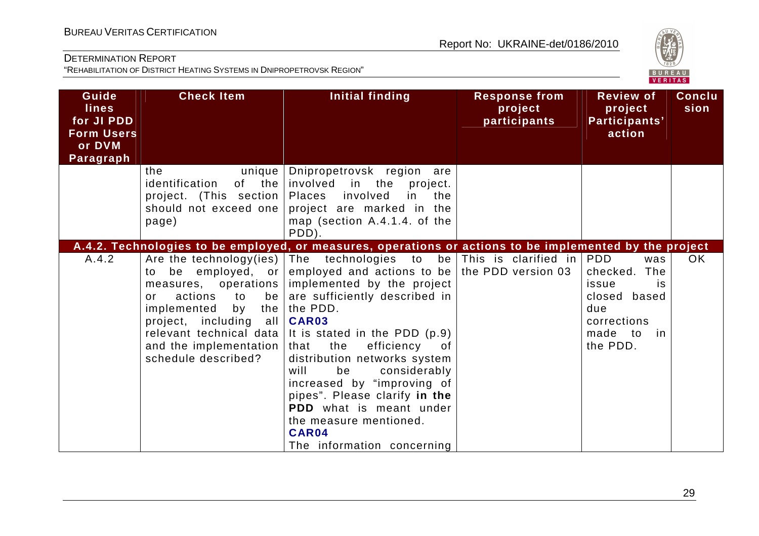| Guidelines for JI PDD Form Users or DVM Paragraph | Check Item | Initial finding | Response from project participants | Review of project Participants' action | Conclusion |
|---|---|---|---|---|---|
| | the unique identification of the project. (This section should not exceed one page) | Dnipropetrovsk region are involved in the project. Places involved in the project are marked in the map (section A.4.1.4. of the PDD). | | | |
| **A.4.2. Technologies to be employed, or measures, operations or actions to be implemented by the project** | | | | | |
| A.4.2 | Are the technology(ies) to be employed, or measures, operations or actions to be implemented by the project, including all relevant technical data and the implementation schedule described? | The technologies to be employed and actions to be implemented by the project are sufficiently described in the PDD. **CAR03** It is stated in the PDD (p.9) that the efficiency of distribution networks system will be considerably increased by "improving of pipes". Please clarify **in the PDD** what is meant under the measure mentioned. **CAR04** The information concerning | This is clarified in the PDD version 03 | PDD was checked. The issue is closed based due corrections made to in the PDD. | OK |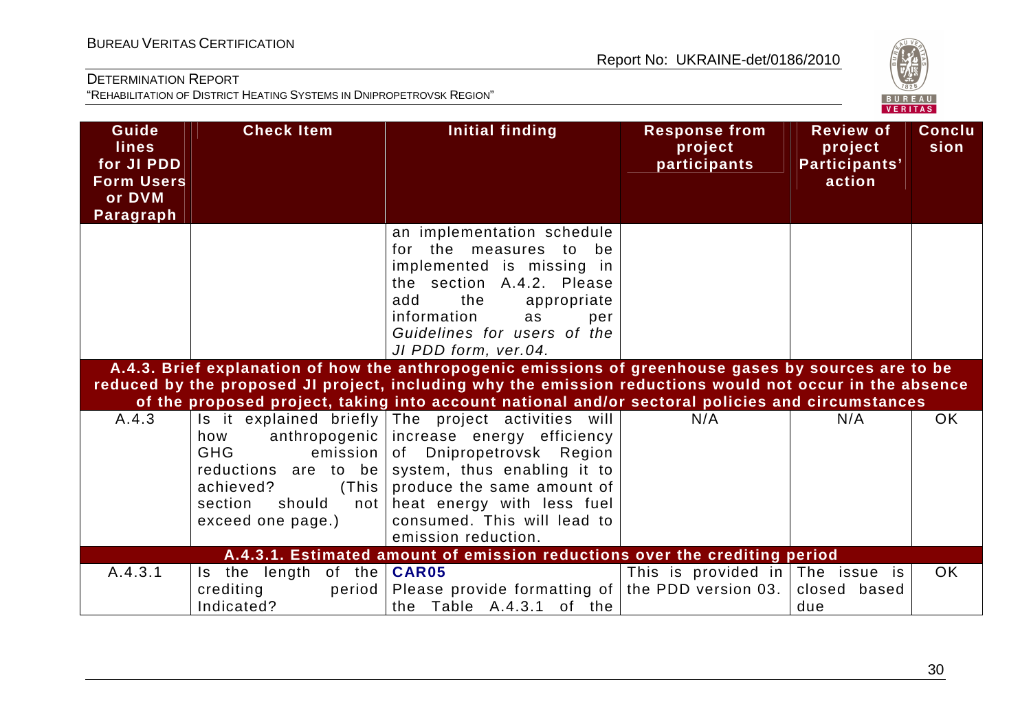| Guidelines for JI PDD Form Users or DVM Paragraph | Check Item | Initial finding | Response from project participants | Review of project Participants' action | Conclusion |
|---|---|---|---|---|---|
| | | an implementation schedule for the measures to be implemented is missing in the section A.4.2. Please add the appropriate information as per *Guidelines for users of the JI PDD form, ver.04.* | | | |
| **A.4.3. Brief explanation of how the anthropogenic emissions of greenhouse gases by sources are to be reduced by the proposed JI project, including why the emission reductions would not occur in the absence of the proposed project, taking into account national and/or sectoral policies and circumstances** | | | | | |
| A.4.3 | Is it explained briefly how anthropogenic GHG emission reductions are to be achieved? (This section should not exceed one page.) | The project activities will increase energy efficiency of Dnipropetrovsk Region system, thus enabling it to produce the same amount of heat energy with less fuel consumed. This will lead to emission reduction. | N/A | N/A | OK |
| **A.4.3.1. Estimated amount of emission reductions over the crediting period** | | | | | |
| A.4.3.1 | Is the length of the crediting period Indicated? | **CAR05** Please provide formatting of the Table A.4.3.1 of the | This is provided in the PDD version 03. | The issue is closed based due | OK |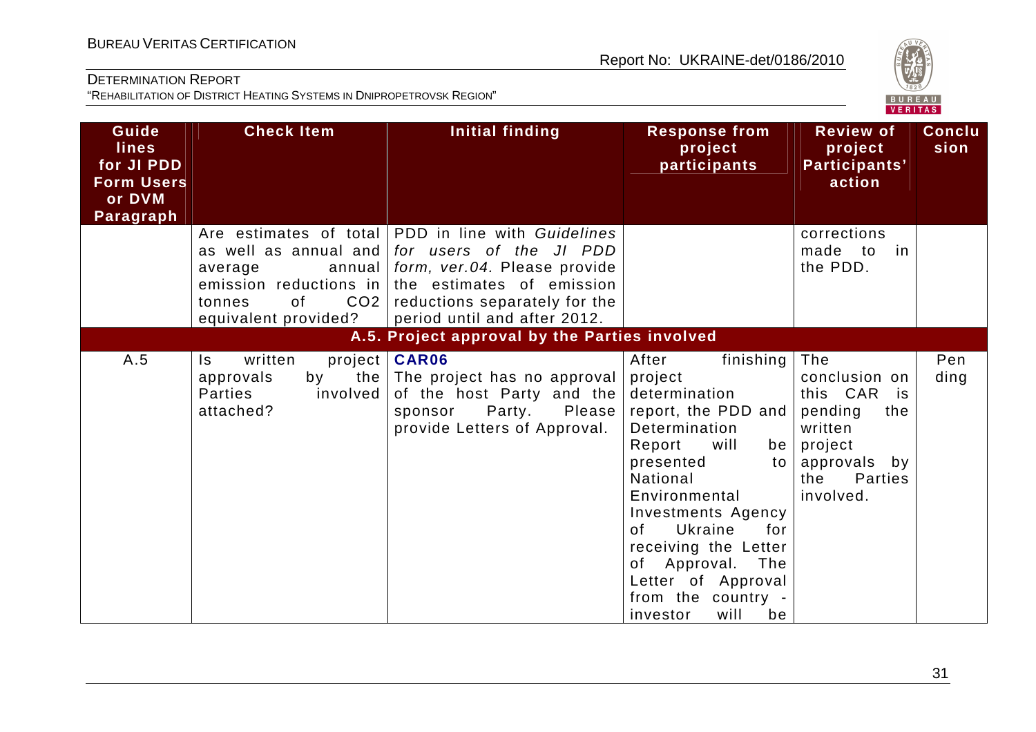| Guidelines for JI PDD Form Users or DVM Paragraph | Check Item | Initial finding | Response from project participants | Review of project Participants' action | Conclusion |
|---|---|---|---|---|---|
| | Are estimates of total as well as annual and average annual emission reductions in tonnes of CO2 equivalent provided? | PDD in line with *Guidelines for users of the JI PDD form, ver.04.* Please provide the estimates of emission reductions separately for the period until and after 2012. | | corrections made to in the PDD. | |
| **A.5. Project approval by the Parties involved** | | | | | |
| A.5 | Is written project approvals by the Parties involved attached? | **CAR06** The project has no approval of the host Party and the sponsor Party. Please provide Letters of Approval. | After finishing project determination report, the PDD and Determination Report will be presented to National Environmental Investments Agency of Ukraine for receiving the Letter of Approval. The Letter of Approval from the country - investor will be | The conclusion on this CAR is pending the written project approvals by the Parties involved. | Pending |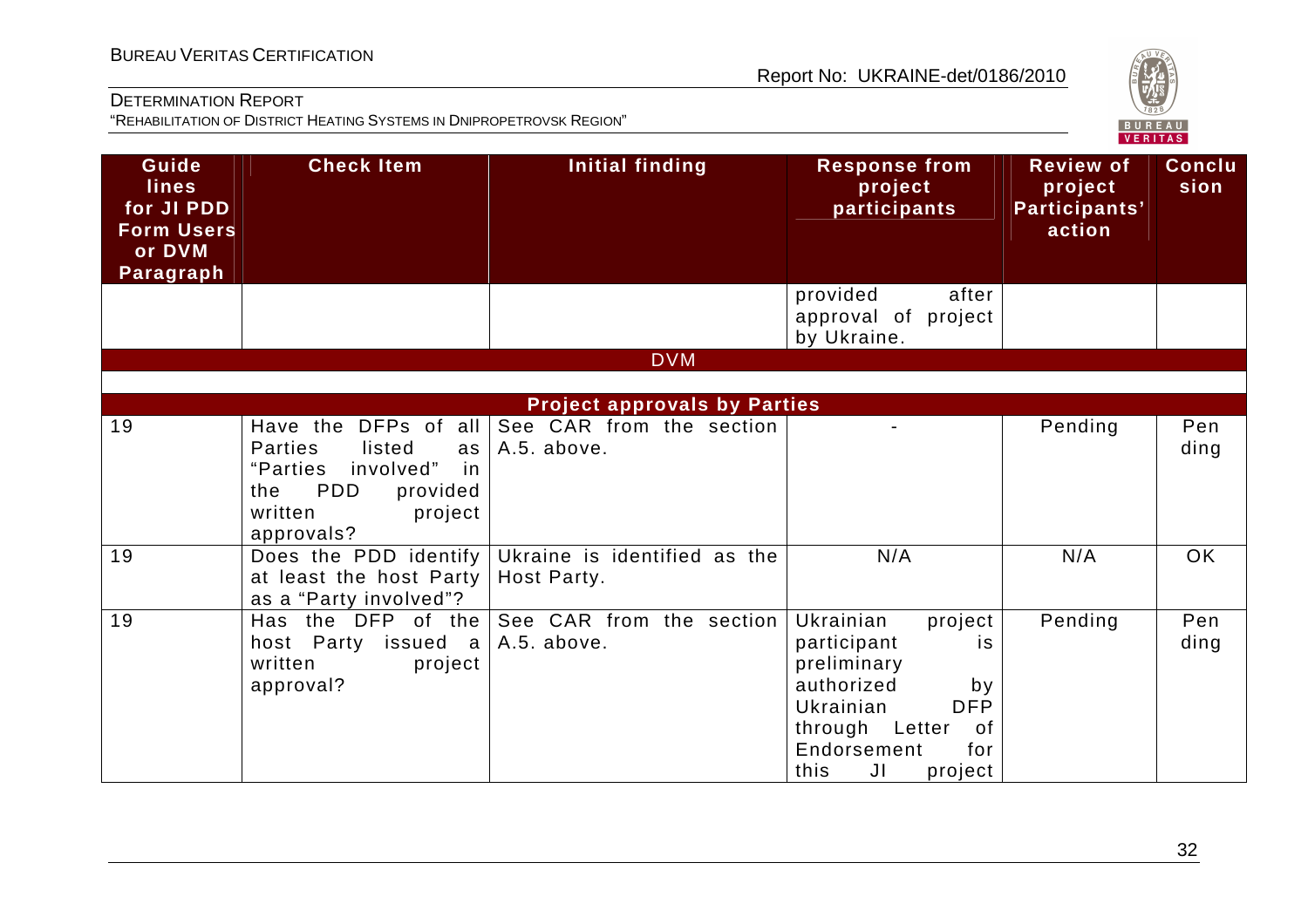| Guidelines for JI PDD Form Users or DVM Paragraph | Check Item | Initial finding | Response from project participants | Review of project Participants' action | Conclusion |
|---|---|---|---|---|---|
| | | | provided after approval of project by Ukraine. | | |
| | | DVM | | | |
| | | | | | |
| | | **Project approvals by Parties** | | | |
| 19 | Have the DFPs of all Parties listed as "Parties involved" in the PDD provided written project approvals? | See CAR from the section A.5. above. | - | Pending | Pending |
| 19 | Does the PDD identify at least the host Party as a "Party involved"? | Ukraine is identified as the Host Party. | N/A | N/A | OK |
| 19 | Has the DFP of the host Party issued a written project approval? | See CAR from the section A.5. above. | Ukrainian project participant is preliminary authorized by Ukrainian DFP through Letter of Endorsement for this JI project | Pending | Pending |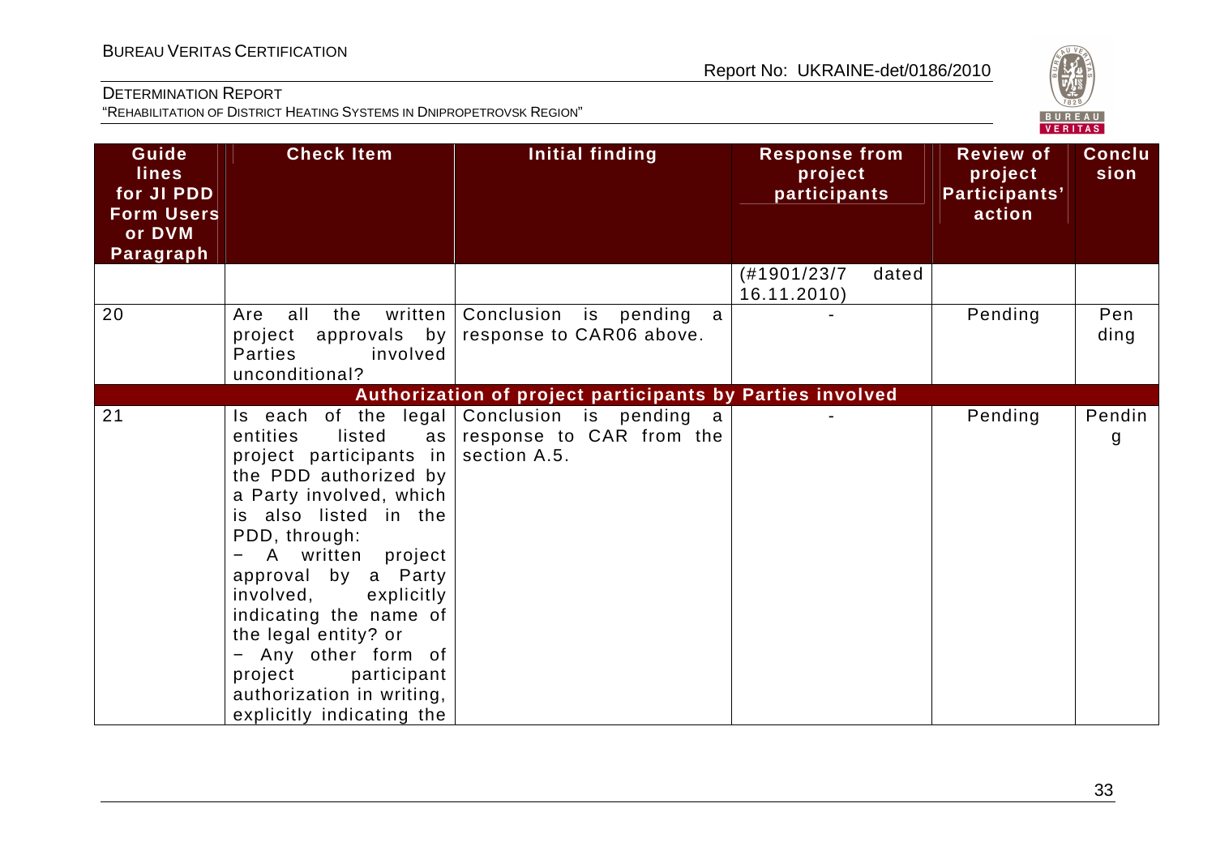| Guidelines for JI PDD Form Users or DVM Paragraph | Check Item | Initial finding | Response from project participants | Review of project Participants' action | Conclusion |
|---|---|---|---|---|---|
| | | | (#1901/23/7 dated 16.11.2010) | | |
| 20 | Are all the written project approvals by Parties involved unconditional? | Conclusion is pending a response to CAR06 above. | - | Pending | Pending |
| **Authorization of project participants by Parties involved** | | | | | |
| 21 | Is each of the legal entities listed as project participants in the PDD authorized by a Party involved, which is also listed in the PDD, through:<br>− A written project approval by a Party involved, explicitly indicating the name of the legal entity? or<br>− Any other form of project participant authorization in writing, explicitly indicating the | Conclusion is pending a response to CAR from the section A.5. | - | Pending | Pending |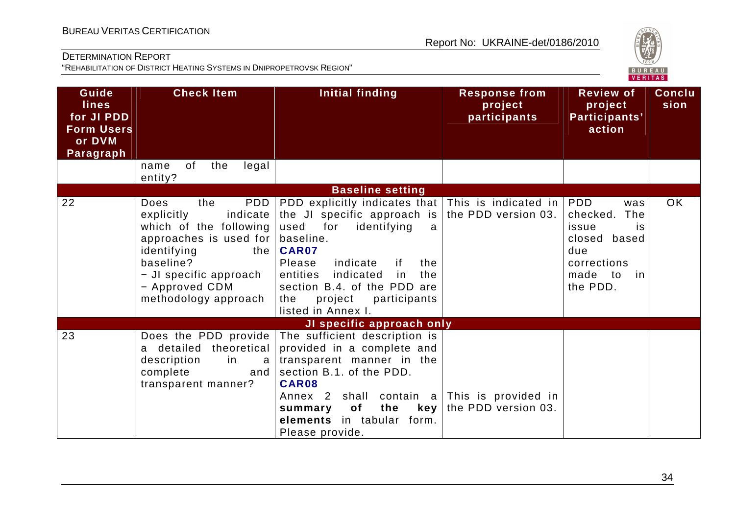| Guide lines for JI PDD Form Users or DVM Paragraph | Check Item | Initial finding | Response from project participants | Review of project Participants' action | Conclusion |
|---|---|---|---|---|---|
| | name of the legal entity? | | | | |
| **Baseline setting** | | | | | |
| 22 | Does the PDD explicitly indicate which of the following approaches is used for identifying the baseline?<br>− JI specific approach<br>− Approved CDM methodology approach | PDD explicitly indicates that the JI specific approach is used for identifying a baseline.<br>**CAR07**<br>Please indicate if the entities indicated in the section B.4. of the PDD are the project participants listed in Annex I. | This is indicated in the PDD version 03. | PDD was checked. The issue is closed based due corrections made to in the PDD. | OK |
| **JI specific approach only** | | | | | |
| 23 | Does the PDD provide a detailed theoretical description in a complete and transparent manner? | The sufficient description is provided in a complete and transparent manner in the section B.1. of the PDD.<br>**CAR08**<br>Annex 2 shall contain a **summary of the key elements** in tabular form. Please provide. | This is provided in the PDD version 03. | | |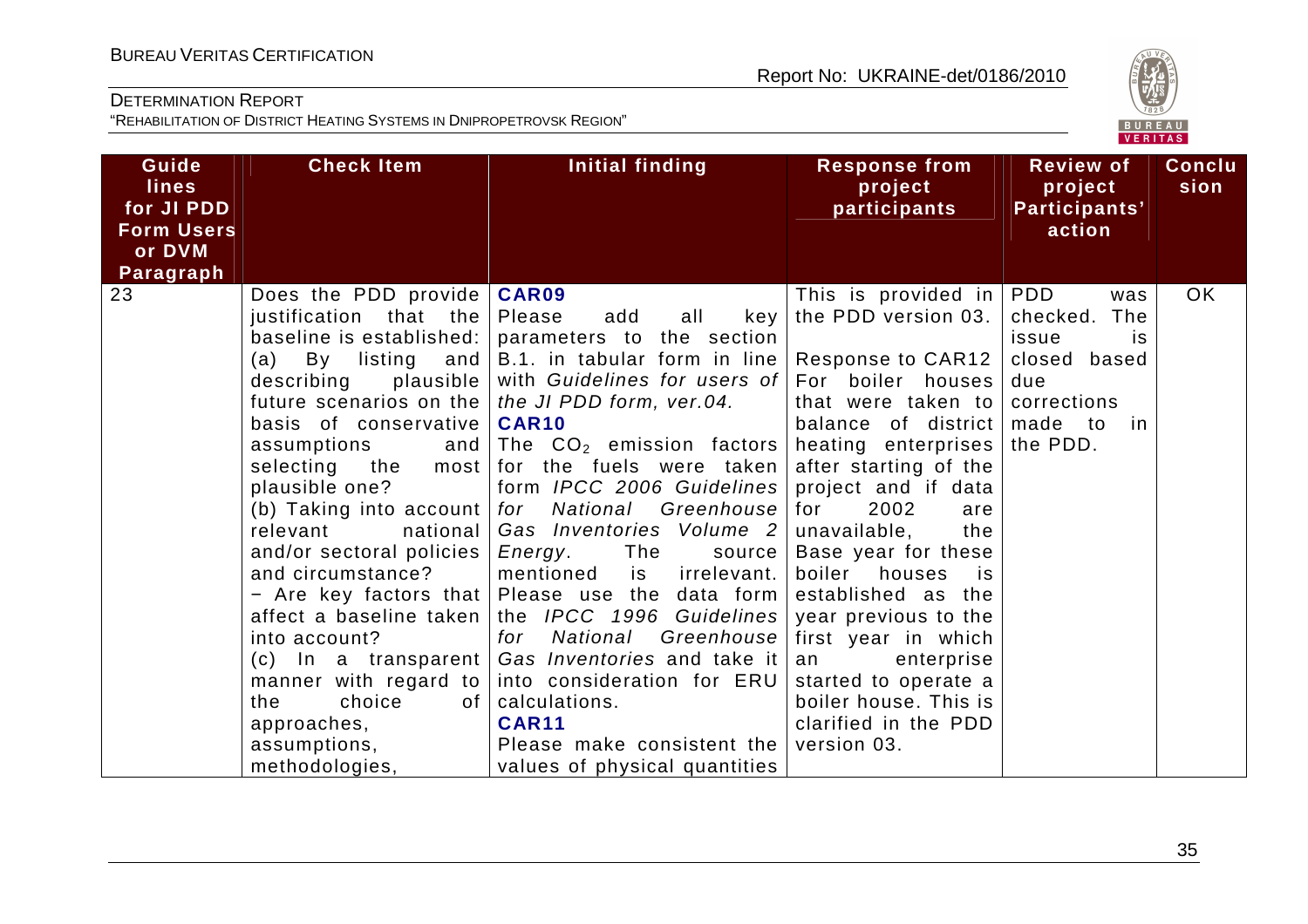| Guidelines for JI PDD Form Users or DVM Paragraph | Check Item | Initial finding | Response from project participants | Review of project Participants' action | Conclusion |
|---|---|---|---|---|---|
| 23 | Does the PDD provide justification that the baseline is established: (a) By listing and describing plausible future scenarios on the basis of conservative assumptions and selecting the most plausible one? (b) Taking into account relevant national and/or sectoral policies and circumstance? − Are key factors that affect a baseline taken into account? (c) In a transparent manner with regard to the choice of approaches, assumptions, methodologies, | **CAR09** Please add all key parameters to the section B.1. in tabular form in line with *Guidelines for users of the JI PDD form, ver.04.* **CAR10** The $CO_2$ emission factors for the fuels were taken form *IPCC 2006 Guidelines for National Greenhouse Gas Inventories Volume 2 Energy*. The source mentioned is irrelevant. Please use the data form the *IPCC 1996 Guidelines for National Greenhouse Gas Inventories* and take it into consideration for ERU calculations. **CAR11** Please make consistent the values of physical quantities | This is provided in the PDD version 03. Response to CAR12 For boiler houses that were taken to balance of district heating enterprises after starting of the project and if data for 2002 are unavailable, the Base year for these boiler houses is established as the year previous to the first year in which an enterprise started to operate a boiler house. This is clarified in the PDD version 03. | PDD was checked. The issue is closed based due corrections made to in the PDD. | OK |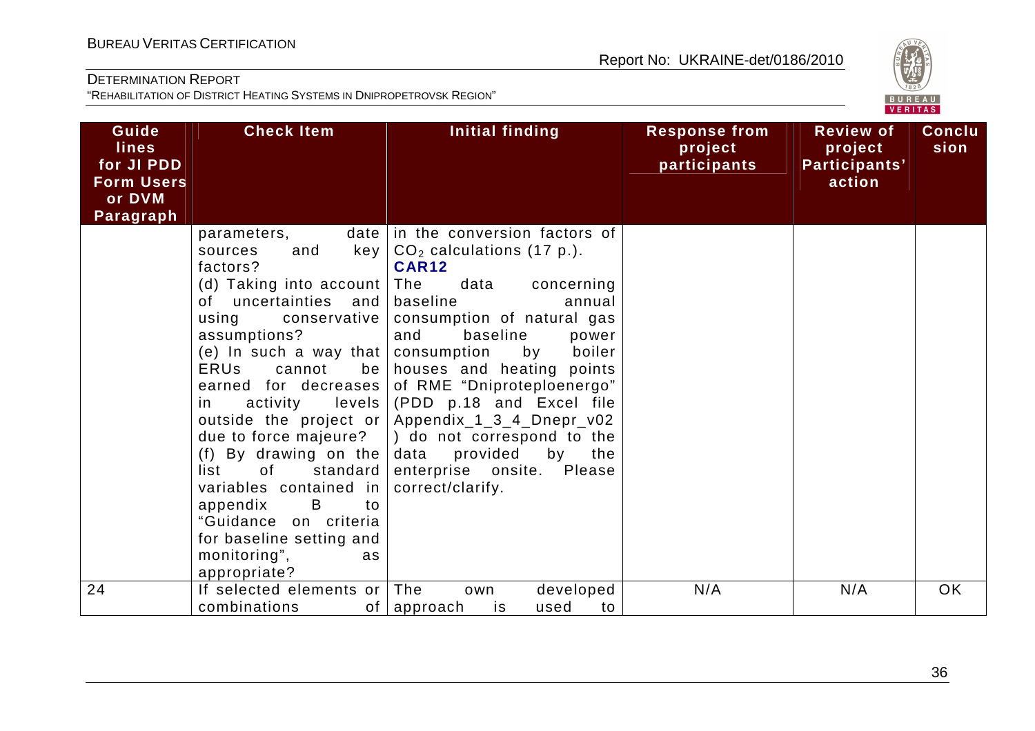| Guide lines for JI PDD Form Users or DVM Paragraph | Check Item | Initial finding | Response from project participants | Review of project Participants' action | Conclusion |
|---|---|---|---|---|---|
| | parameters, date sources and key factors? (d) Taking into account of uncertainties and using conservative assumptions? (e) In such a way that ERUs cannot be earned for decreases in activity levels outside the project or due to force majeure? (f) By drawing on the list of standard variables contained in appendix B to "Guidance on criteria for baseline setting and monitoring", as appropriate? | in the conversion factors of $CO_2$ calculations (17 p.). **CAR12** The data concerning baseline annual consumption of natural gas and baseline power consumption by boiler houses and heating points of RME "Dniproteploenergo" (PDD p.18 and Excel file Appendix_1_3_4_Dnepr_v02 ) do not correspond to the data provided by the enterprise onsite. Please correct/clarify. | | | |
| 24 | If selected elements or combinations of | The own developed approach is used to | N/A | N/A | OK |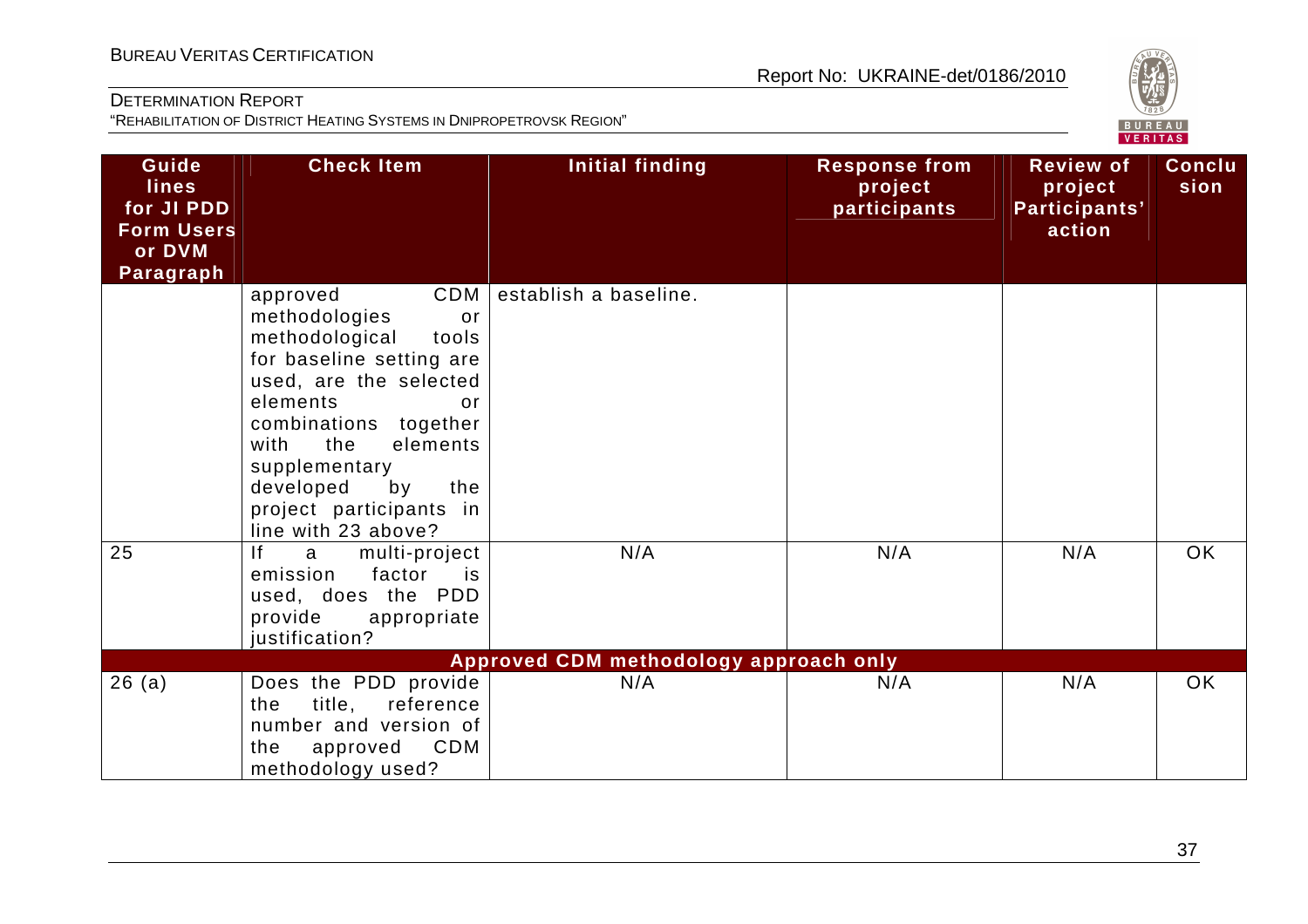| Guidelines for JI PDD Form Users or DVM Paragraph | Check Item | Initial finding | Response from project participants | Review of project Participants' action | Conclusion |
|---|---|---|---|---|---|
| | approved CDM methodologies or methodological tools for baseline setting are used, are the selected elements or combinations together with the elements supplementary developed by the project participants in line with 23 above? | establish a baseline. | | | |
| 25 | If a multi-project emission factor is used, does the PDD provide appropriate justification? | N/A | N/A | N/A | OK |
| **Approved CDM methodology approach only** | | | | | |
| 26 (a) | Does the PDD provide the title, reference number and version of the approved CDM methodology used? | N/A | N/A | N/A | OK |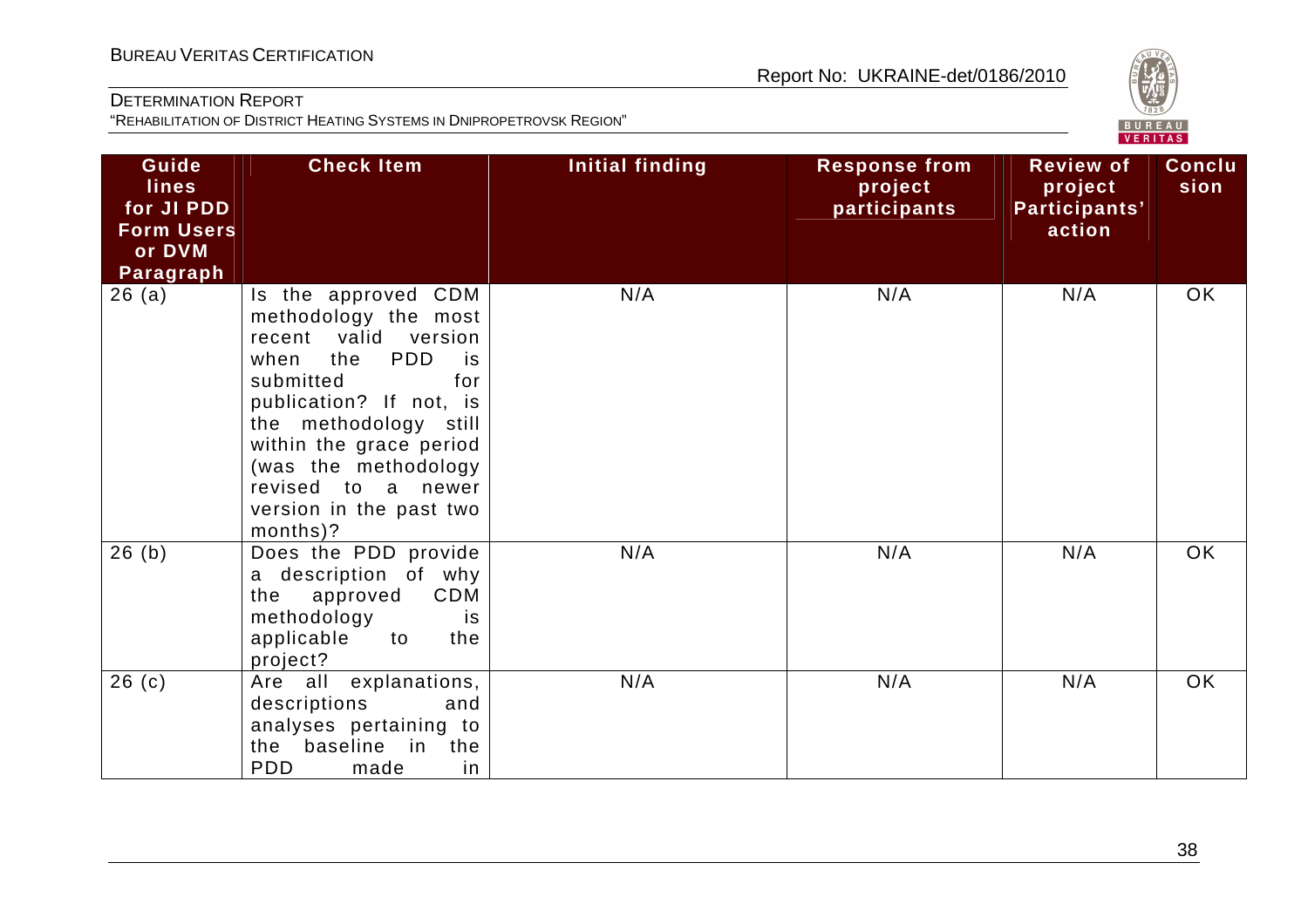| Guidelines for JI PDD Form Users or DVM Paragraph | Check Item | Initial finding | Response from project participants | Review of project Participants' action | Conclusion |
|---|---|---|---|---|---|
| 26 (a) | Is the approved CDM methodology the most recent valid version when the PDD is submitted for publication? If not, is the methodology still within the grace period (was the methodology revised to a newer version in the past two months)? | N/A | N/A | N/A | OK |
| 26 (b) | Does the PDD provide a description of why the approved CDM methodology is applicable to the project? | N/A | N/A | N/A | OK |
| 26 (c) | Are all explanations, descriptions and analyses pertaining to the baseline in the PDD made in | N/A | N/A | N/A | OK |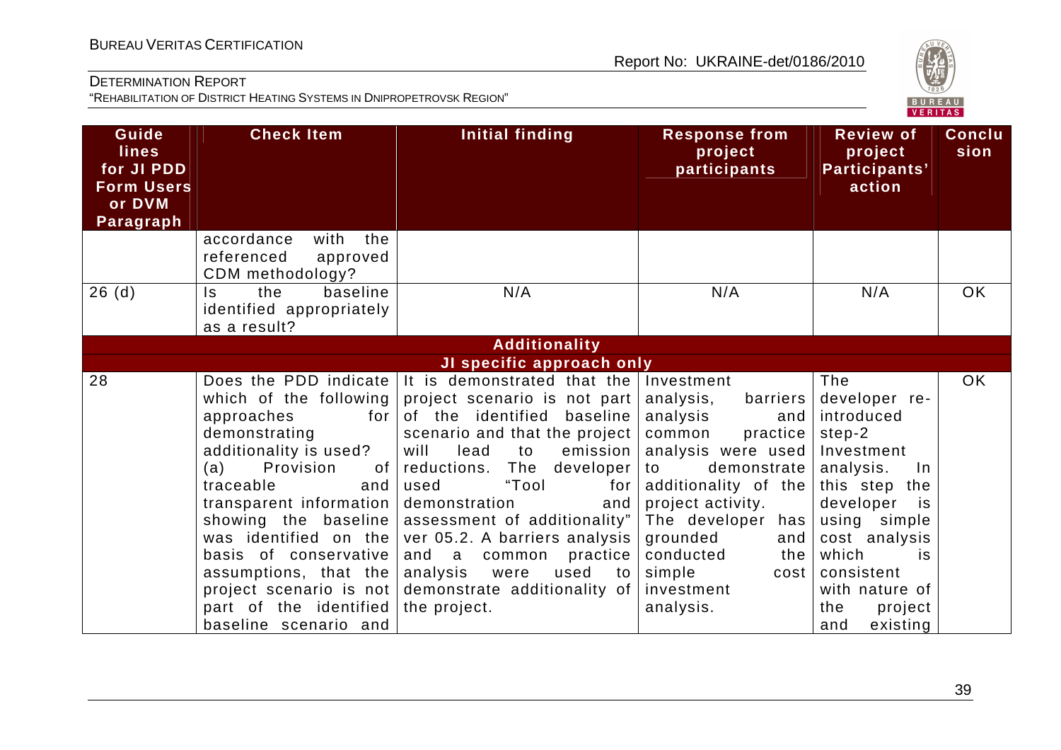| Guide lines for JI PDD Form Users or DVM Paragraph | Check Item | Initial finding | Response from project participants | Review of project Participants' action | Conclusion |
|---|---|---|---|---|---|
| | accordance with the referenced approved CDM methodology? | | | | |
| 26 (d) | Is the baseline identified appropriately as a result? | N/A | N/A | N/A | OK |
| | | **Additionality** | | | |
| | | **JI specific approach only** | | | |
| 28 | Does the PDD indicate which of the following approaches for demonstrating additionality is used? (a) Provision of traceable and transparent information showing the baseline was identified on the basis of conservative assumptions, that the project scenario is not part of the identified baseline scenario and | It is demonstrated that the project scenario is not part of the identified baseline scenario and that the project will lead to emission reductions. The developer used "Tool for demonstration and assessment of additionality" ver 05.2. A barriers analysis and a common practice analysis were used to demonstrate additionality of the project. | Investment analysis, barriers analysis and common practice analysis were used to demonstrate additionality of the project activity. The developer has grounded and conducted the simple cost investment analysis. | The developer re-introduced step-2 Investment analysis. In this step the developer is using simple cost analysis which is consistent with nature of the project and existing | OK |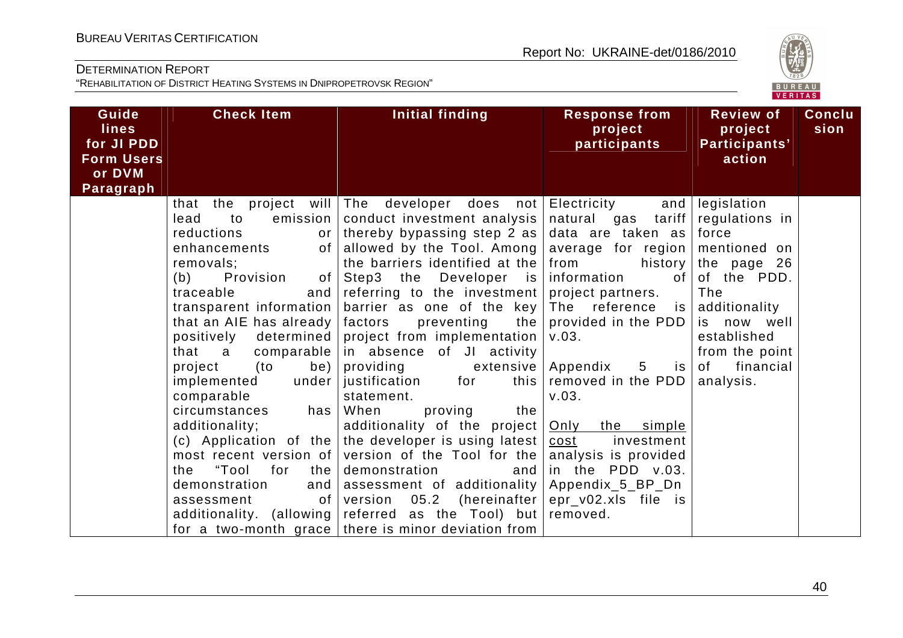| Guide lines for JI PDD Form Users or DVM Paragraph | Check Item | Initial finding | Response from project participants | Review of project Participants' action | Conclusion |
|---|---|---|---|---|---|
| | that the project will lead to emission reductions or enhancements of removals;<br>(b) Provision of traceable and transparent information that an AIE has already positively determined that a comparable project (to be) implemented under comparable circumstances has additionality;<br>(c) Application of the most recent version of the "Tool for the demonstration and assessment of additionality. (allowing for a two-month grace | The developer does not conduct investment analysis thereby bypassing step 2 as allowed by the Tool. Among the barriers identified at the Step3 the Developer is referring to the investment barrier as one of the key factors preventing the project from implementation in absence of JI activity providing extensive justification for this statement.<br>When proving the additionality of the project the developer is using latest version of the Tool for the demonstration and assessment of additionality version 05.2 (hereinafter referred as the Tool) but there is minor deviation from | Electricity and natural gas tariff data are taken as average for region from history information of project partners.<br>The reference is provided in the PDD v.03.<br><br>Appendix 5 is removed in the PDD v.03.<br><br><u>Only the simple cost</u> investment analysis is provided in the PDD v.03. Appendix_5_BP_Dnepr_v02.xls file is removed. | legislation regulations in force mentioned on the page 26 of the PDD. The additionality is now well established from the point of financial analysis. | |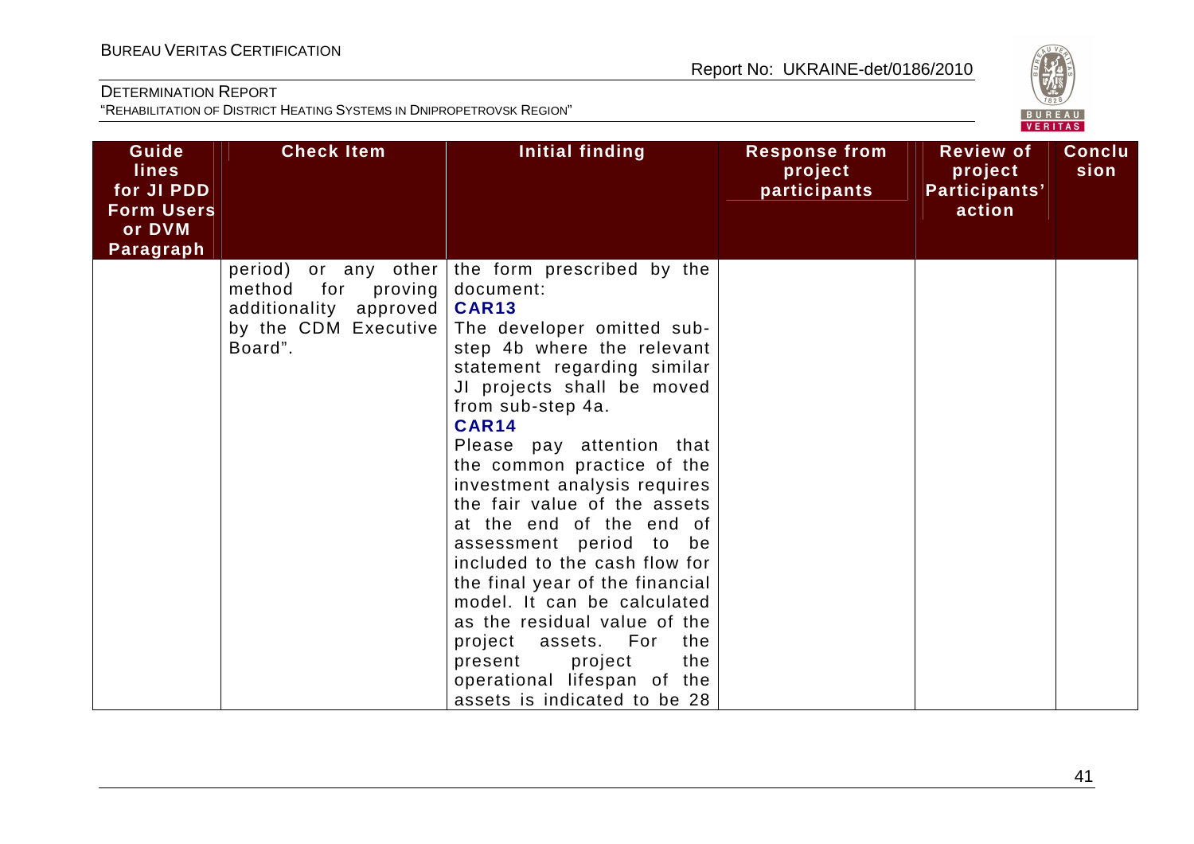| Guide lines for JI PDD Form Users or DVM Paragraph | Check Item | Initial finding | Response from project participants | Review of project Participants' action | Conclu sion |
|---|---|---|---|---|---|
| | period) or any other method for proving additionality approved by the CDM Executive Board". | the form prescribed by the document: **CAR13** The developer omitted sub-step 4b where the relevant statement regarding similar JI projects shall be moved from sub-step 4a. **CAR14** Please pay attention that the common practice of the investment analysis requires the fair value of the assets at the end of the end of assessment period to be included to the cash flow for the final year of the financial model. It can be calculated as the residual value of the project assets. For the present project the operational lifespan of the assets is indicated to be 28 | | | |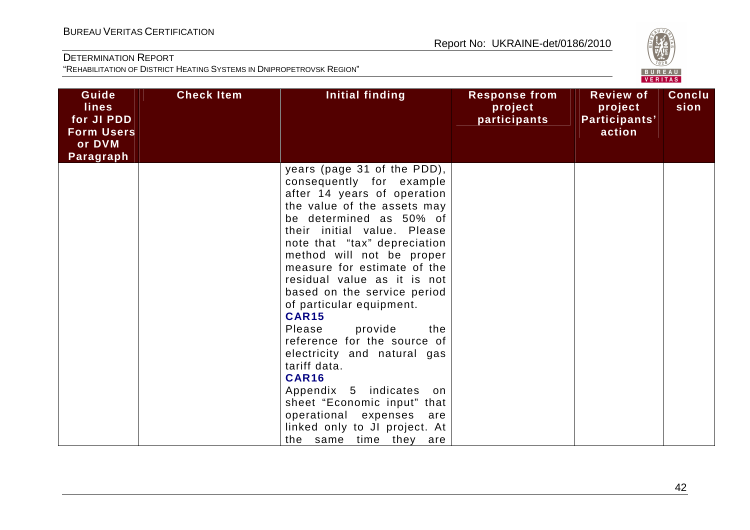| Guidelines for JI PDD Form Users or DVM Paragraph | Check Item | Initial finding | Response from project participants | Review of project Participants' action | Conclusion |
|---|---|---|---|---|---|
| | | years (page 31 of the PDD), consequently for example after 14 years of operation the value of the assets may be determined as 50% of their initial value. Please note that "tax" depreciation method will not be proper measure for estimate of the residual value as it is not based on the service period of particular equipment.<br>**CAR15**<br>Please provide the reference for the source of electricity and natural gas tariff data.<br>**CAR16**<br>Appendix 5 indicates on sheet "Economic input" that operational expenses are linked only to JI project. At the same time they are | | | |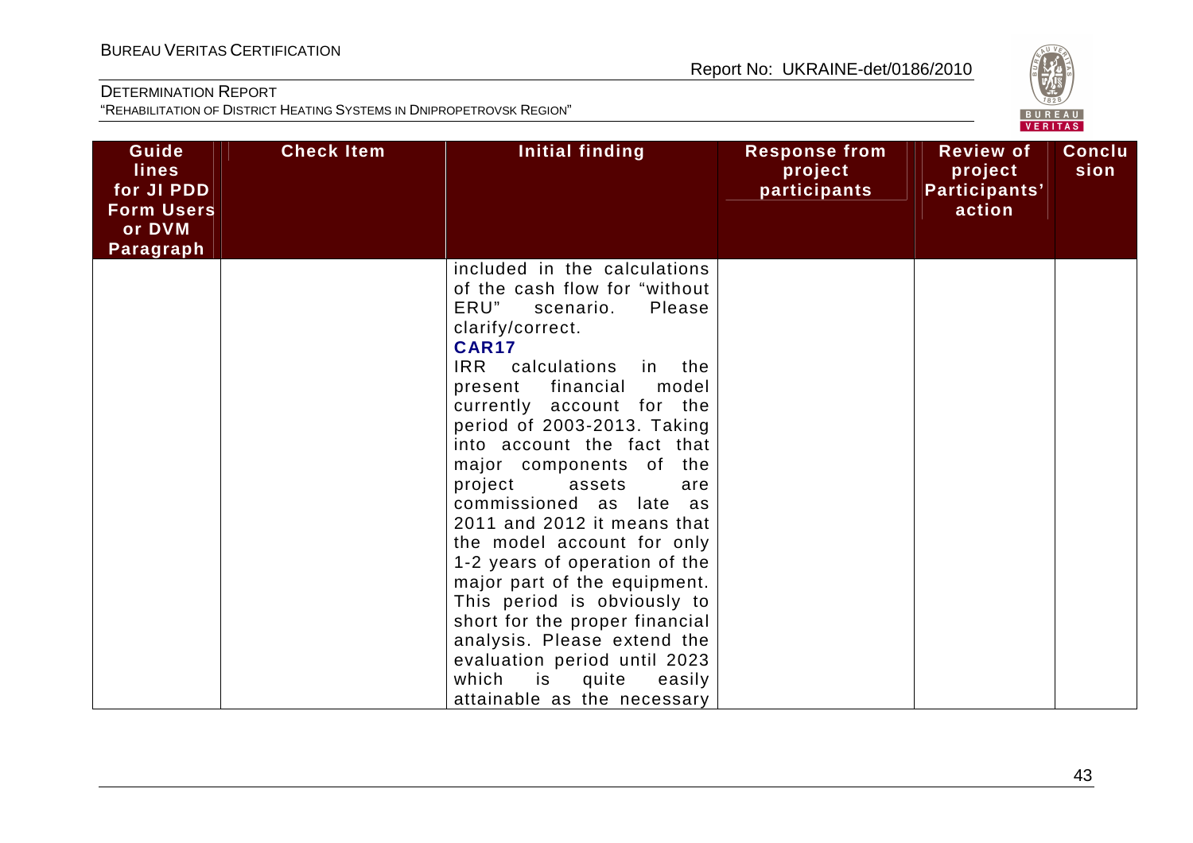| Guide lines for JI PDD Form Users or DVM Paragraph | Check Item | Initial finding | Response from project participants | Review of project Participants' action | Conclusion |
|---|---|---|---|---|---|
| | | included in the calculations of the cash flow for "without ERU" scenario. Please clarify/correct.<br>**CAR17**<br>IRR calculations in the present financial model currently account for the period of 2003-2013. Taking into account the fact that major components of the project assets are commissioned as late as 2011 and 2012 it means that the model account for only 1-2 years of operation of the major part of the equipment. This period is obviously to short for the proper financial analysis. Please extend the evaluation period until 2023 which is quite easily attainable as the necessary | | | |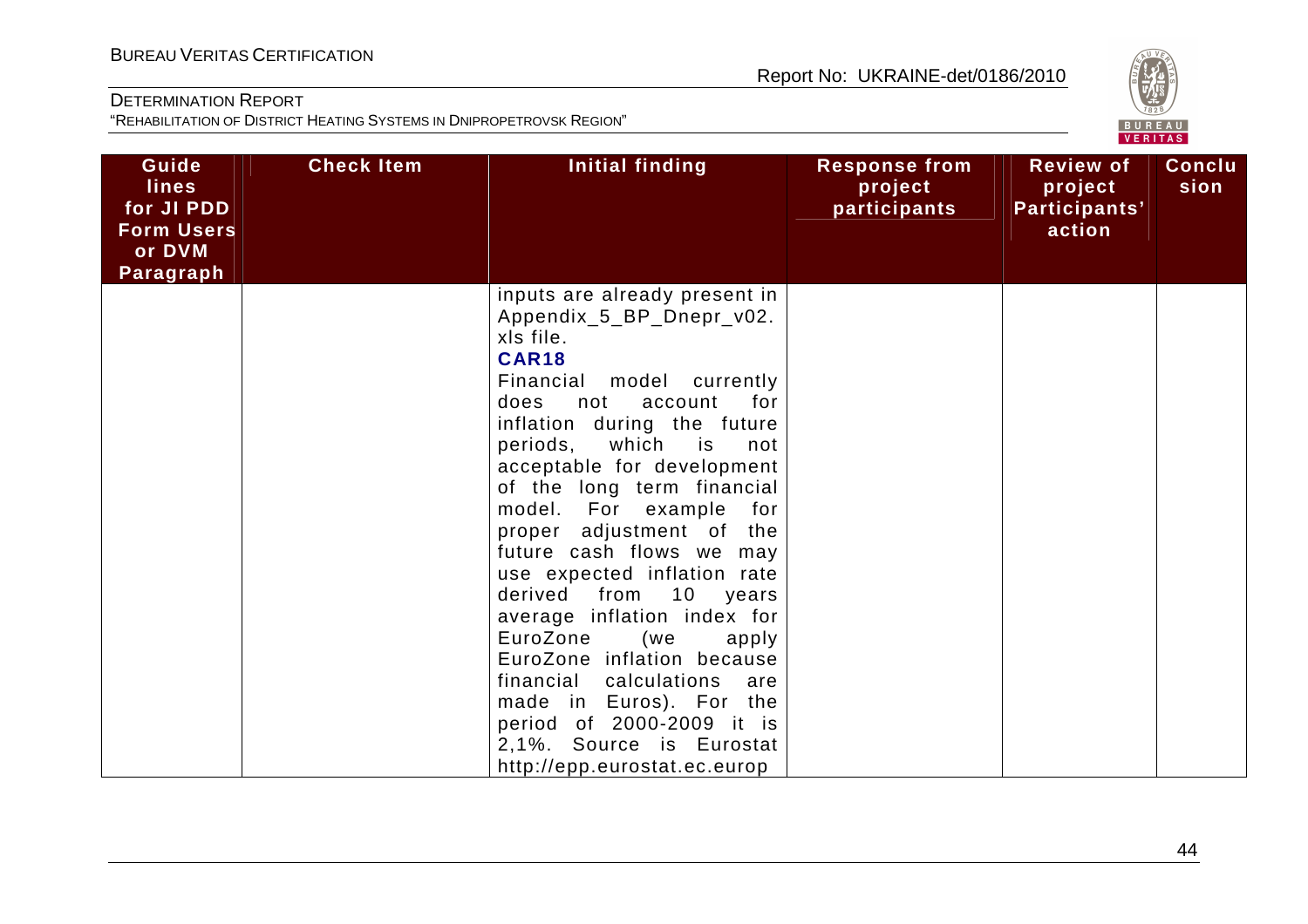| Guide lines for JI PDD Form Users or DVM Paragraph | Check Item | Initial finding | Response from project participants | Review of project Participants' action | Conclusion |
|---|---|---|---|---|---|
| | | inputs are already present in Appendix_5_BP_Dnepr_v02.xls file.<br>**CAR18**<br>Financial model currently does not account for inflation during the future periods, which is not acceptable for development of the long term financial model. For example for proper adjustment of the future cash flows we may use expected inflation rate derived from 10 years average inflation index for EuroZone (we apply EuroZone inflation because financial calculations are made in Euros). For the period of 2000-2009 it is 2,1%. Source is Eurostat http://epp.eurostat.ec.europ | | | |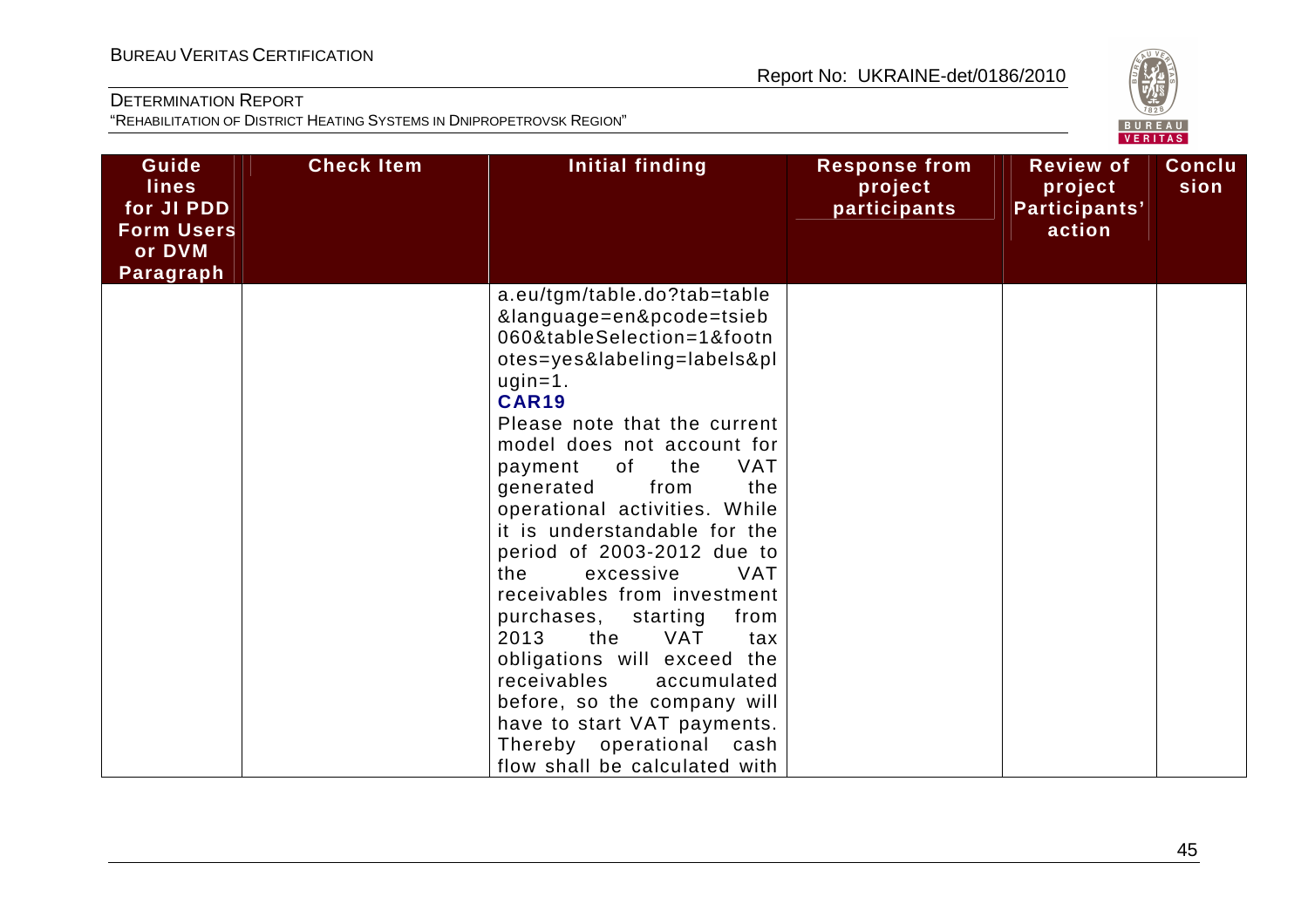| Guide lines for JI PDD Form Users or DVM Paragraph | Check Item | Initial finding | Response from project participants | Review of project Participants' action | Conclusion |
|---|---|---|---|---|---|
| | | a.eu/tgm/table.do?tab=table&language=en&pcode=tsieb060&tableSelection=1&footnotes=yes&labeling=labels&plugin=1.<br>**CAR19**<br>Please note that the current model does not account for payment of the VAT generated from the operational activities. While it is understandable for the period of 2003-2012 due to the excessive VAT receivables from investment purchases, starting from 2013 the VAT tax obligations will exceed the receivables accumulated before, so the company will have to start VAT payments. Thereby operational cash flow shall be calculated with | | | |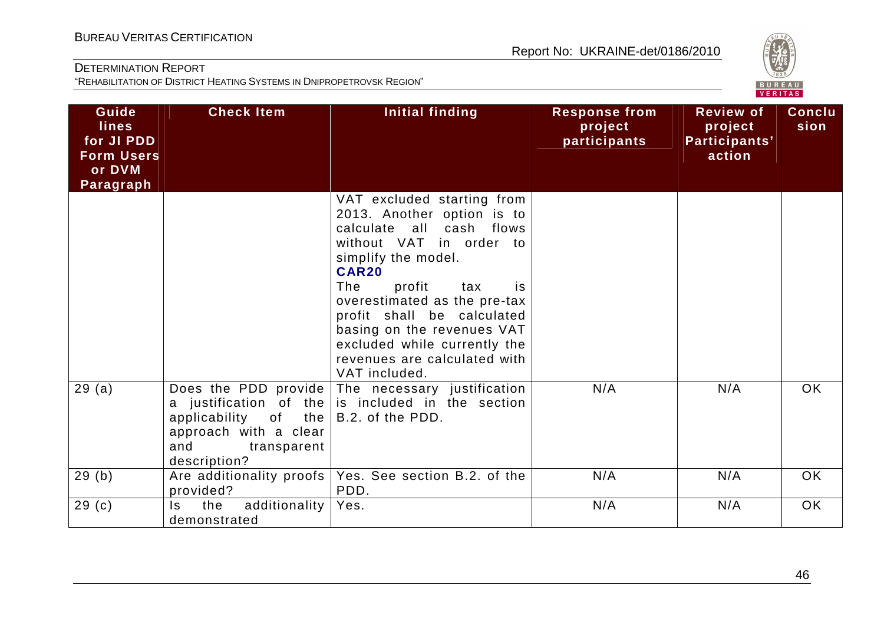| Guidelines for JI PDD Form Users or DVM Paragraph | Check Item | Initial finding | Response from project participants | Review of project Participants' action | Conclusion |
|---|---|---|---|---|---|
| | | VAT excluded starting from 2013. Another option is to calculate all cash flows without VAT in order to simplify the model. **CAR20** The profit tax is overestimated as the pre-tax profit shall be calculated basing on the revenues VAT excluded while currently the revenues are calculated with VAT included. | | | |
| 29 (a) | Does the PDD provide a justification of the applicability of the approach with a clear and transparent description? | The necessary justification is included in the section B.2. of the PDD. | N/A | N/A | OK |
| 29 (b) | Are additionality proofs provided? | Yes. See section B.2. of the PDD. | N/A | N/A | OK |
| 29 (c) | Is the additionality demonstrated | Yes. | N/A | N/A | OK |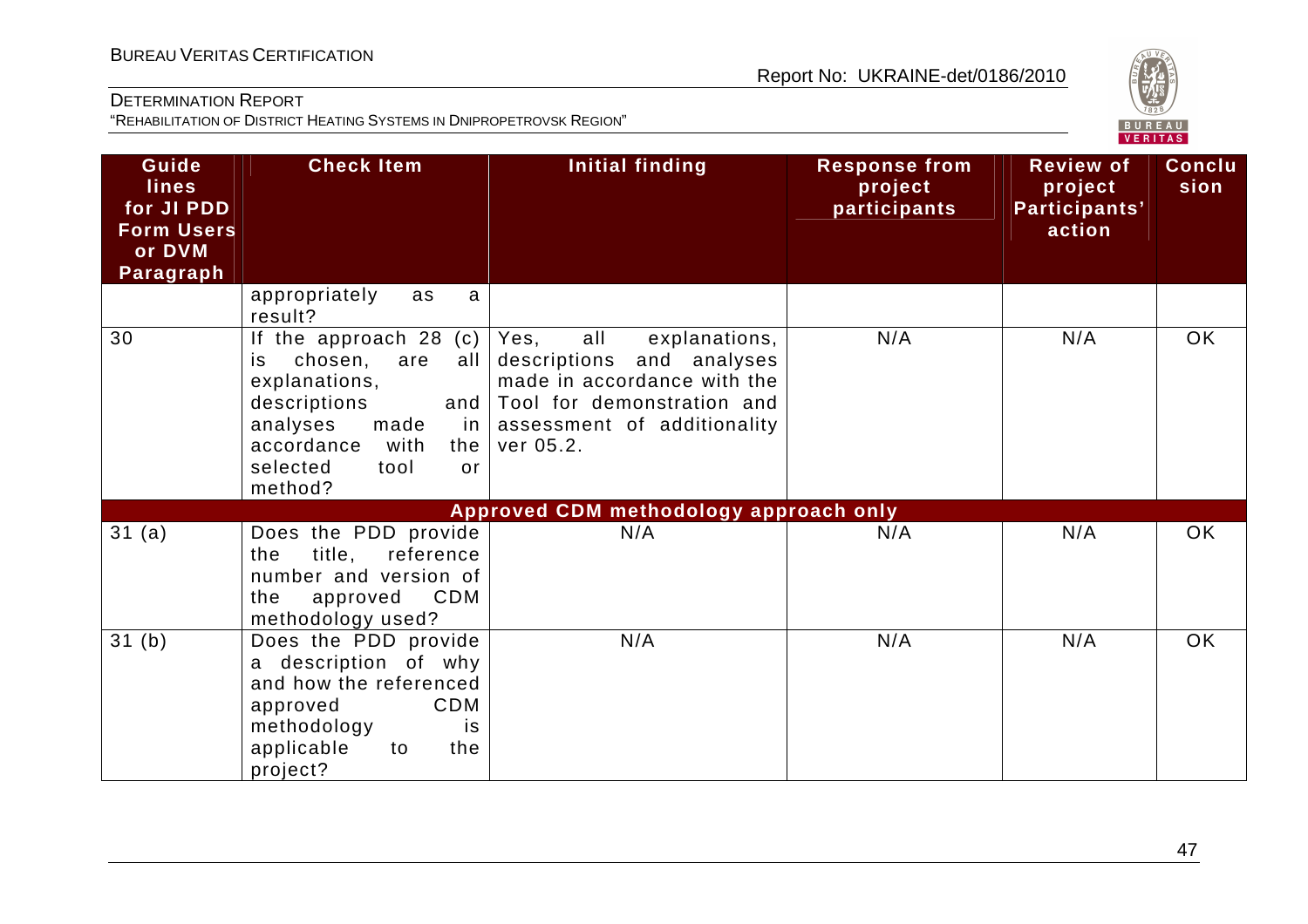| Guidelines for JI PDD Form Users or DVM Paragraph | Check Item | Initial finding | Response from project participants | Review of project Participants' action | Conclusion |
|---|---|---|---|---|---|
| | appropriately as a result? | | | | |
| 30 | If the approach 28 (c) is chosen, are all explanations, descriptions and analyses made in accordance with the selected tool or method? | Yes, all explanations, descriptions and analyses made in accordance with the Tool for demonstration and assessment of additionality ver 05.2. | N/A | N/A | OK |
| **Approved CDM methodology approach only** | | | | | |
| 31 (a) | Does the PDD provide the title, reference number and version of the approved CDM methodology used? | N/A | N/A | N/A | OK |
| 31 (b) | Does the PDD provide a description of why and how the referenced approved CDM methodology is applicable to the project? | N/A | N/A | N/A | OK |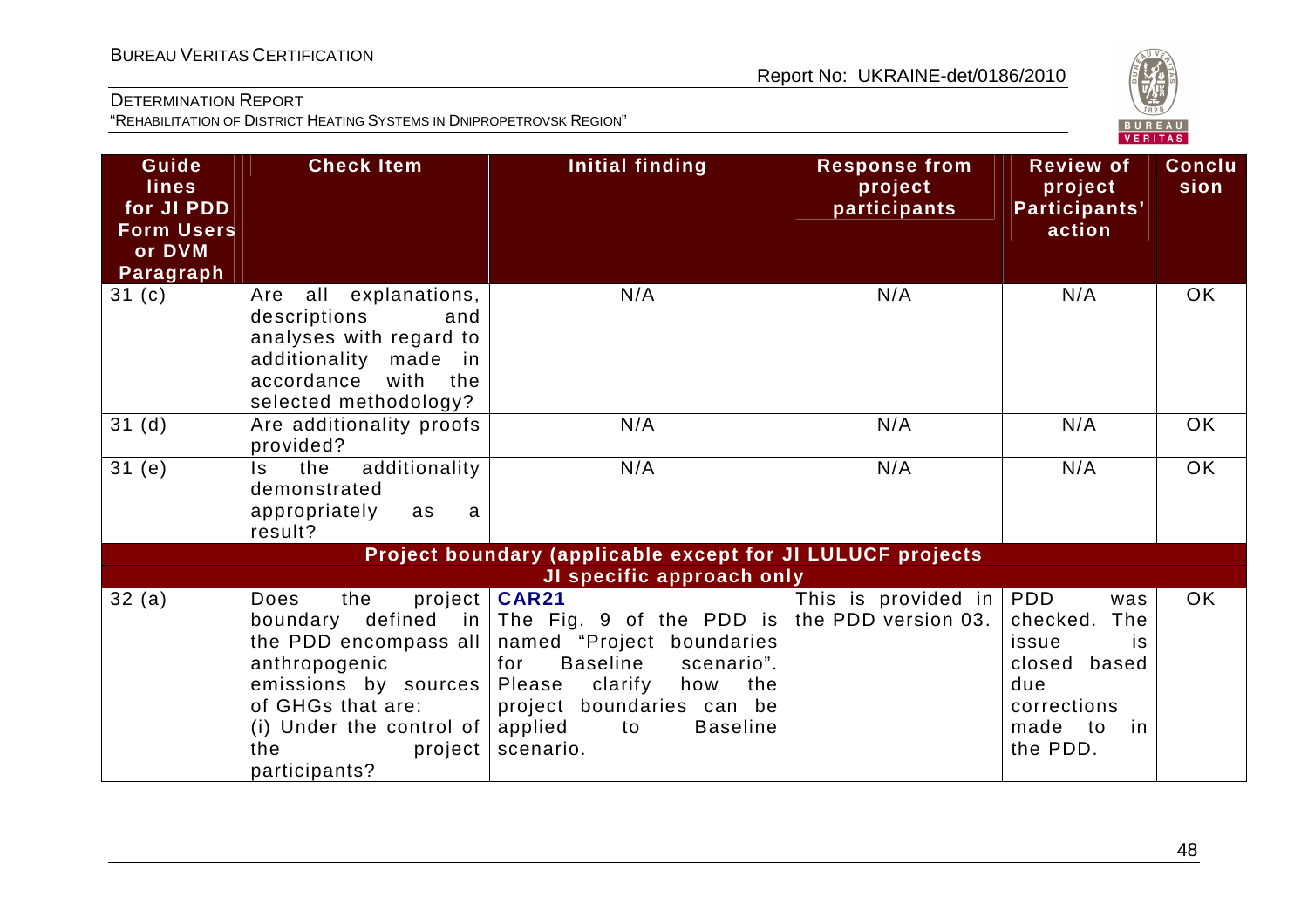| Guidelines for JI PDD Form Users or DVM Paragraph | Check Item | Initial finding | Response from project participants | Review of project Participants' action | Conclusion |
|---|---|---|---|---|---|
| 31 (c) | Are all explanations, descriptions and analyses with regard to additionality made in accordance with the selected methodology? | N/A | N/A | N/A | OK |
| 31 (d) | Are additionality proofs provided? | N/A | N/A | N/A | OK |
| 31 (e) | Is the additionality demonstrated appropriately as a result? | N/A | N/A | N/A | OK |
| **Project boundary (applicable except for JI LULUCF projects** | | | | | |
| **JI specific approach only** | | | | | |
| 32 (a) | Does the project boundary defined in the PDD encompass all anthropogenic emissions by sources of GHGs that are: (i) Under the control of the project participants? | **CAR21** The Fig. 9 of the PDD is named "Project boundaries for Baseline scenario". Please clarify how the project boundaries can be applied to Baseline scenario. | This is provided in the PDD version 03. | PDD was checked. The issue is closed based due corrections made to in the PDD. | OK |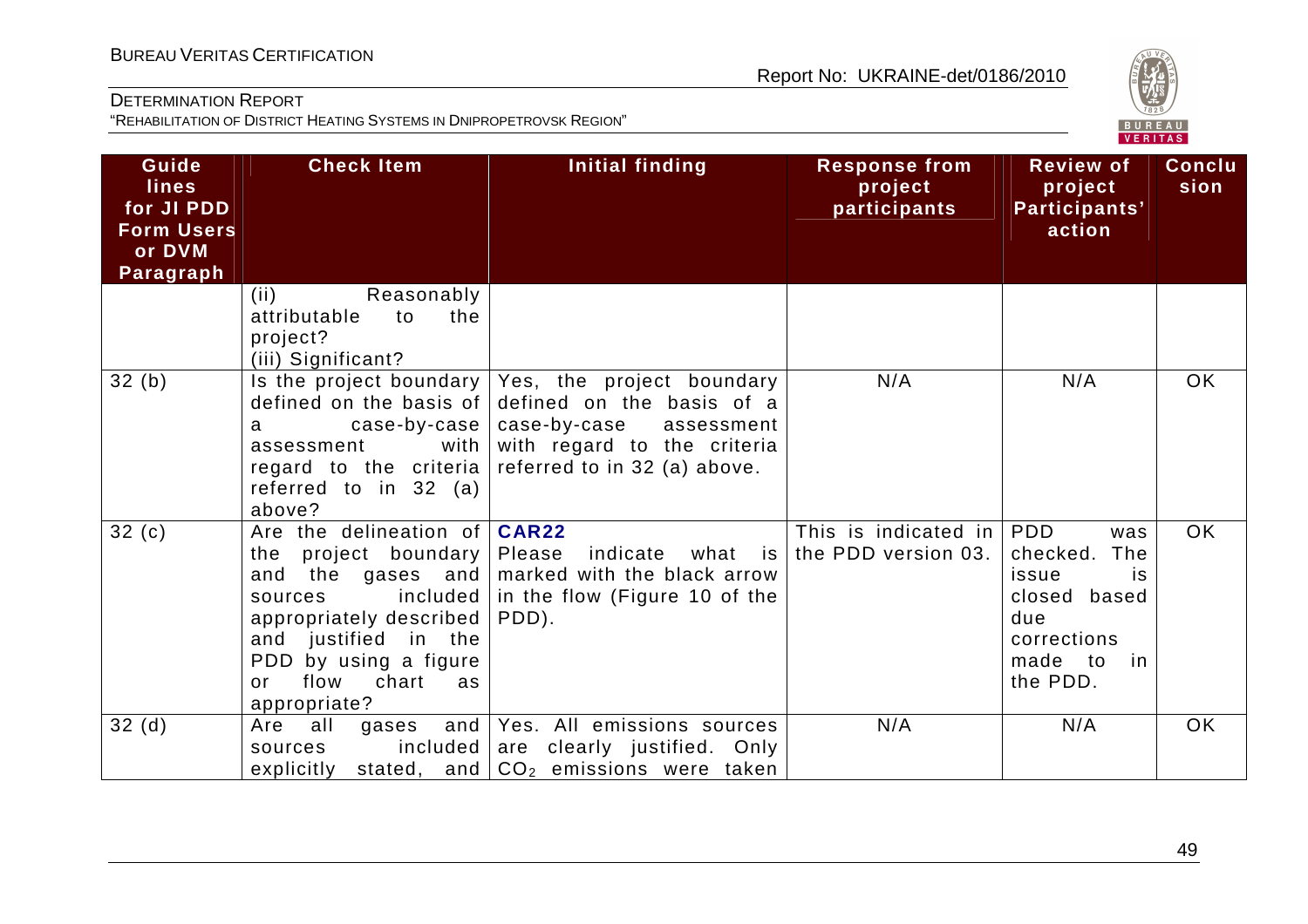| Guide lines for JI PDD Form Users or DVM Paragraph | Check Item | Initial finding | Response from project participants | Review of project Participants' action | Conclusion |
|---|---|---|---|---|---|
| | (ii) Reasonably attributable to the project?<br>(iii) Significant? | | | | |
| 32 (b) | Is the project boundary defined on the basis of a case-by-case assessment with regard to the criteria referred to in 32 (a) above? | Yes, the project boundary defined on the basis of a case-by-case assessment with regard to the criteria referred to in 32 (a) above. | N/A | N/A | OK |
| 32 (c) | Are the delineation of the project boundary and the gases and sources included appropriately described and justified in the PDD by using a figure or flow chart as appropriate? | **CAR22**<br>Please indicate what is marked with the black arrow in the flow (Figure 10 of the PDD). | This is indicated in the PDD version 03. | PDD was checked. The issue is closed based due corrections made to in the PDD. | OK |
| 32 (d) | Are all gases and sources included explicitly stated, and | Yes. All emissions sources are clearly justified. Only $CO_2$ emissions were taken | N/A | N/A | OK |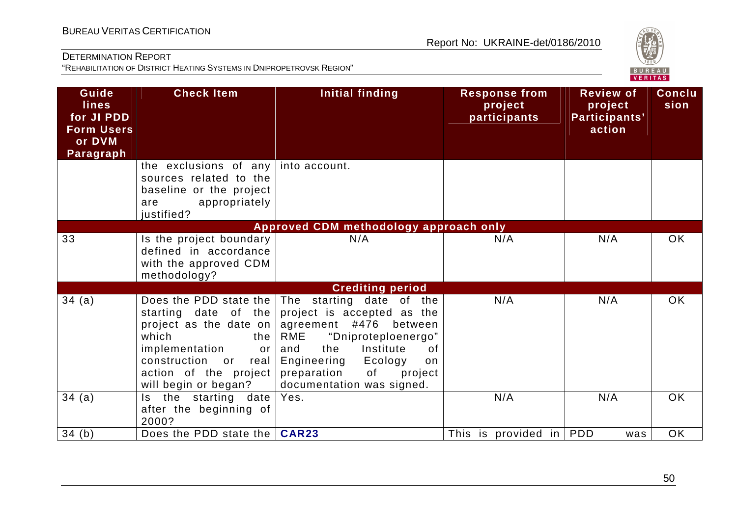| Guidelines for JI PDD Form Users or DVM Paragraph | Check Item | Initial finding | Response from project participants | Review of project Participants' action | Conclusion |
|---|---|---|---|---|---|
| | the exclusions of any sources related to the baseline or the project are appropriately justified? | into account. | | | |
| **Approved CDM methodology approach only** | | | | | |
| 33 | Is the project boundary defined in accordance with the approved CDM methodology? | N/A | N/A | N/A | OK |
| **Crediting period** | | | | | |
| 34 (a) | Does the PDD state the starting date of the project as the date on which the implementation or construction or real action of the project will begin or began? | The starting date of the project is accepted as the agreement #476 between RME "Dniproteploenergo" and the Institute of Engineering Ecology on preparation of project documentation was signed. | N/A | N/A | OK |
| 34 (a) | Is the starting date after the beginning of 2000? | Yes. | N/A | N/A | OK |
| 34 (b) | Does the PDD state the | **CAR23** | This is provided in | PDD was | OK |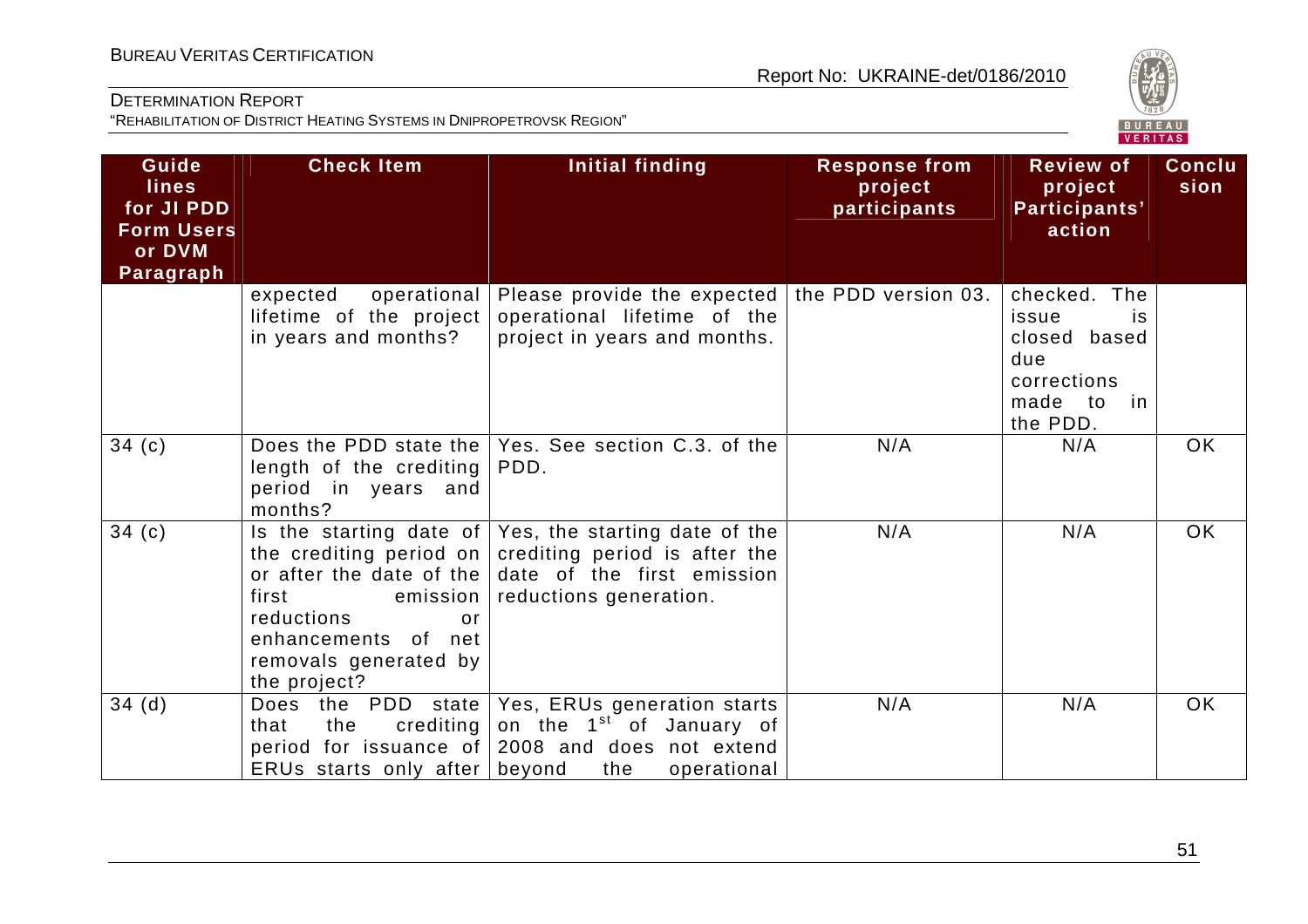| Guidelines for JI PDD Form Users or DVM Paragraph | Check Item | Initial finding | Response from project participants | Review of project Participants' action | Conclusion |
|---|---|---|---|---|---|
| | expected operational lifetime of the project in years and months? | Please provide the expected operational lifetime of the project in years and months. | the PDD version 03. | checked. The issue is closed based due corrections made to in the PDD. | |
| 34 (c) | Does the PDD state the length of the crediting period in years and months? | Yes. See section C.3. of the PDD. | N/A | N/A | OK |
| 34 (c) | Is the starting date of the crediting period on or after the date of the first emission reductions or enhancements of net removals generated by the project? | Yes, the starting date of the crediting period is after the date of the first emission reductions generation. | N/A | N/A | OK |
| 34 (d) | Does the PDD state that the crediting period for issuance of ERUs starts only after | Yes, ERUs generation starts on the 1st of January of 2008 and does not extend beyond the operational | N/A | N/A | OK |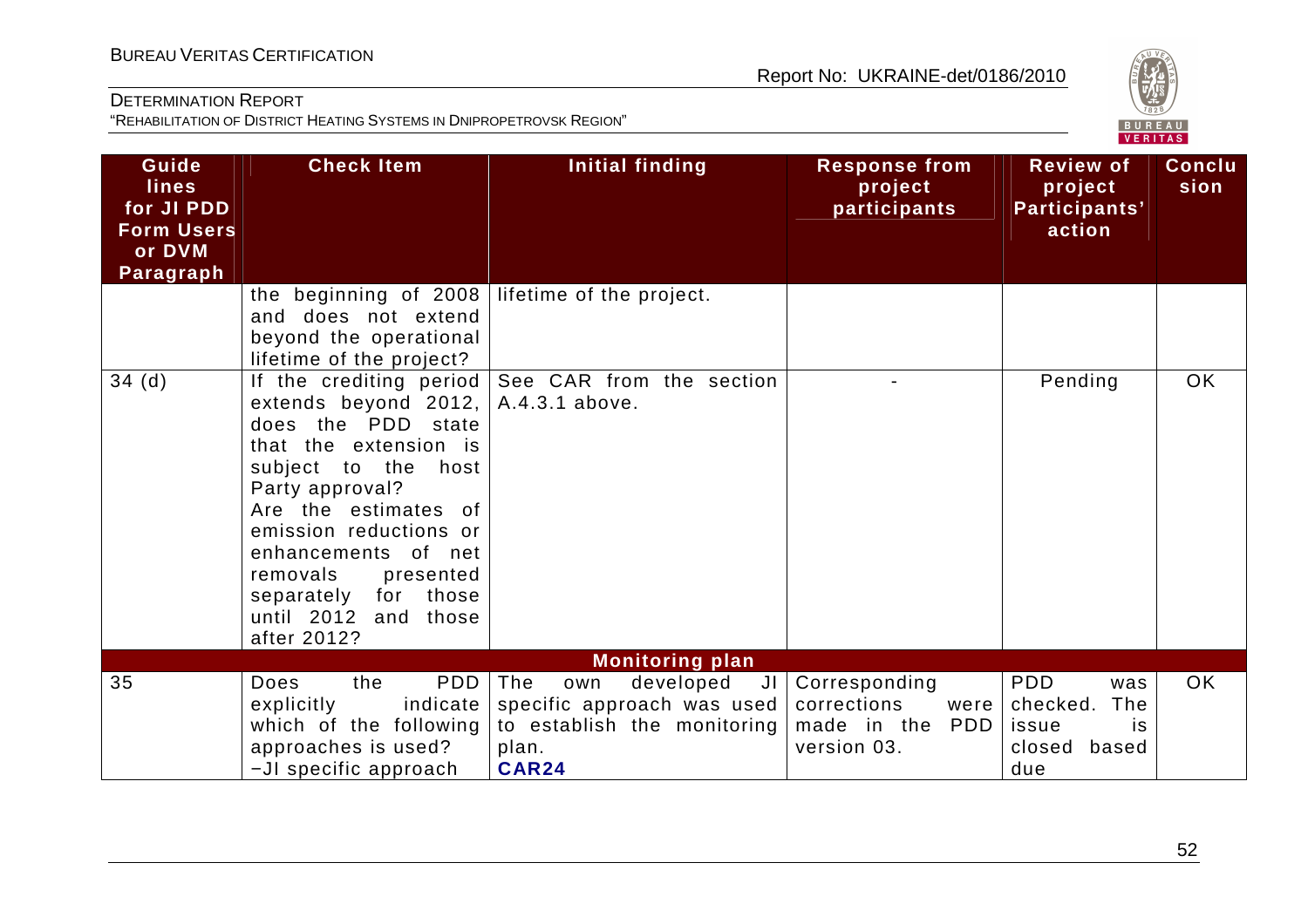| Guidelines for JI PDD Form Users or DVM Paragraph | Check Item | Initial finding | Response from project participants | Review of project Participants' action | Conclusion |
|---|---|---|---|---|---|
| | the beginning of 2008 and does not extend beyond the operational lifetime of the project? | lifetime of the project. | | | |
| 34 (d) | If the crediting period extends beyond 2012, does the PDD state that the extension is subject to the host Party approval?<br>Are the estimates of emission reductions or enhancements of net removals presented separately for those until 2012 and those after 2012? | See CAR from the section A.4.3.1 above. | - | Pending | OK |
| | | **Monitoring plan** | | | |
| 35 | Does the PDD explicitly indicate which of the following approaches is used?<br>−JI specific approach | The own developed JI specific approach was used to establish the monitoring plan.<br>**CAR24** | Corresponding corrections were made in the PDD version 03. | PDD was checked. The issue is closed based due | OK |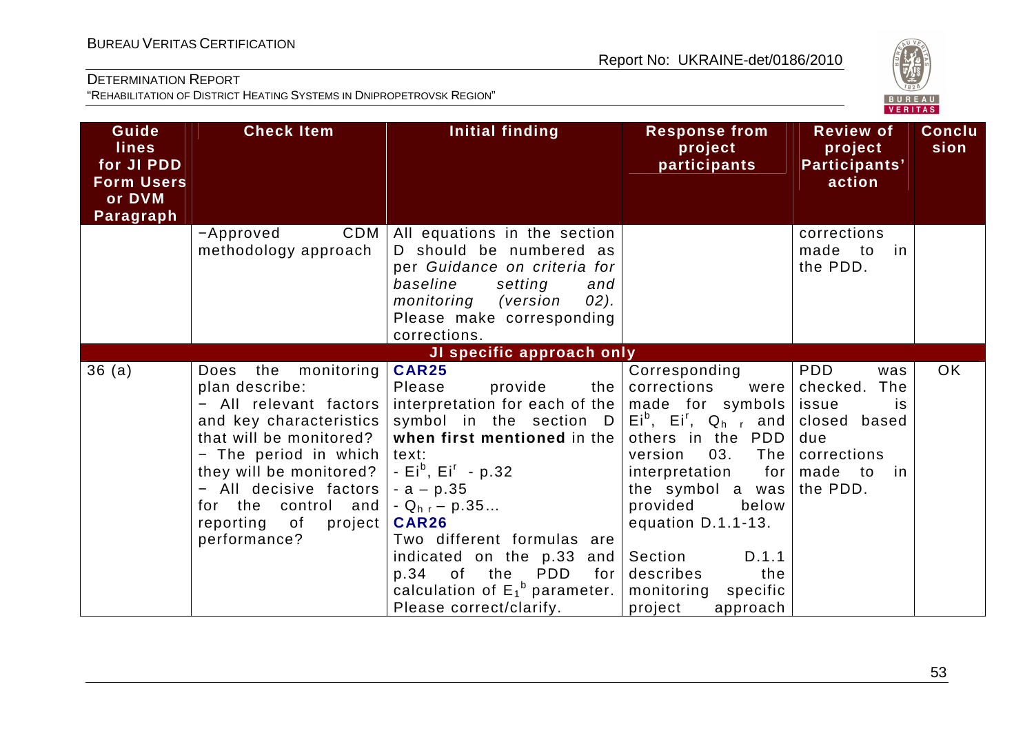| Guide lines for JI PDD Form Users or DVM Paragraph | Check Item | Initial finding | Response from project participants | Review of project Participants' action | Conclusion |
|---|---|---|---|---|---|
| | −Approved CDM methodology approach | All equations in the section D should be numbered as per *Guidance on criteria for baseline setting and monitoring (version 02).* Please make corresponding corrections. | | corrections made to in the PDD. | |
| **JI specific approach only** | | | | | |
| 36 (a) | Does the monitoring plan describe:<br>− All relevant factors and key characteristics that will be monitored?<br>− The period in which they will be monitored?<br>− All decisive factors for the control and reporting of project performance? | **CAR25**<br>Please provide the interpretation for each of the symbol in the section D **when first mentioned** in the text:<br>- $Ei^b$, $Ei^r$ - p.32<br>- a – p.35<br>- $Q_{h\ r}$ – p.35…<br>**CAR26**<br>Two different formulas are indicated on the p.33 and p.34 of the PDD for calculation of $E_1^b$ parameter. Please correct/clarify. | Corresponding corrections were made for symbols $Ei^b$, $Ei^r$, $Q_{h\ r}$ and others in the PDD version 03. The interpretation for the symbol a was provided below equation D.1.1-13.<br><br>Section D.1.1 describes the monitoring specific project approach | PDD was checked. The issue is closed based due corrections made to in the PDD. | OK |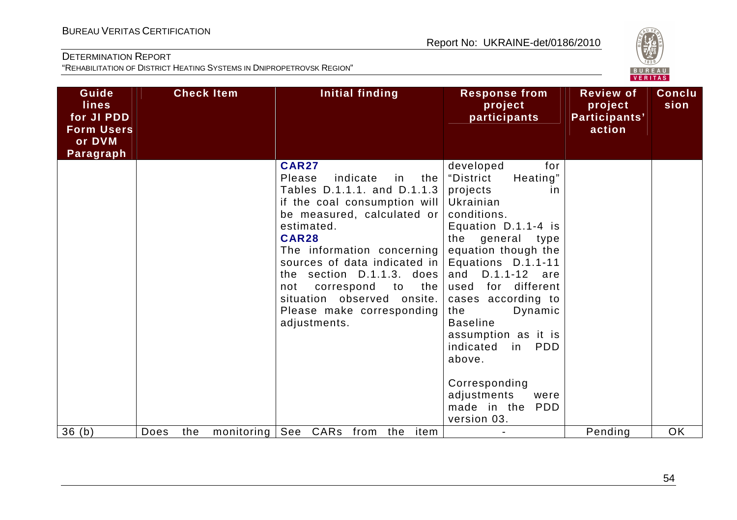| Guide lines for JI PDD Form Users or DVM Paragraph | Check Item | Initial finding | Response from project participants | Review of project Participants' action | Conclusion |
|---|---|---|---|---|---|
| | | **CAR27**<br>Please indicate in the Tables D.1.1.1. and D.1.1.3 if the coal consumption will be measured, calculated or estimated.<br>**CAR28**<br>The information concerning sources of data indicated in the section D.1.1.3. does not correspond to the situation observed onsite. Please make corresponding adjustments. | developed for "District Heating" projects in Ukrainian conditions.<br>Equation D.1.1-4 is the general type equation though the Equations D.1.1-11 and D.1.1-12 are used for different cases according to the Dynamic Baseline assumption as it is indicated in PDD above.<br><br>Corresponding adjustments were made in the PDD version 03. | | |
| 36 (b) | Does the monitoring | See CARs from the item | - | Pending | OK |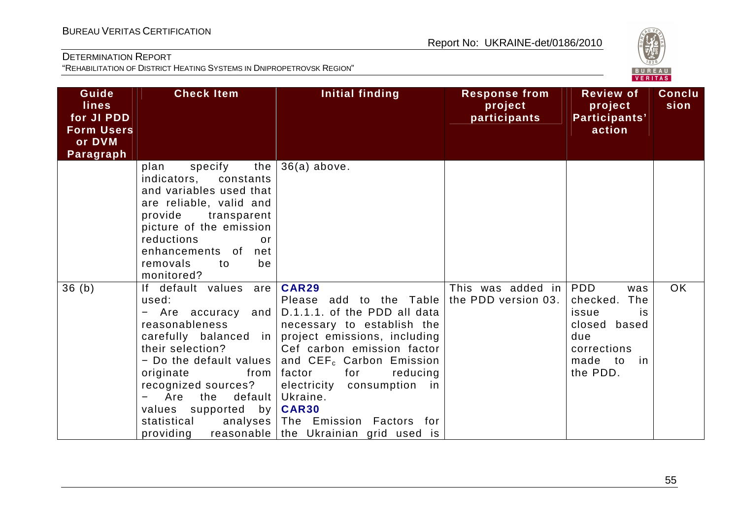| Guidelines for JI PDD Form Users or DVM Paragraph | Check Item | Initial finding | Response from project participants | Review of project Participants' action | Conclusion |
|---|---|---|---|---|---|
| | plan specify the indicators, constants and variables used that are reliable, valid and provide transparent picture of the emission reductions or enhancements of net removals to be monitored? | 36(a) above. | | | |
| 36 (b) | If default values are used:<br>− Are accuracy and reasonableness carefully balanced in their selection?<br>− Do the default values originate from recognized sources?<br>− Are the default values supported by statistical analyses providing reasonable | **CAR29**<br>Please add to the Table D.1.1.1. of the PDD all data necessary to establish the project emissions, including Cef carbon emission factor and $CEF_c$ Carbon Emission factor for reducing electricity consumption in Ukraine.<br>**CAR30**<br>The Emission Factors for the Ukrainian grid used is | This was added in the PDD version 03. | PDD was checked. The issue is closed based due corrections made to in the PDD. | OK |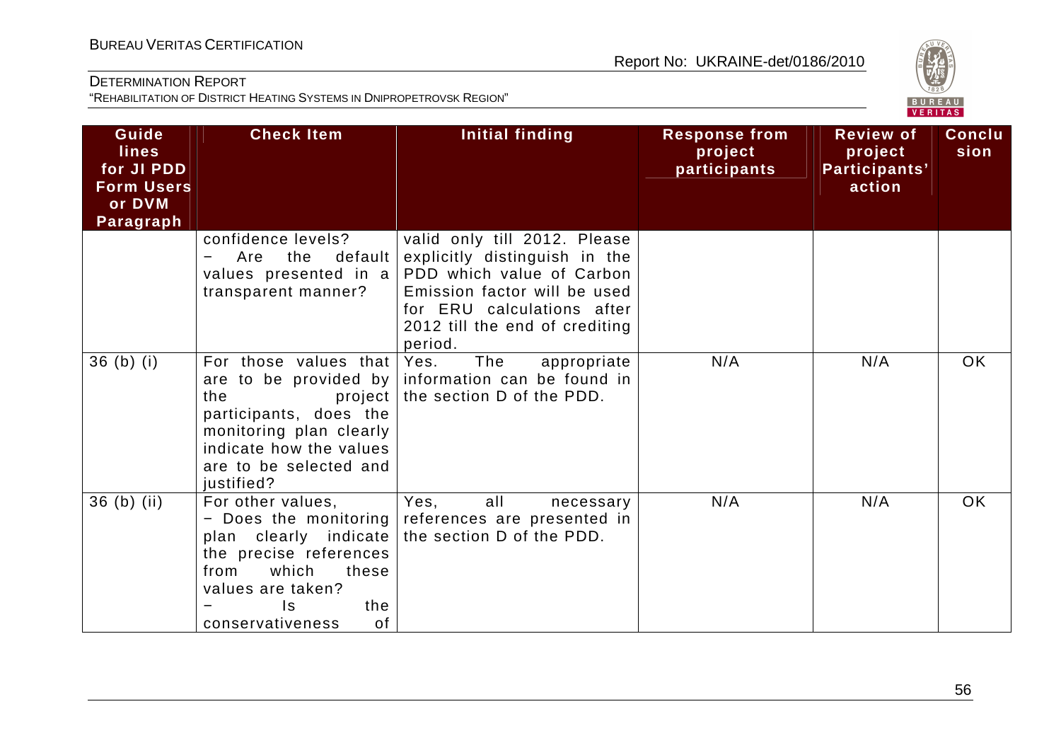| Guidelines for JI PDD Form Users or DVM Paragraph | Check Item | Initial finding | Response from project participants | Review of project Participants' action | Conclusion |
|---|---|---|---|---|---|
| | confidence levels? − Are the default values presented in a transparent manner? | valid only till 2012. Please explicitly distinguish in the PDD which value of Carbon Emission factor will be used for ERU calculations after 2012 till the end of crediting period. | | | |
| 36 (b) (i) | For those values that are to be provided by the project participants, does the monitoring plan clearly indicate how the values are to be selected and justified? | Yes. The appropriate information can be found in the section D of the PDD. | N/A | N/A | OK |
| 36 (b) (ii) | For other values, − Does the monitoring plan clearly indicate the precise references from which these values are taken? − Is the conservativeness of | Yes, all necessary references are presented in the section D of the PDD. | N/A | N/A | OK |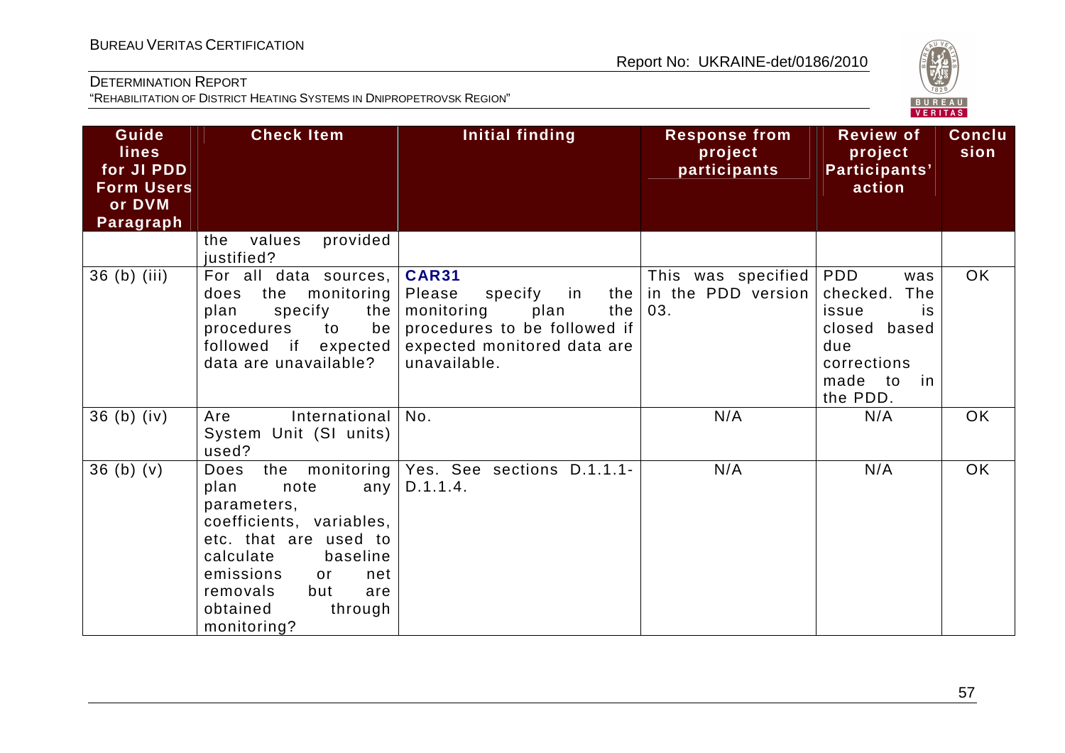| Guidelines for JI PDD Form Users or DVM Paragraph | Check Item | Initial finding | Response from project participants | Review of project Participants' action | Conclusion |
|---|---|---|---|---|---|
| | the values provided justified? | | | | |
| 36 (b) (iii) | For all data sources, does the monitoring plan specify the procedures to be followed if expected data are unavailable? | **CAR31** Please specify in the monitoring plan the procedures to be followed if expected monitored data are unavailable. | This was specified in the PDD version 03. | PDD was checked. The issue is closed based due corrections made to in the PDD. | OK |
| 36 (b) (iv) | Are International System Unit (SI units) used? | No. | N/A | N/A | OK |
| 36 (b) (v) | Does the monitoring plan note any parameters, coefficients, variables, etc. that are used to calculate baseline emissions or net removals but are obtained through monitoring? | Yes. See sections D.1.1.1-D.1.1.4. | N/A | N/A | OK |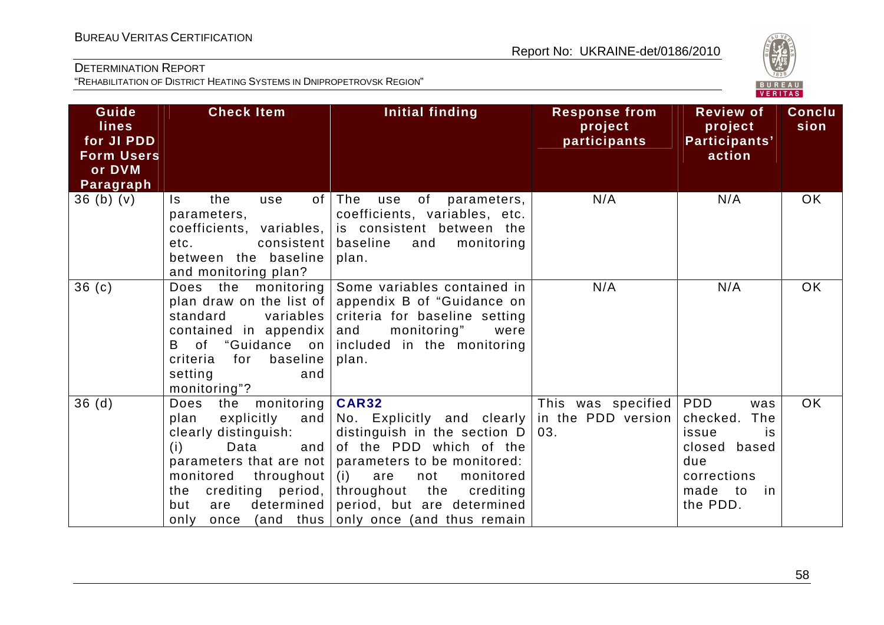| Guidelines for JI PDD Form Users or DVM Paragraph | Check Item | Initial finding | Response from project participants | Review of project Participants' action | Conclusion |
|---|---|---|---|---|---|
| 36 (b) (v) | Is the use of parameters, coefficients, variables, etc. consistent between the baseline and monitoring plan? | The use of parameters, coefficients, variables, etc. is consistent between the baseline and monitoring plan. | N/A | N/A | OK |
| 36 (c) | Does the monitoring plan draw on the list of standard variables contained in appendix B of "Guidance on criteria for baseline setting and monitoring"? | Some variables contained in appendix B of "Guidance on criteria for baseline setting and monitoring" were included in the monitoring plan. | N/A | N/A | OK |
| 36 (d) | Does the monitoring plan explicitly and clearly distinguish:<br>(i) Data and parameters that are not monitored throughout the crediting period, but are determined only once (and thus | **CAR32**<br>No. Explicitly and clearly distinguish in the section D of the PDD which of the parameters to be monitored:<br>(i) are not monitored throughout the crediting period, but are determined only once (and thus remain | This was specified in the PDD version 03. | PDD was checked. The issue is closed based due corrections made to in the PDD. | OK |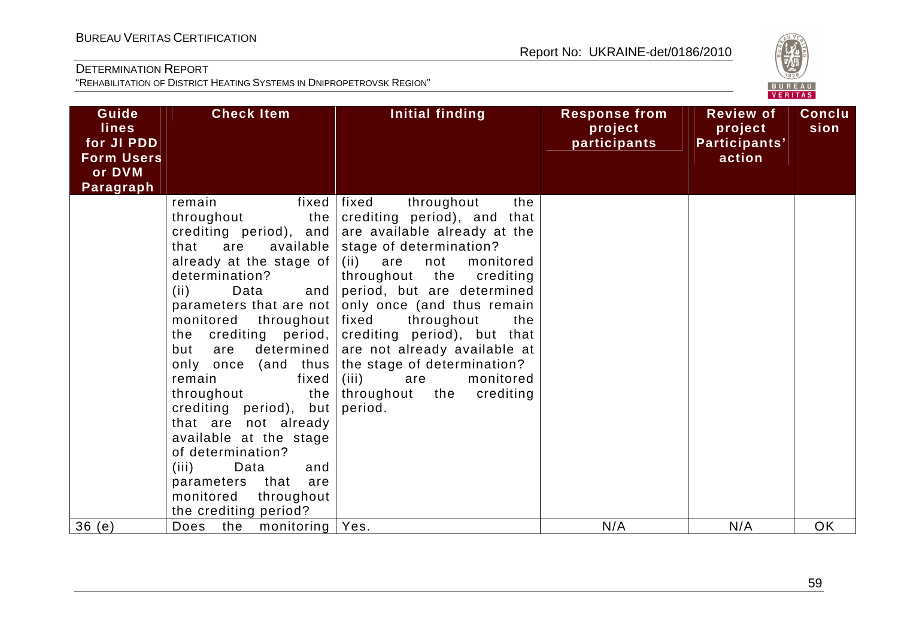| Guidelines for JI PDD Form Users or DVM Paragraph | Check Item | Initial finding | Response from project participants | Review of project Participants' action | Conclusion |
|---|---|---|---|---|---|
| | remain fixed throughout the crediting period), and that are available already at the stage of determination? (ii) Data and parameters that are not monitored throughout the crediting period, but are determined only once (and thus remain fixed throughout the crediting period), but that are not already available at the stage of determination? (iii) Data and parameters that are monitored throughout the crediting period? | fixed throughout the crediting period), and that are available already at the stage of determination? (ii) are not monitored throughout the crediting period, but are determined only once (and thus remain fixed throughout the crediting period), but that are not already available at the stage of determination? (iii) are monitored throughout the crediting period. | | | |
| 36 (e) | Does the monitoring | Yes. | N/A | N/A | OK |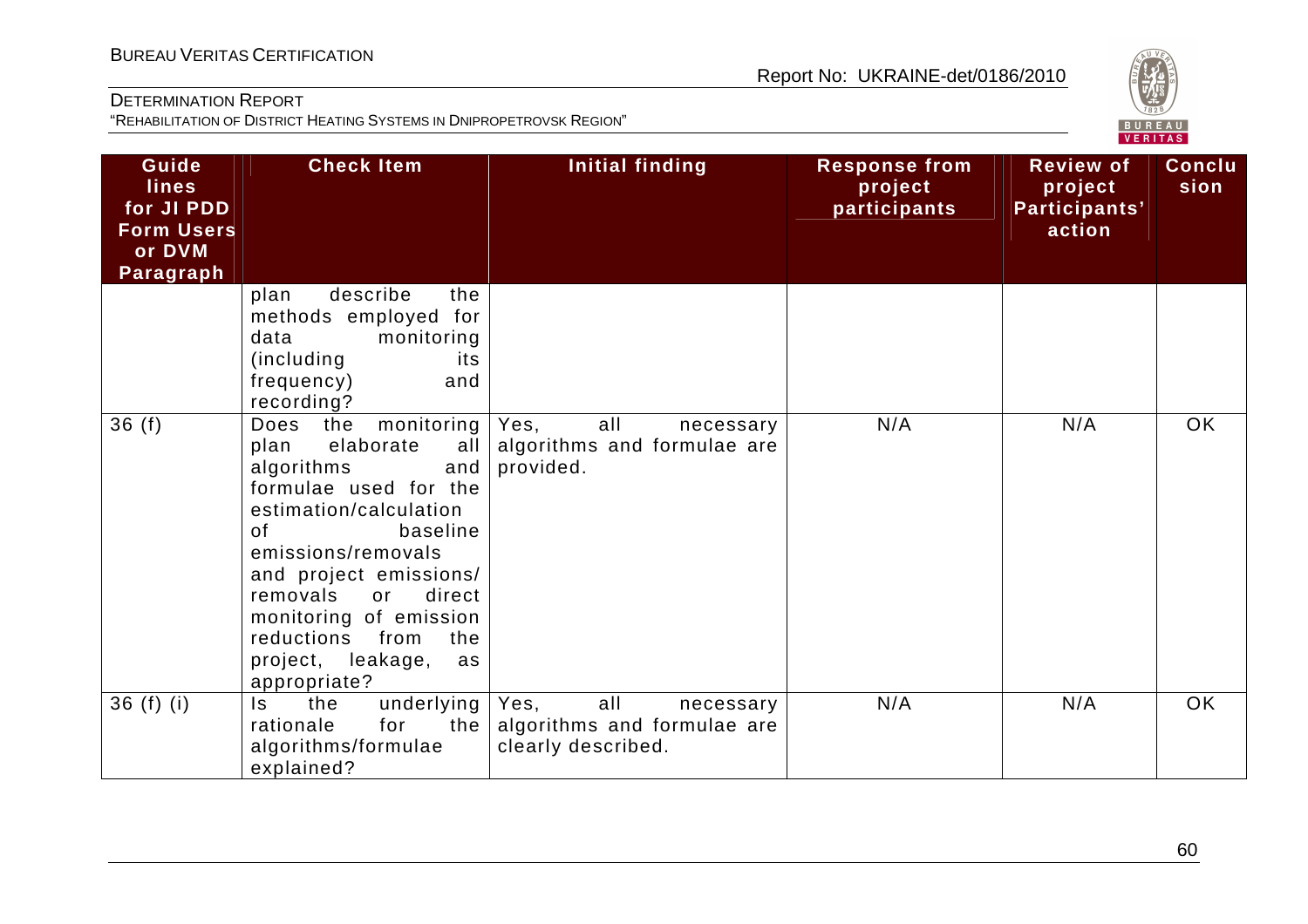| Guidelines for JI PDD Form Users or DVM Paragraph | Check Item | Initial finding | Response from project participants | Review of project Participants' action | Conclusion |
|---|---|---|---|---|---|
| | plan describe the methods employed for data monitoring (including its frequency) and recording? | | | | |
| 36 (f) | Does the monitoring plan elaborate all algorithms and formulae used for the estimation/calculation of baseline emissions/removals and project emissions/ removals or direct monitoring of emission reductions from the project, leakage, as appropriate? | Yes, all necessary algorithms and formulae are provided. | N/A | N/A | OK |
| 36 (f) (i) | Is the underlying rationale for the algorithms/formulae explained? | Yes, all necessary algorithms and formulae are clearly described. | N/A | N/A | OK |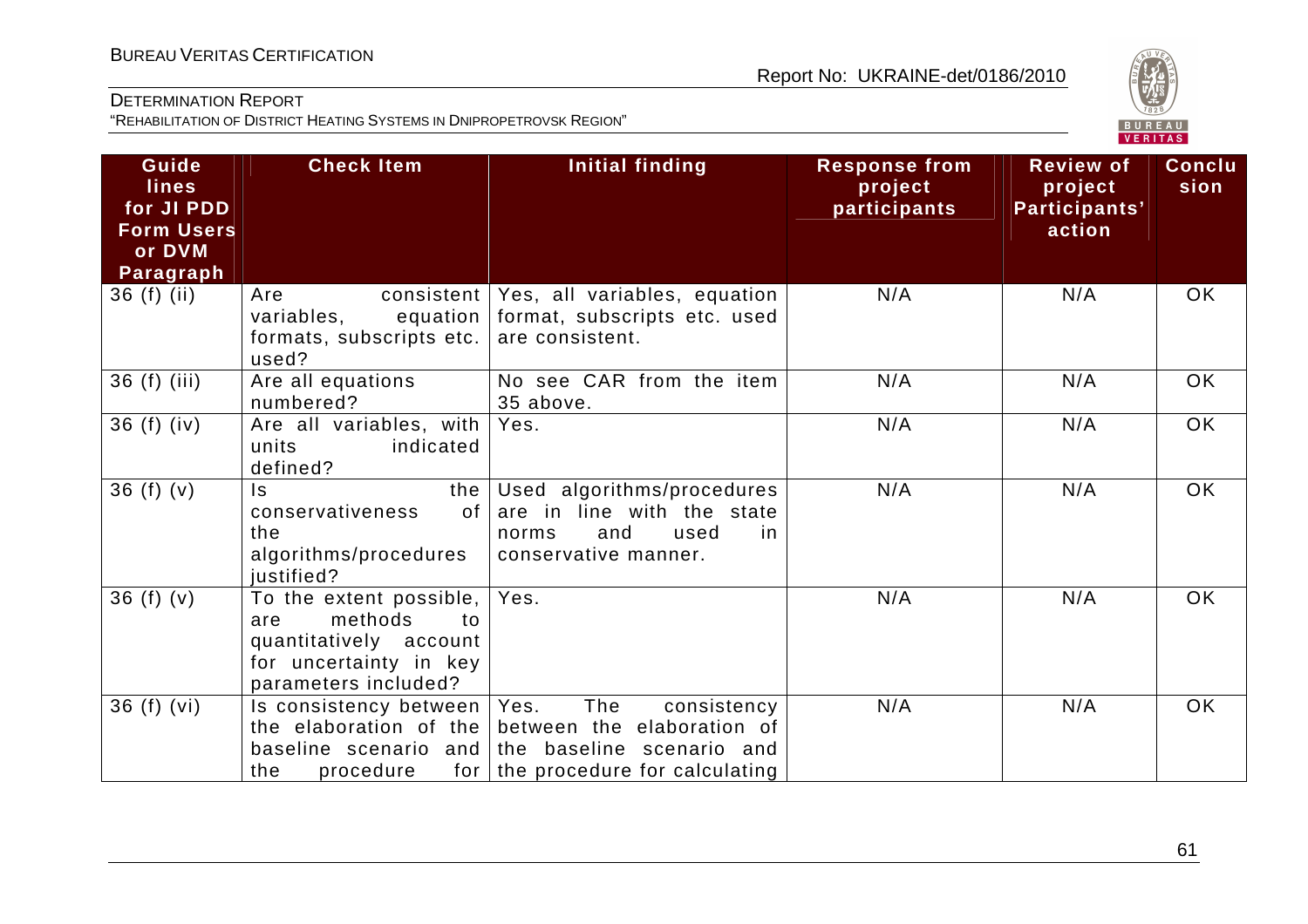| Guide lines for JI PDD Form Users or DVM Paragraph | Check Item | Initial finding | Response from project participants | Review of project Participants' action | Conclusion |
|---|---|---|---|---|---|
| 36 (f) (ii) | Are consistent variables, equation formats, subscripts etc. used? | Yes, all variables, equation format, subscripts etc. used are consistent. | N/A | N/A | OK |
| 36 (f) (iii) | Are all equations numbered? | No see CAR from the item 35 above. | N/A | N/A | OK |
| 36 (f) (iv) | Are all variables, with units indicated defined? | Yes. | N/A | N/A | OK |
| 36 (f) (v) | Is the conservativeness of the algorithms/procedures justified? | Used algorithms/procedures are in line with the state norms and used in conservative manner. | N/A | N/A | OK |
| 36 (f) (v) | To the extent possible, are methods to quantitatively account for uncertainty in key parameters included? | Yes. | N/A | N/A | OK |
| 36 (f) (vi) | Is consistency between the elaboration of the baseline scenario and the procedure for | Yes. The consistency between the elaboration of the baseline scenario and the procedure for calculating | N/A | N/A | OK |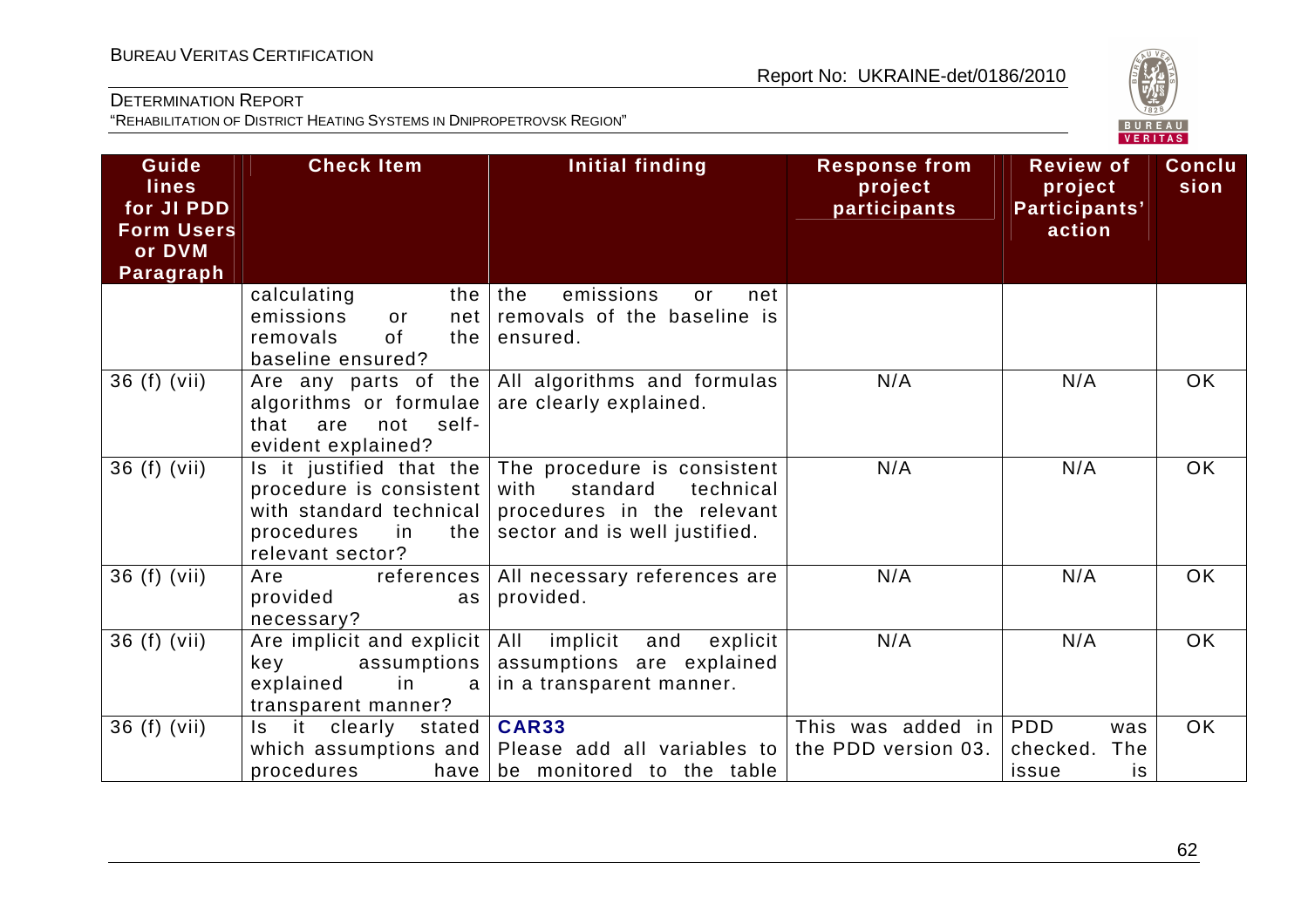| Guide lines for JI PDD Form Users or DVM Paragraph | Check Item | Initial finding | Response from project participants | Review of project Participants' action | Conclusion |
|---|---|---|---|---|---|
| | calculating the emissions or net removals of the baseline ensured? | the emissions or net removals of the baseline is ensured. | | | |
| 36 (f) (vii) | Are any parts of the algorithms or formulae that are not self-evident explained? | All algorithms and formulas are clearly explained. | N/A | N/A | OK |
| 36 (f) (vii) | Is it justified that the procedure is consistent with standard technical procedures in the relevant sector? | The procedure is consistent with standard technical procedures in the relevant sector and is well justified. | N/A | N/A | OK |
| 36 (f) (vii) | Are references provided as necessary? | All necessary references are provided. | N/A | N/A | OK |
| 36 (f) (vii) | Are implicit and explicit key assumptions explained in a transparent manner? | All implicit and explicit assumptions are explained in a transparent manner. | N/A | N/A | OK |
| 36 (f) (vii) | Is it clearly stated which assumptions and procedures have | **CAR33** Please add all variables to be monitored to the table | This was added in the PDD version 03. | PDD was checked. The issue is | OK |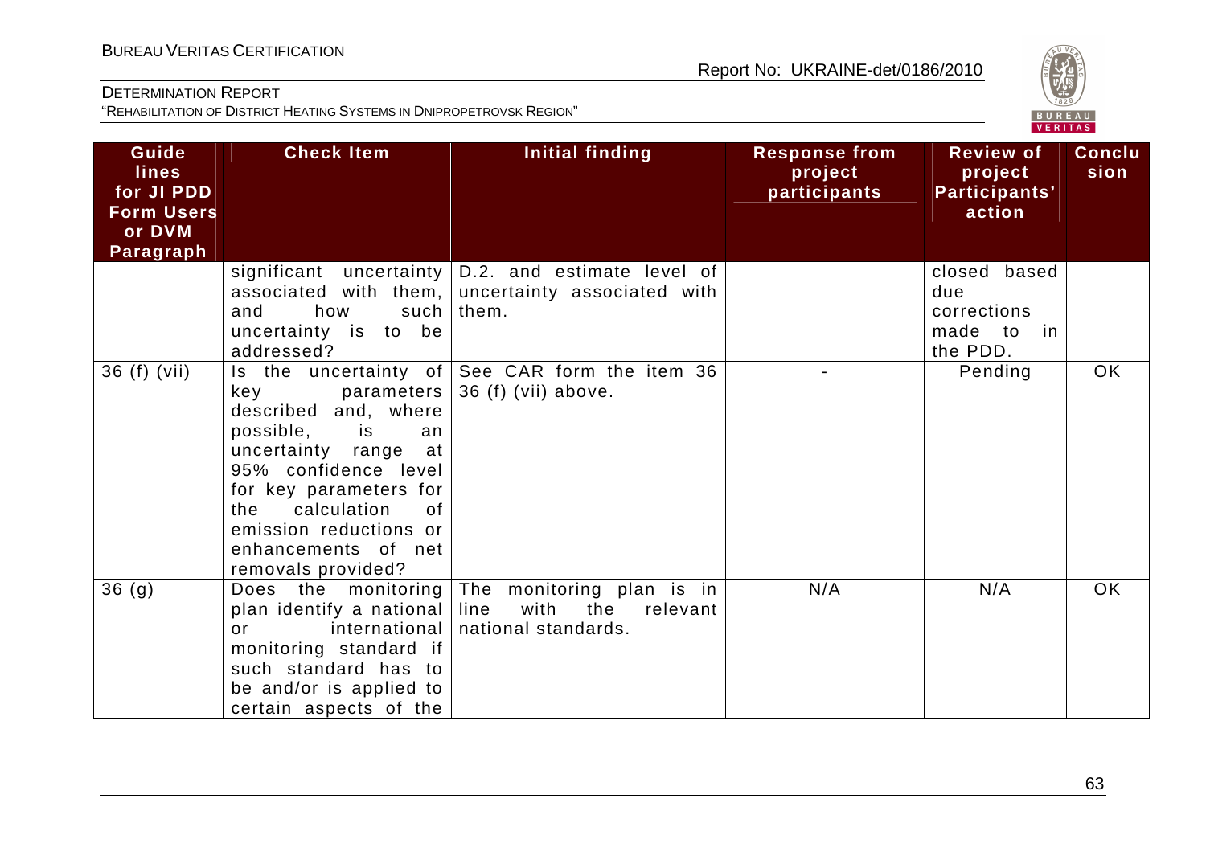| Guidelines for JI PDD Form Users or DVM Paragraph | Check Item | Initial finding | Response from project participants | Review of project Participants' action | Conclusion |
|---|---|---|---|---|---|
| | significant uncertainty associated with them, and how such uncertainty is to be addressed? | D.2. and estimate level of uncertainty associated with them. | | closed based due corrections made to in the PDD. | |
| 36 (f) (vii) | Is the uncertainty of key parameters described and, where possible, is an uncertainty range at 95% confidence level for key parameters for the calculation of emission reductions or enhancements of net removals provided? | See CAR form the item 36 36 (f) (vii) above. | - | Pending | OK |
| 36 (g) | Does the monitoring plan identify a national or international monitoring standard if such standard has to be and/or is applied to certain aspects of the | The monitoring plan is in line with the relevant national standards. | N/A | N/A | OK |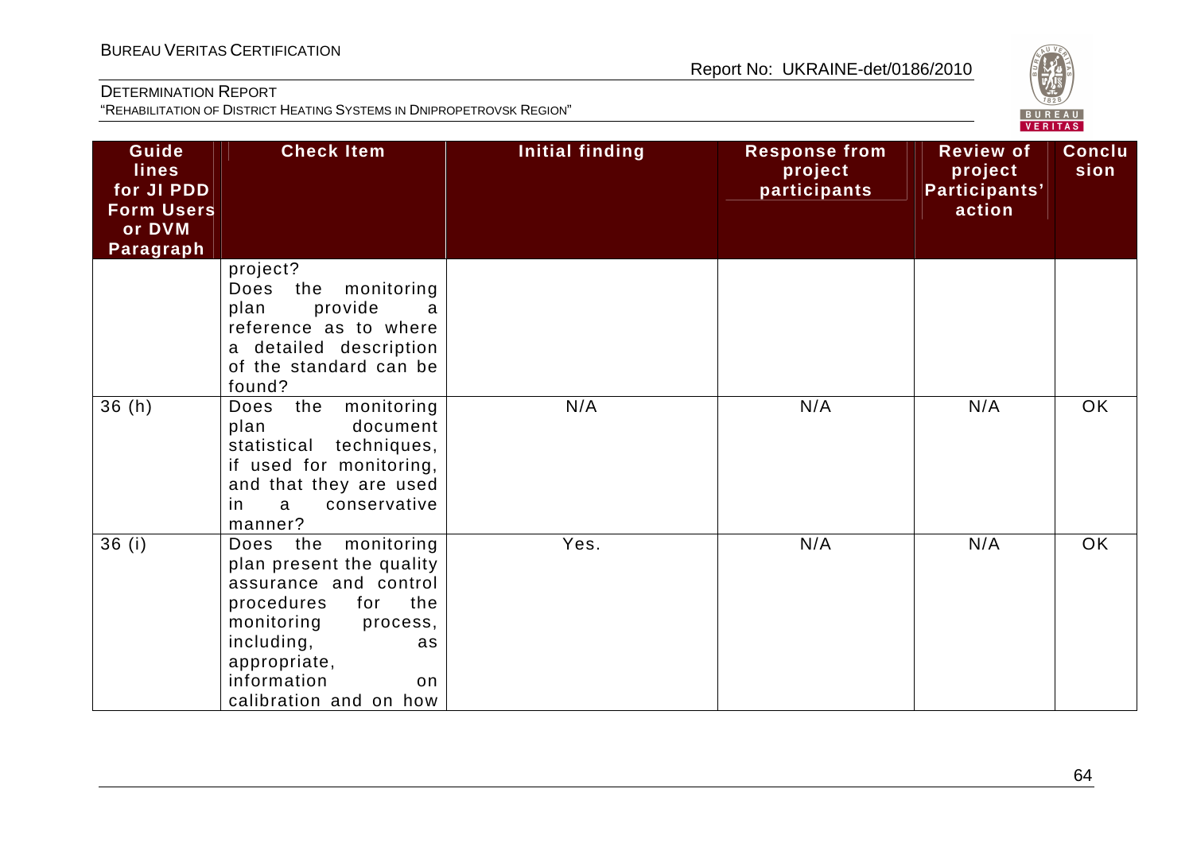| Guidelines for JI PDD Form Users or DVM Paragraph | Check Item | Initial finding | Response from project participants | Review of project Participants' action | Conclusion |
|---|---|---|---|---|---|
| | project? Does the monitoring plan provide a reference as to where a detailed description of the standard can be found? | | | | |
| 36 (h) | Does the monitoring plan document statistical techniques, if used for monitoring, and that they are used in a conservative manner? | N/A | N/A | N/A | OK |
| 36 (i) | Does the monitoring plan present the quality assurance and control procedures for the monitoring process, including, as appropriate, information on calibration and on how | Yes. | N/A | N/A | OK |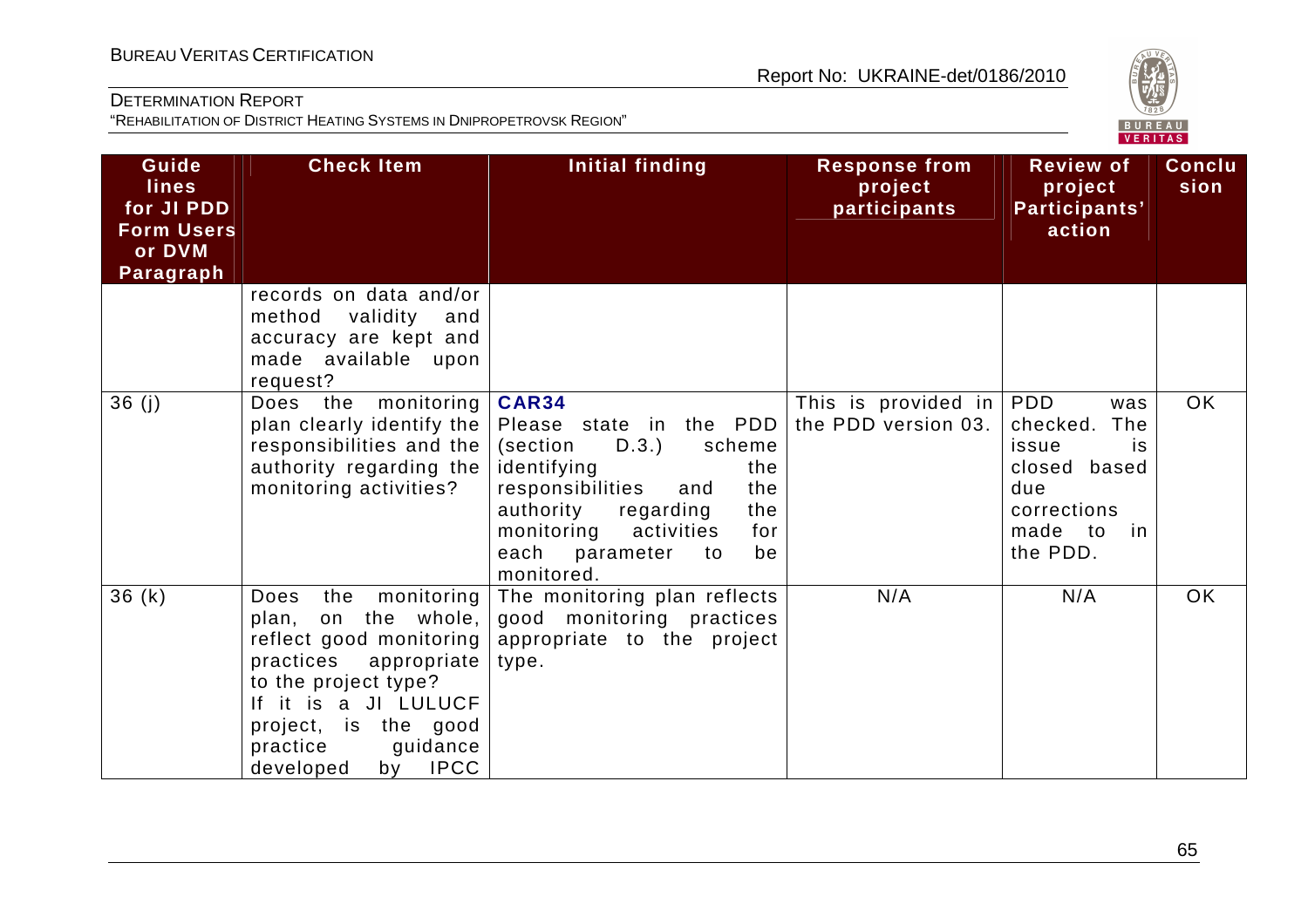| Guide lines for JI PDD Form Users or DVM Paragraph | Check Item | Initial finding | Response from project participants | Review of project Participants' action | Conclusion |
|---|---|---|---|---|---|
| | records on data and/or method validity and accuracy are kept and made available upon request? | | | | |
| 36 (j) | Does the monitoring plan clearly identify the responsibilities and the authority regarding the monitoring activities? | **CAR34** Please state in the PDD (section D.3.) scheme identifying the responsibilities and the authority regarding the monitoring activities for each parameter to be monitored. | This is provided in the PDD version 03. | PDD was checked. The issue is closed based due corrections made to in the PDD. | OK |
| 36 (k) | Does the monitoring plan, on the whole, reflect good monitoring practices appropriate to the project type? If it is a JI LULUCF project, is the good practice guidance developed by IPCC | The monitoring plan reflects good monitoring practices appropriate to the project type. | N/A | N/A | OK |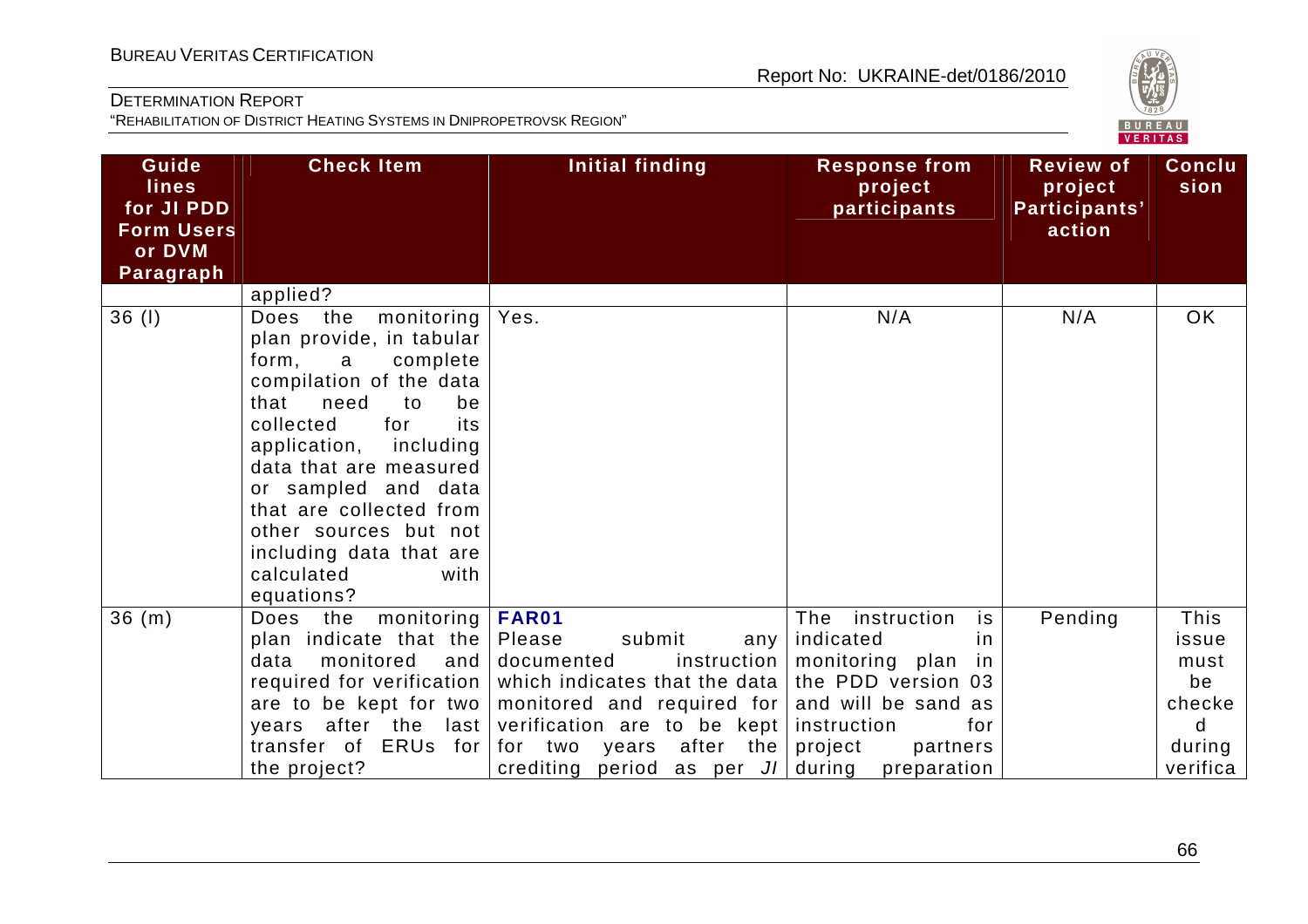| Guidelines for JI PDD Form Users or DVM Paragraph | Check Item | Initial finding | Response from project participants | Review of project Participants' action | Conclusion |
|---|---|---|---|---|---|
| | applied? | | | | |
| 36 (l) | Does the monitoring plan provide, in tabular form, a complete compilation of the data that need to be collected for its application, including data that are measured or sampled and data that are collected from other sources but not including data that are calculated with equations? | Yes. | N/A | N/A | OK |
| 36 (m) | Does the monitoring plan indicate that the data monitored and required for verification are to be kept for two years after the last transfer of ERUs for the project? | **FAR01** Please submit any documented instruction which indicates that the data monitored and required for verification are to be kept for two years after the crediting period as per *JI* | The instruction is indicated in monitoring plan in the PDD version 03 and will be sand as instruction for project partners during preparation | Pending | This issue must be checked during verifica |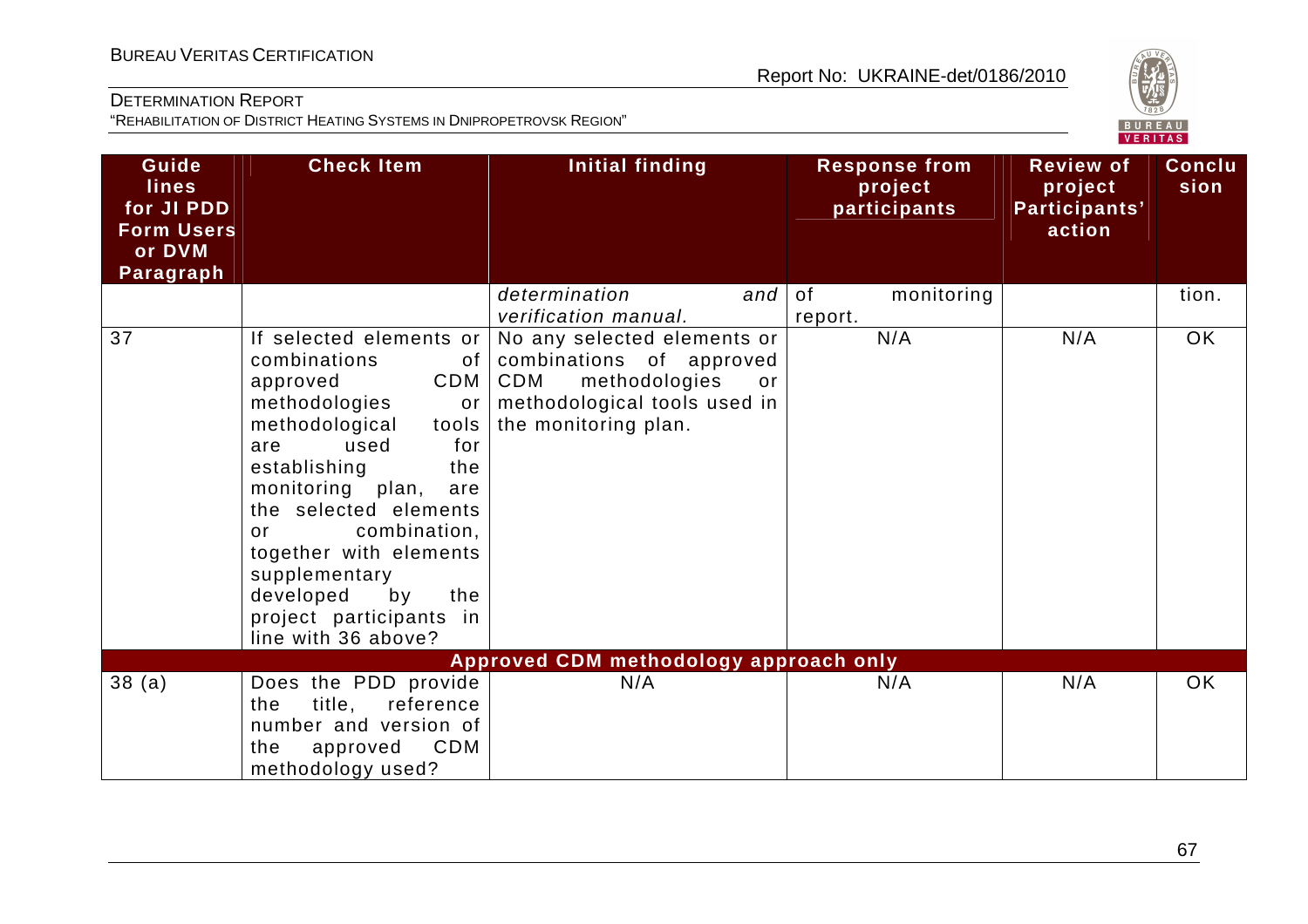| Guidelines for JI PDD Form Users or DVM Paragraph | Check Item | Initial finding | Response from project participants | Review of project Participants' action | Conclusion |
|---|---|---|---|---|---|
| | | *determination and verification manual.* | of monitoring report. | | tion. |
| 37 | If selected elements or combinations of approved CDM methodologies or methodological tools are used for establishing the monitoring plan, are the selected elements or combination, together with elements supplementary developed by the project participants in line with 36 above? | No any selected elements or combinations of approved CDM methodologies or methodological tools used in the monitoring plan. | N/A | N/A | OK |
| **Approved CDM methodology approach only** | | | | | |
| 38 (a) | Does the PDD provide the title, reference number and version of the approved CDM methodology used? | N/A | N/A | N/A | OK |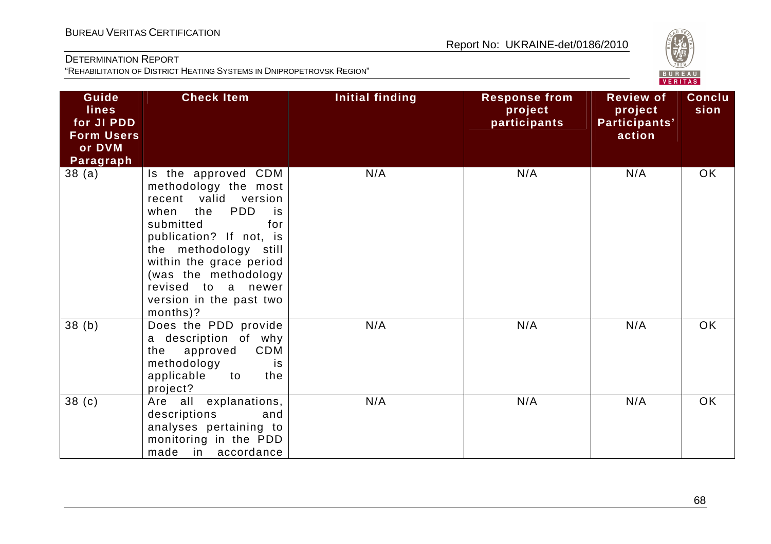| Guidelines for JI PDD Form Users or DVM Paragraph | Check Item | Initial finding | Response from project participants | Review of project Participants' action | Conclusion |
|---|---|---|---|---|---|
| 38 (a) | Is the approved CDM methodology the most recent valid version when the PDD is submitted for publication? If not, is the methodology still within the grace period (was the methodology revised to a newer version in the past two months)? | N/A | N/A | N/A | OK |
| 38 (b) | Does the PDD provide a description of why the approved CDM methodology is applicable to the project? | N/A | N/A | N/A | OK |
| 38 (c) | Are all explanations, descriptions and analyses pertaining to monitoring in the PDD made in accordance | N/A | N/A | N/A | OK |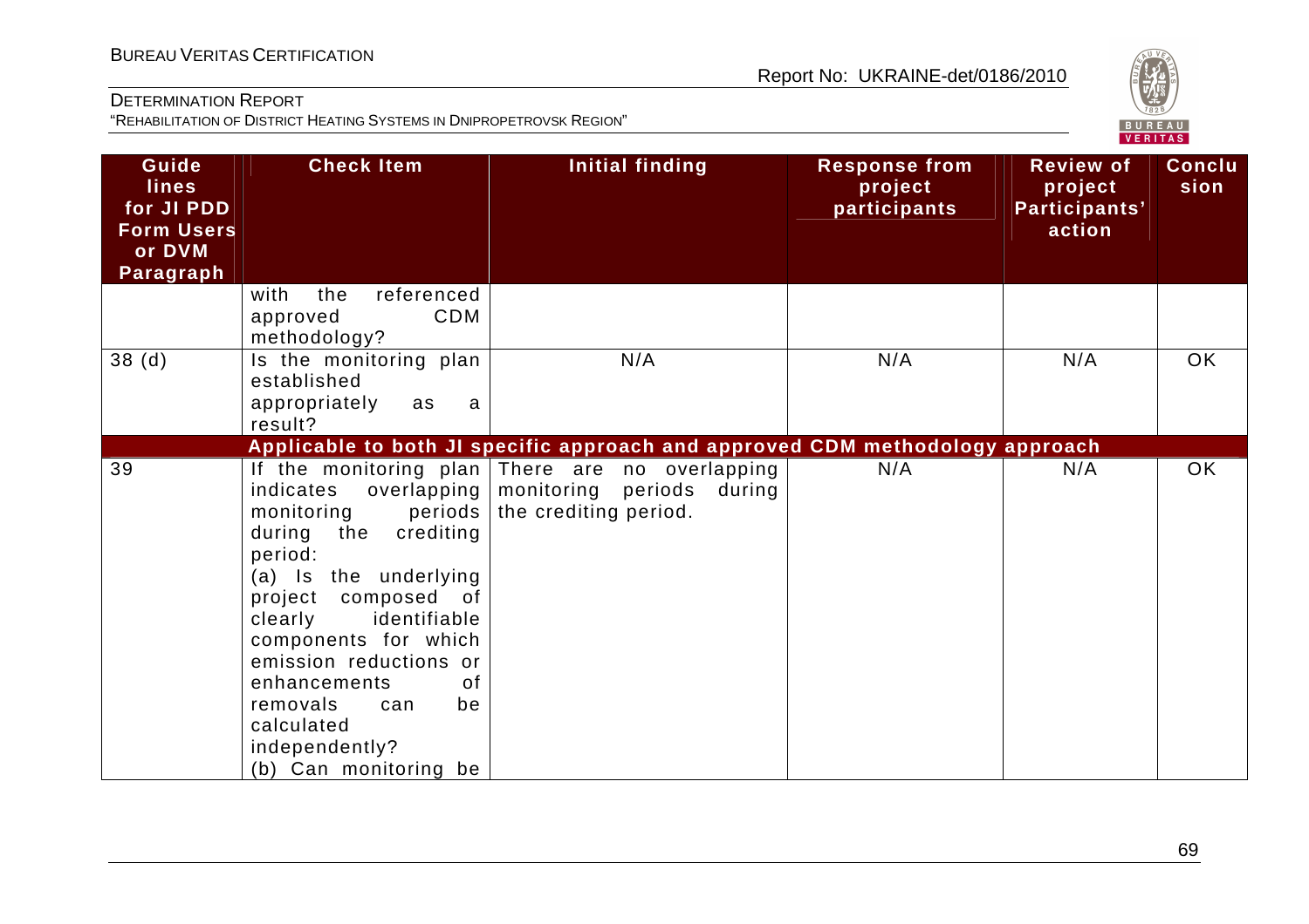| Guidelines for JI PDD Form Users or DVM Paragraph | Check Item | Initial finding | Response from project participants | Review of project Participants' action | Conclusion |
|---|---|---|---|---|---|
| | with the referenced approved CDM methodology? | | | | |
| 38 (d) | Is the monitoring plan established appropriately as a result? | N/A | N/A | N/A | OK |
| **Applicable to both JI specific approach and approved CDM methodology approach** | | | | | |
| 39 | If the monitoring plan indicates overlapping monitoring periods during the crediting period:<br>(a) Is the underlying project composed of clearly identifiable components for which emission reductions or enhancements of removals can be calculated independently?<br>(b) Can monitoring be | There are no overlapping monitoring periods during the crediting period. | N/A | N/A | OK |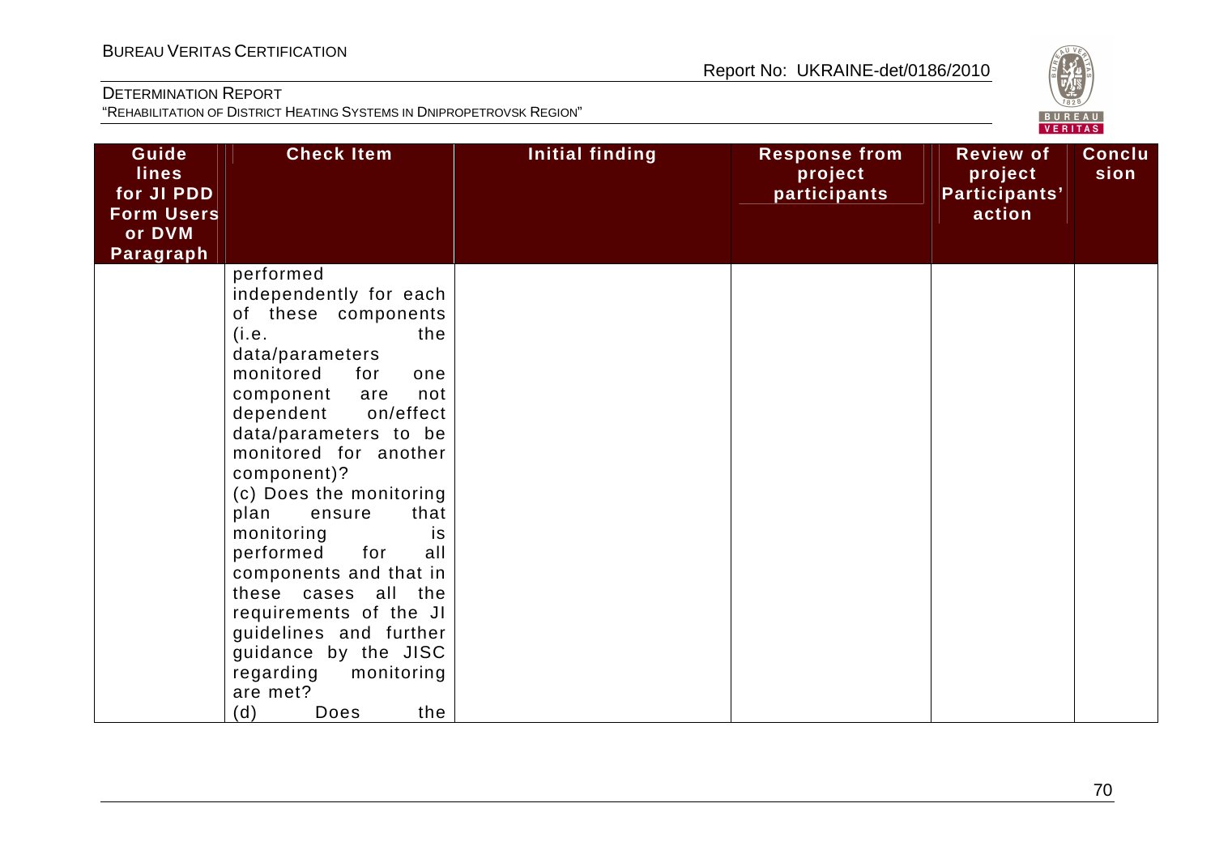| Guide lines for JI PDD Form Users or DVM Paragraph | Check Item | Initial finding | Response from project participants | Review of project Participants' action | Conclusion |
|---|---|---|---|---|---|
| | performed independently for each of these components (i.e. the data/parameters monitored for one component are not dependent on/effect data/parameters to be monitored for another component)? (c) Does the monitoring plan ensure that monitoring is performed for all components and that in these cases all the requirements of the JI guidelines and further guidance by the JISC regarding monitoring are met? (d) Does the | | | | |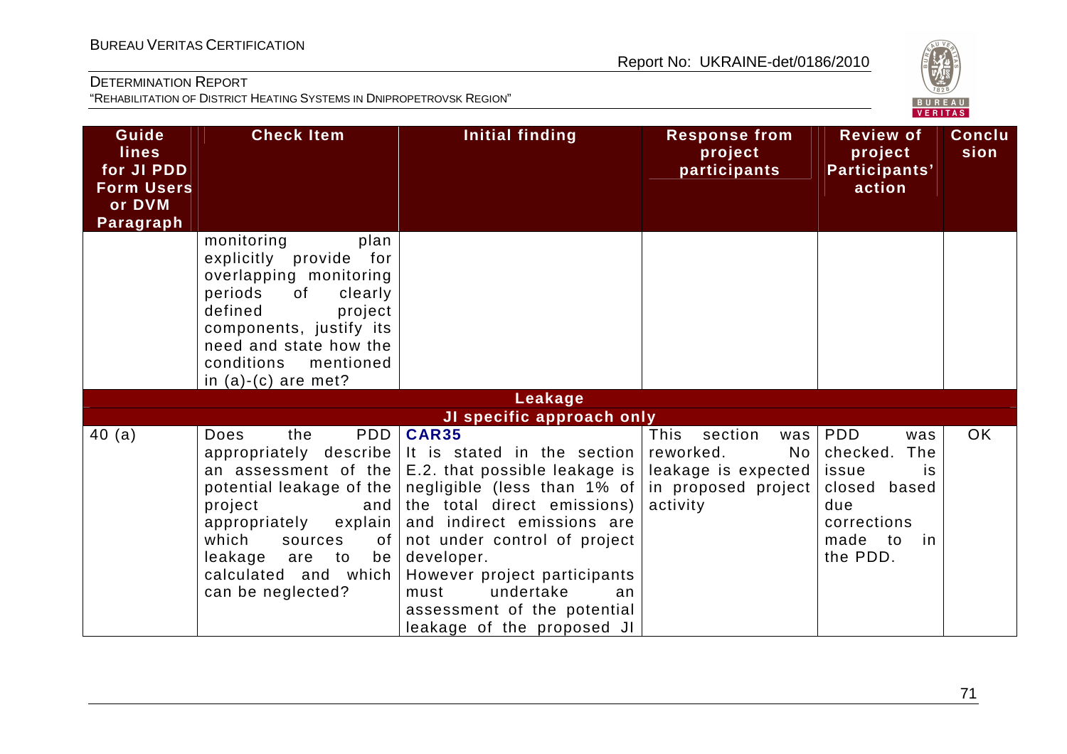| Guidelines for JI PDD Form Users or DVM Paragraph | Check Item | Initial finding | Response from project participants | Review of project Participants' action | Conclusion |
|---|---|---|---|---|---|
| | monitoring plan explicitly provide for overlapping monitoring periods of clearly defined project components, justify its need and state how the conditions mentioned in (a)-(c) are met? | | | | |
| **Leakage** | | | | | |
| **JI specific approach only** | | | | | |
| 40 (a) | Does the PDD appropriately describe an assessment of the potential leakage of the project and appropriately explain which sources of leakage are to be calculated and which can be neglected? | **CAR35** It is stated in the section E.2. that possible leakage is negligible (less than 1% of the total direct emissions) and indirect emissions are not under control of project developer. However project participants must undertake an assessment of the potential leakage of the proposed JI | This section was reworked. No leakage is expected in proposed project activity | PDD was checked. The issue is closed based due corrections made to in the PDD. | OK |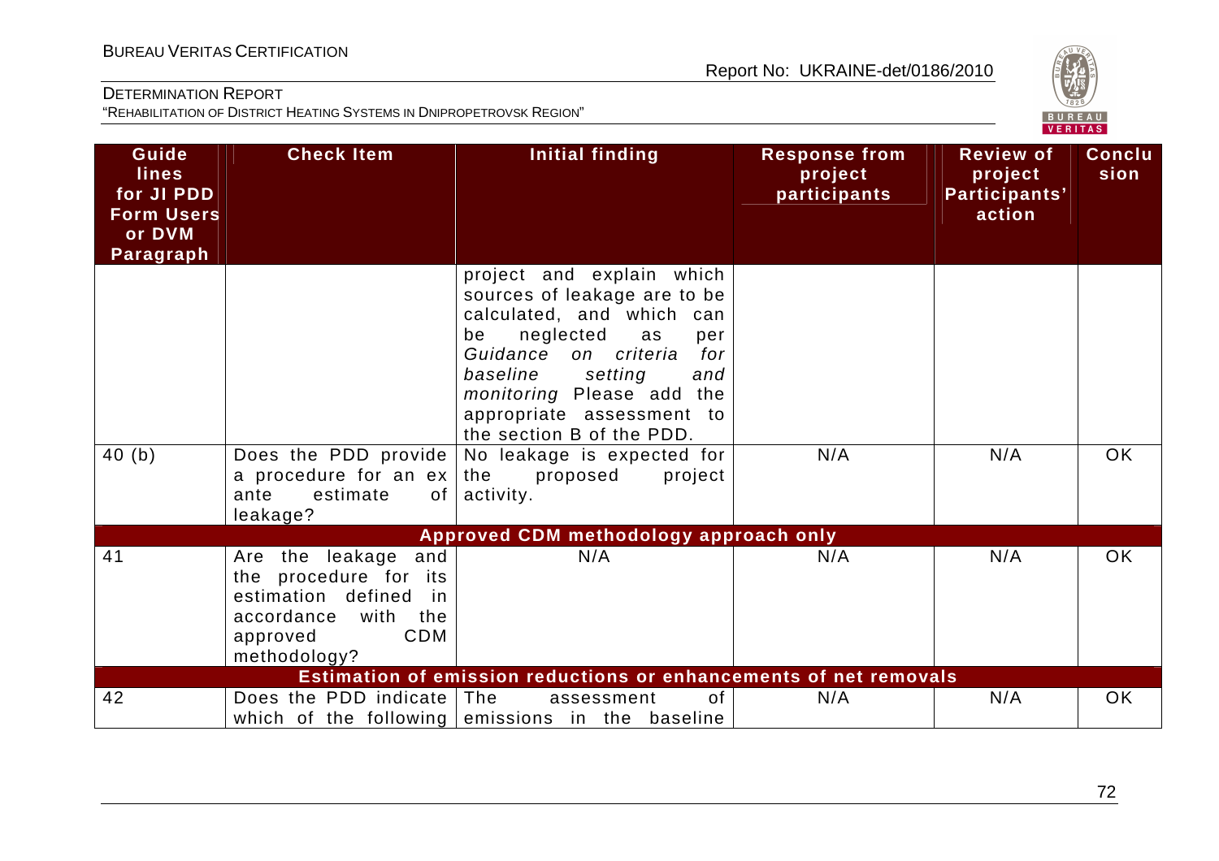| Guidelines for JI PDD Form Users or DVM Paragraph | Check Item | Initial finding | Response from project participants | Review of project Participants' action | Conclusion |
|---|---|---|---|---|---|
| | | project and explain which sources of leakage are to be calculated, and which can be neglected as per *Guidance on criteria for baseline setting and monitoring* Please add the appropriate assessment to the section B of the PDD. | | | |
| 40 (b) | Does the PDD provide a procedure for an ex ante estimate of leakage? | No leakage is expected for the proposed project activity. | N/A | N/A | OK |
| **Approved CDM methodology approach only** | | | | | |
| 41 | Are the leakage and the procedure for its estimation defined in accordance with the approved CDM methodology? | N/A | N/A | N/A | OK |
| **Estimation of emission reductions or enhancements of net removals** | | | | | |
| 42 | Does the PDD indicate which of the following | The assessment of emissions in the baseline | N/A | N/A | OK |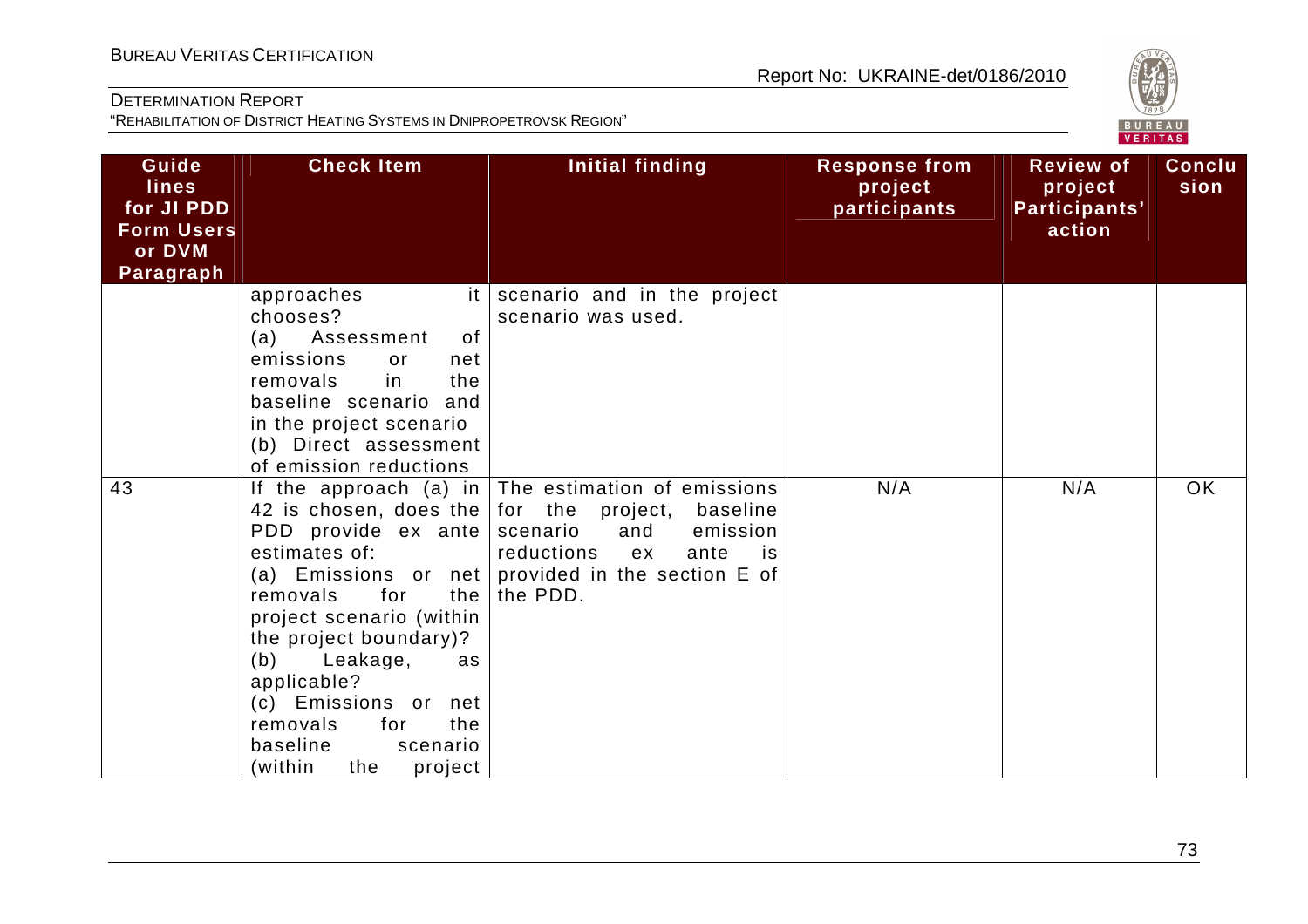| Guidelines for JI PDD Form Users or DVM Paragraph | Check Item | Initial finding | Response from project participants | Review of project Participants' action | Conclusion |
|---|---|---|---|---|---|
| | approaches it chooses? (a) Assessment of emissions or net removals in the baseline scenario and in the project scenario (b) Direct assessment of emission reductions | scenario and in the project scenario was used. | | | |
| 43 | If the approach (a) in 42 is chosen, does the PDD provide ex ante estimates of: (a) Emissions or net removals for the project scenario (within the project boundary)? (b) Leakage, as applicable? (c) Emissions or net removals for the baseline scenario (within the project | The estimation of emissions for the project, baseline scenario and emission reductions ex ante is provided in the section E of the PDD. | N/A | N/A | OK |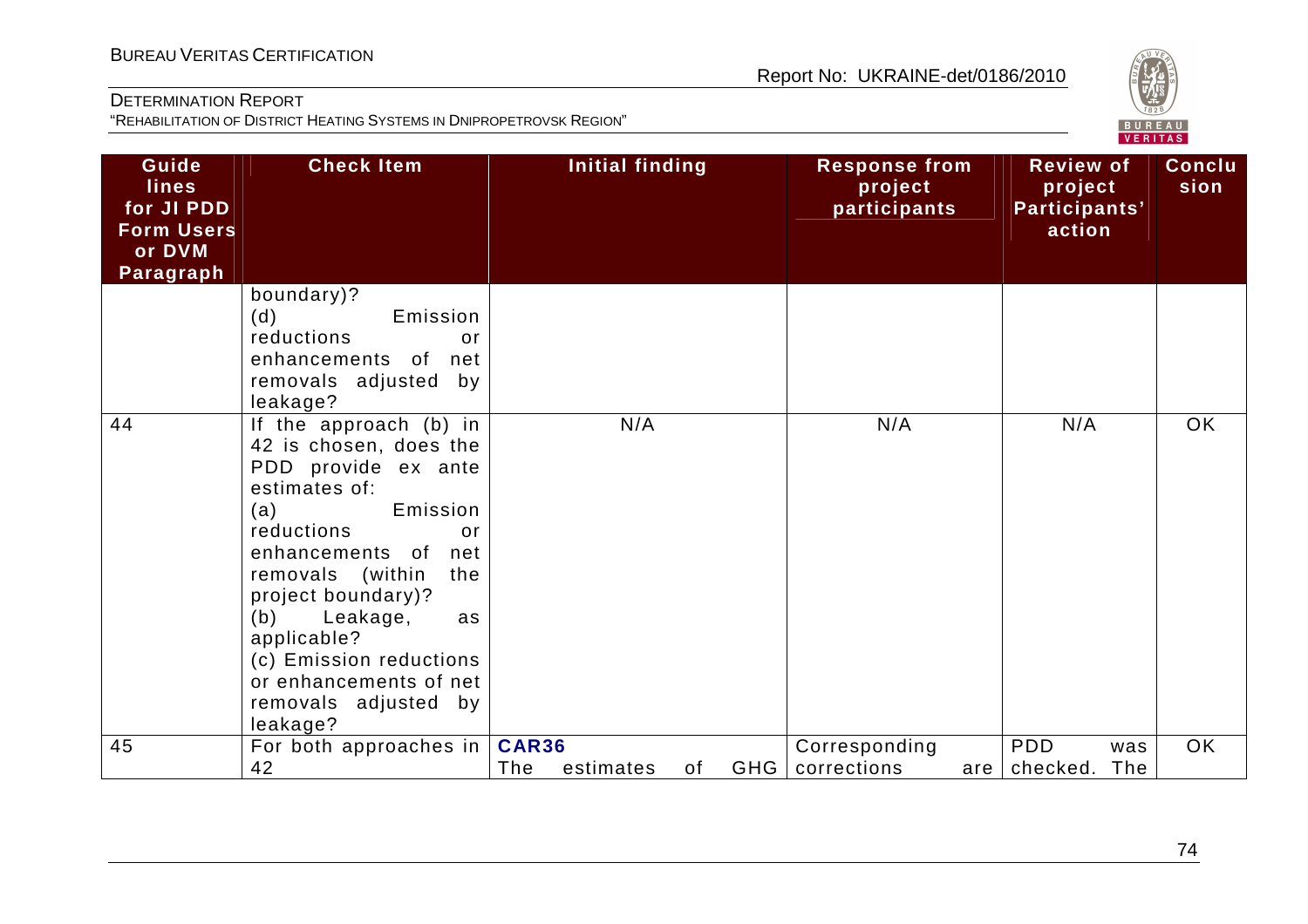| Guidelines for JI PDD Form Users or DVM Paragraph | Check Item | Initial finding | Response from project participants | Review of project Participants' action | Conclusion |
|---|---|---|---|---|---|
| | boundary)?<br>(d) Emission reductions or enhancements of net removals adjusted by leakage? | | | | |
| 44 | If the approach (b) in 42 is chosen, does the PDD provide ex ante estimates of:<br>(a) Emission reductions or enhancements of net removals (within the project boundary)?<br>(b) Leakage, as applicable?<br>(c) Emission reductions or enhancements of net removals adjusted by leakage? | N/A | N/A | N/A | OK |
| 45 | For both approaches in 42 | **CAR36**<br>The estimates of GHG | Corresponding corrections are | PDD was checked. The | OK |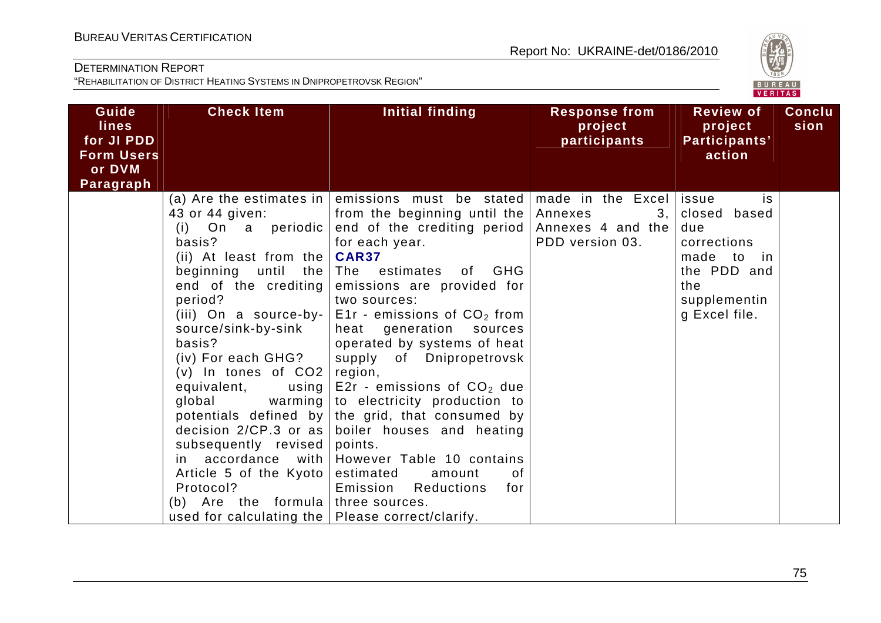| Guide lines for JI PDD Form Users or DVM Paragraph | Check Item | Initial finding | Response from project participants | Review of project Participants' action | Conclusion |
|---|---|---|---|---|---|
| | (a) Are the estimates in 43 or 44 given:<br>(i) On a periodic basis?<br>(ii) At least from the beginning until the end of the crediting period?<br>(iii) On a source-by-source/sink-by-sink basis?<br>(iv) For each GHG?<br>(v) In tones of CO2 equivalent, using global warming potentials defined by decision 2/CP.3 or as subsequently revised in accordance with Article 5 of the Kyoto Protocol?<br>(b) Are the formula used for calculating the | emissions must be stated from the beginning until the end of the crediting period for each year.<br>**CAR37**<br>The estimates of GHG emissions are provided for two sources:<br>E1r - emissions of $CO_2$ from heat generation sources operated by systems of heat supply of Dnipropetrovsk region,<br>E2r - emissions of $CO_2$ due to electricity production to the grid, that consumed by boiler houses and heating points.<br>However Table 10 contains estimated amount of Emission Reductions for three sources.<br>Please correct/clarify. | made in the Excel Annexes 3, Annexes 4 and the PDD version 03. | issue is closed based due corrections made to in the PDD and the supplementing Excel file. | |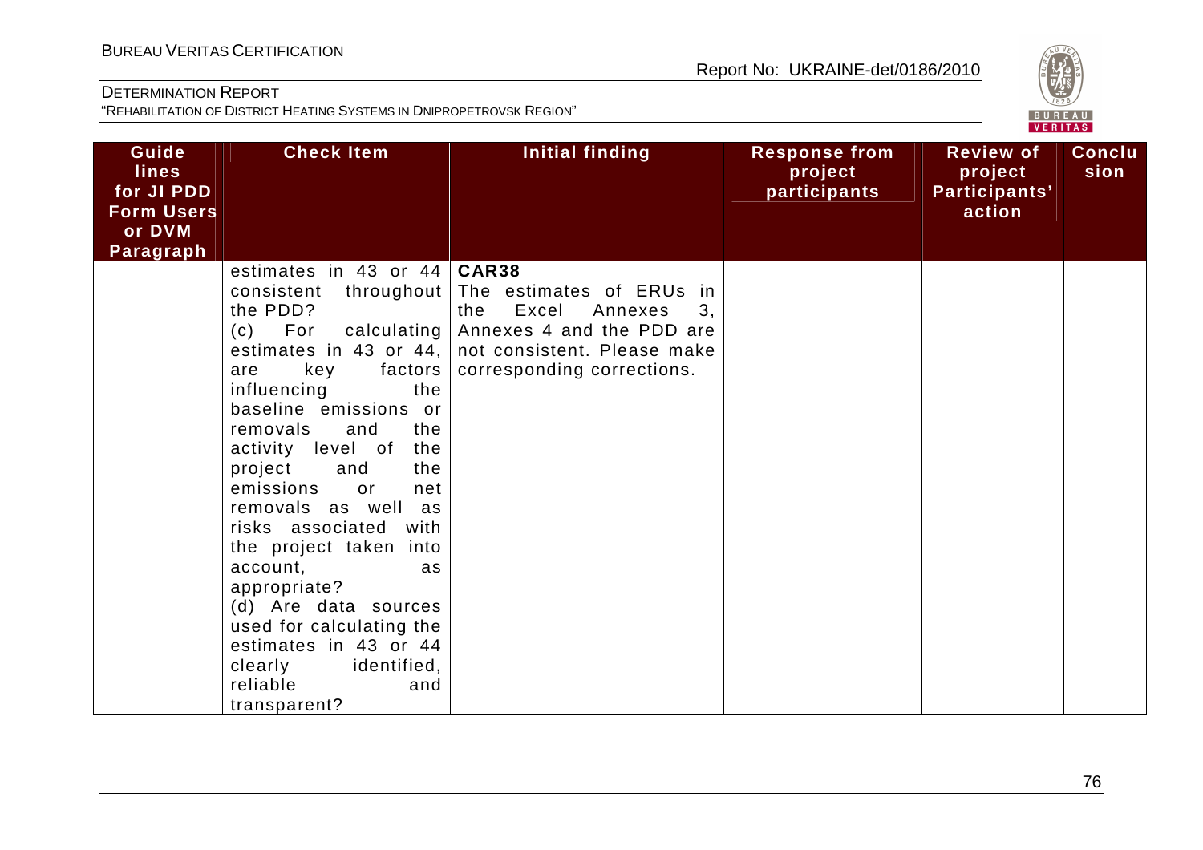| Guidelines for JI PDD Form Users or DVM Paragraph | Check Item | Initial finding | Response from project participants | Review of project Participants' action | Conclusion |
|---|---|---|---|---|---|
| | estimates in 43 or 44 consistent throughout the PDD?<br>(c) For calculating estimates in 43 or 44, are key factors influencing the baseline emissions or removals and the activity level of the project and the emissions or net removals as well as risks associated with the project taken into account, as appropriate?<br>(d) Are data sources used for calculating the estimates in 43 or 44 clearly identified, reliable and transparent? | **CAR38**<br>The estimates of ERUs in the Excel Annexes 3, Annexes 4 and the PDD are not consistent. Please make corresponding corrections. | | | |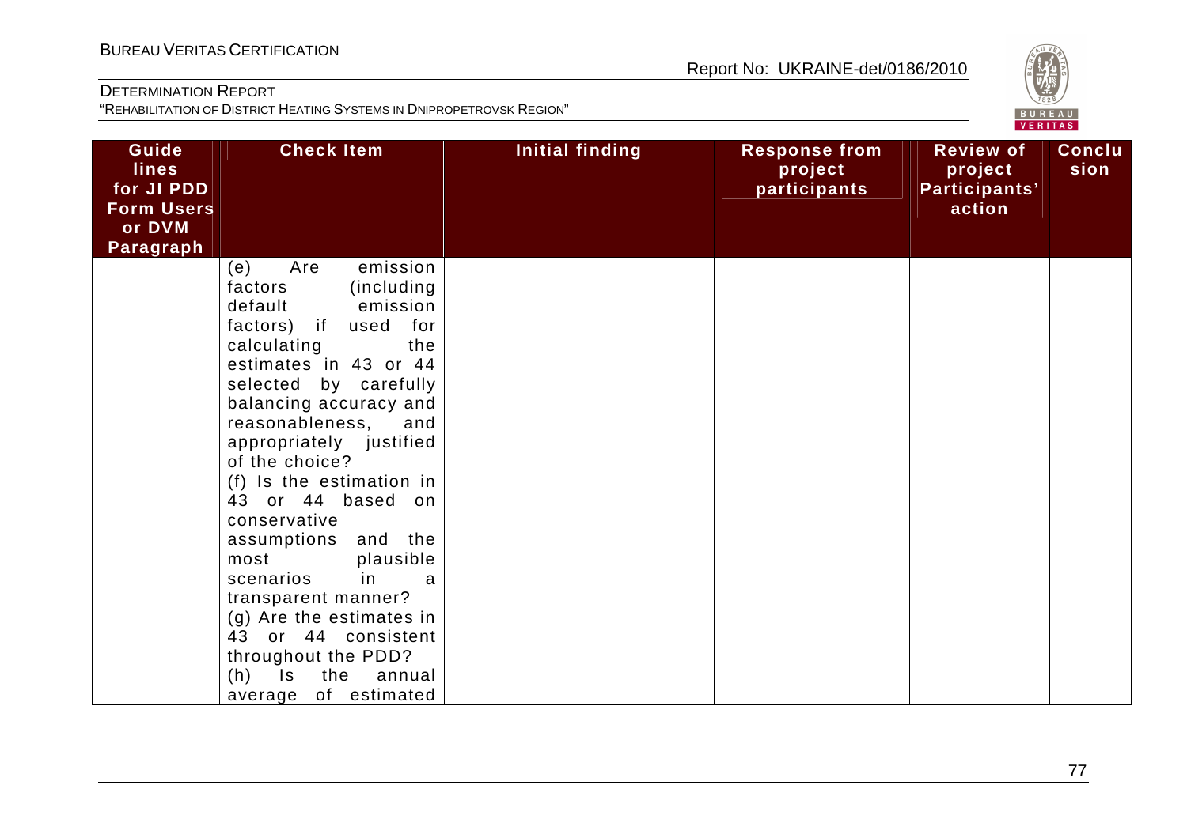| Guide lines for JI PDD Form Users or DVM Paragraph | Check Item | Initial finding | Response from project participants | Review of project Participants' action | Conclusion |
|---|---|---|---|---|---|
| | (e) Are emission factors (including default emission factors) if used for calculating the estimates in 43 or 44 selected by carefully balancing accuracy and reasonableness, and appropriately justified of the choice?<br>(f) Is the estimation in 43 or 44 based on conservative assumptions and the most plausible scenarios in a transparent manner?<br>(g) Are the estimates in 43 or 44 consistent throughout the PDD?<br>(h) Is the annual average of estimated | | | | |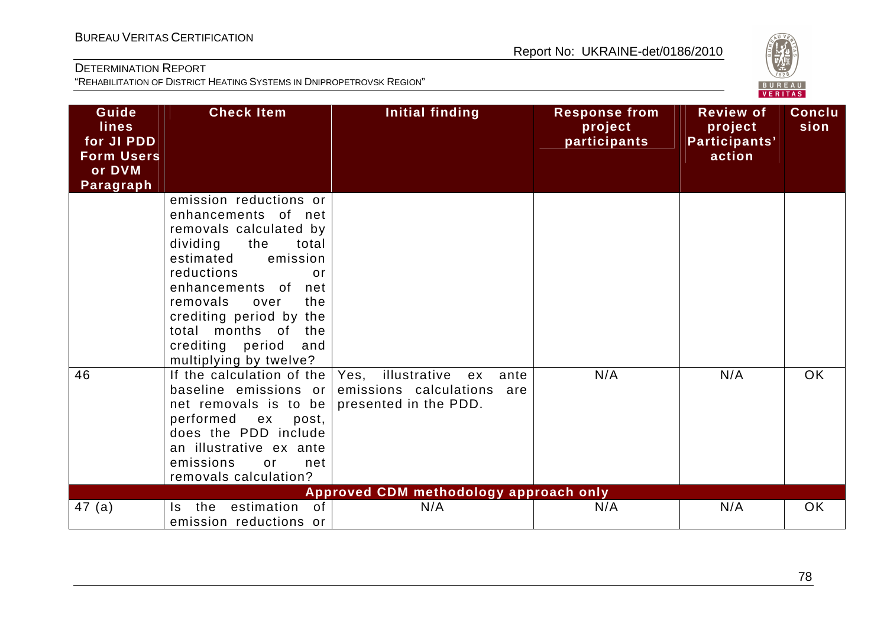| Guidelines for JI PDD Form Users or DVM Paragraph | Check Item | Initial finding | Response from project participants | Review of project Participants' action | Conclusion |
|---|---|---|---|---|---|
| | emission reductions or enhancements of net removals calculated by dividing the total estimated emission reductions or enhancements of net removals over the crediting period by the total months of the crediting period and multiplying by twelve? | | | | |
| 46 | If the calculation of the baseline emissions or net removals is to be performed ex post, does the PDD include an illustrative ex ante emissions or net removals calculation? | Yes, illustrative ex ante emissions calculations are presented in the PDD. | N/A | N/A | OK |
| | | **Approved CDM methodology approach only** | | | |
| 47 (a) | Is the estimation of emission reductions or | N/A | N/A | N/A | OK |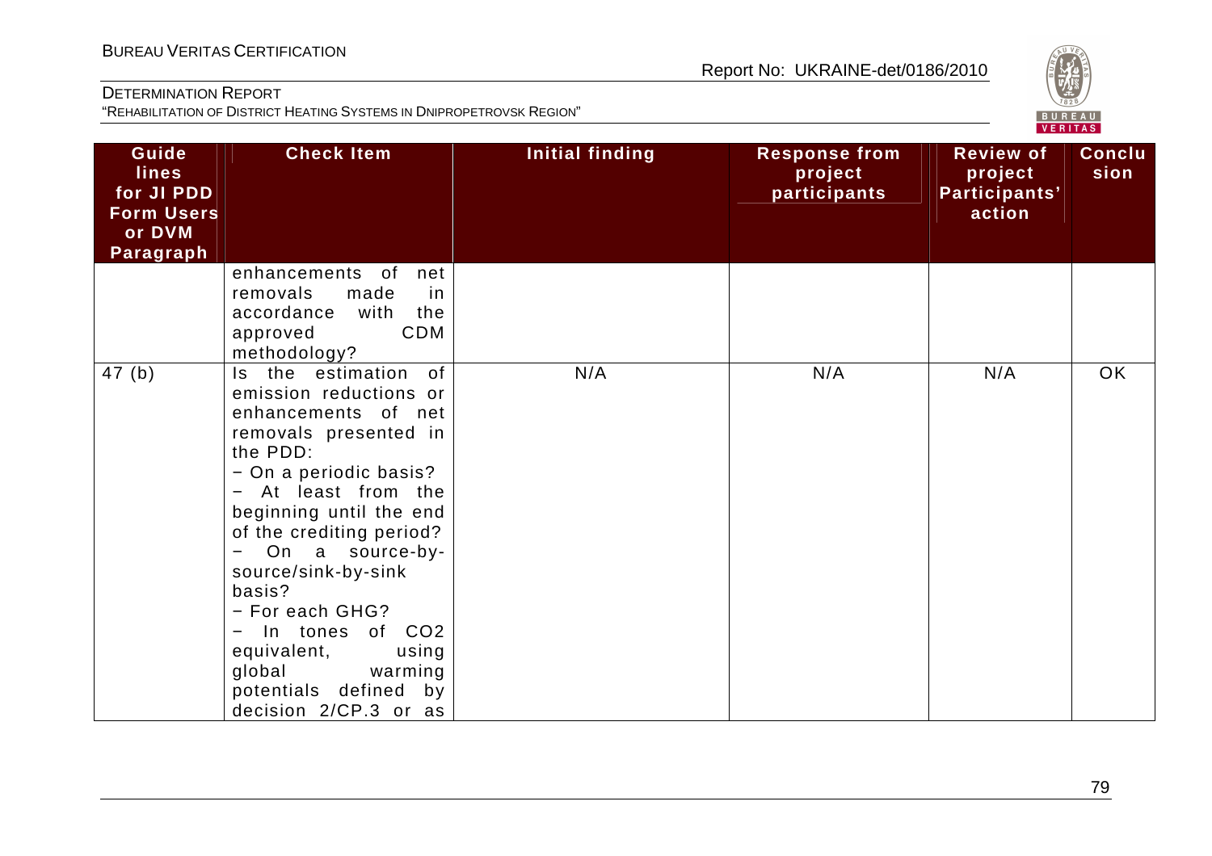| Guidelines for JI PDD Form Users or DVM Paragraph | Check Item | Initial finding | Response from project participants | Review of project Participants' action | Conclusion |
|---|---|---|---|---|---|
| | enhancements of net removals made in accordance with the approved CDM methodology? | | | | |
| 47 (b) | Is the estimation of emission reductions or enhancements of net removals presented in the PDD:<br>− On a periodic basis?<br>− At least from the beginning until the end of the crediting period?<br>− On a source-by-source/sink-by-sink basis?<br>− For each GHG?<br>− In tones of $CO_2$ equivalent, using global warming potentials defined by decision 2/CP.3 or as | N/A | N/A | N/A | OK |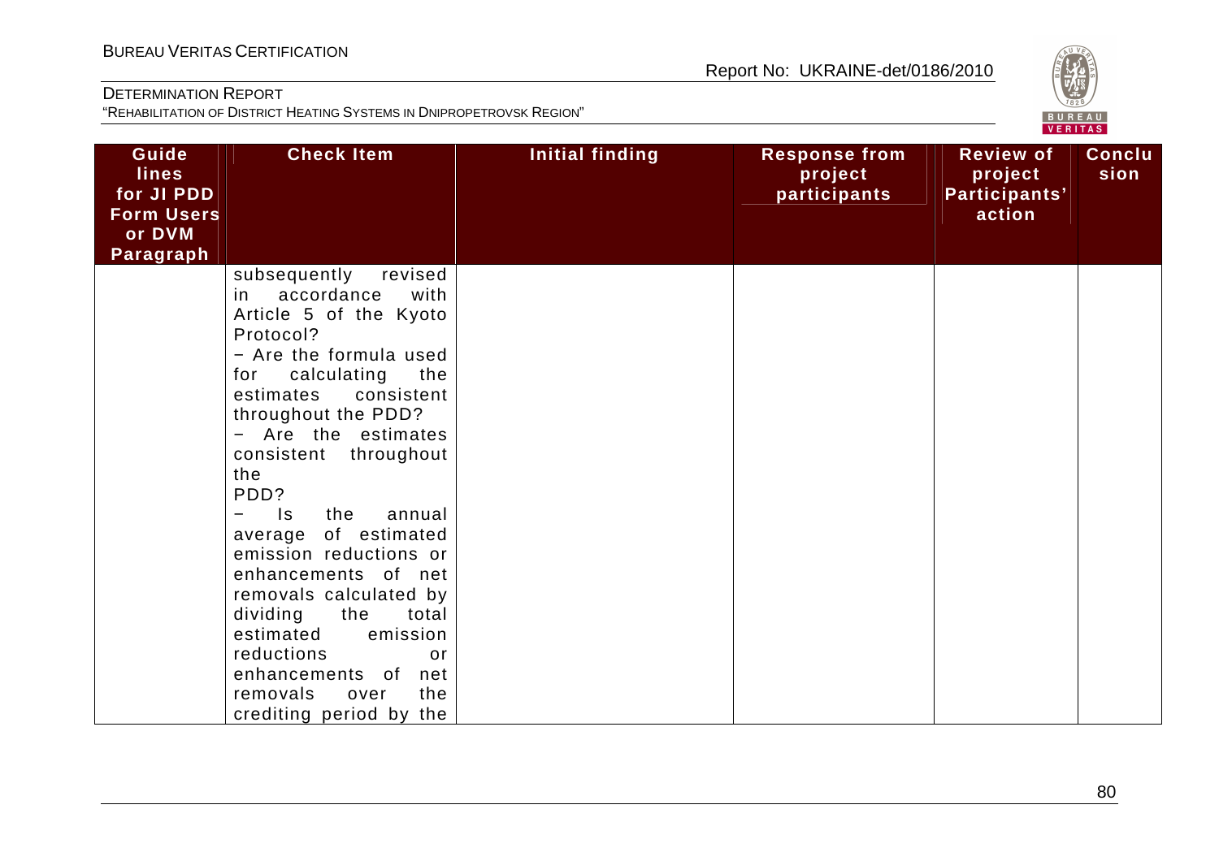| Guide lines for JI PDD Form Users or DVM Paragraph | Check Item | Initial finding | Response from project participants | Review of project Participants' action | Conclusion |
|---|---|---|---|---|---|
| | subsequently revised in accordance with Article 5 of the Kyoto Protocol?<br>− Are the formula used for calculating the estimates consistent throughout the PDD?<br>− Are the estimates consistent throughout the PDD?<br>− Is the annual average of estimated emission reductions or enhancements of net removals calculated by dividing the total estimated emission reductions or enhancements of net removals over the crediting period by the | | | | |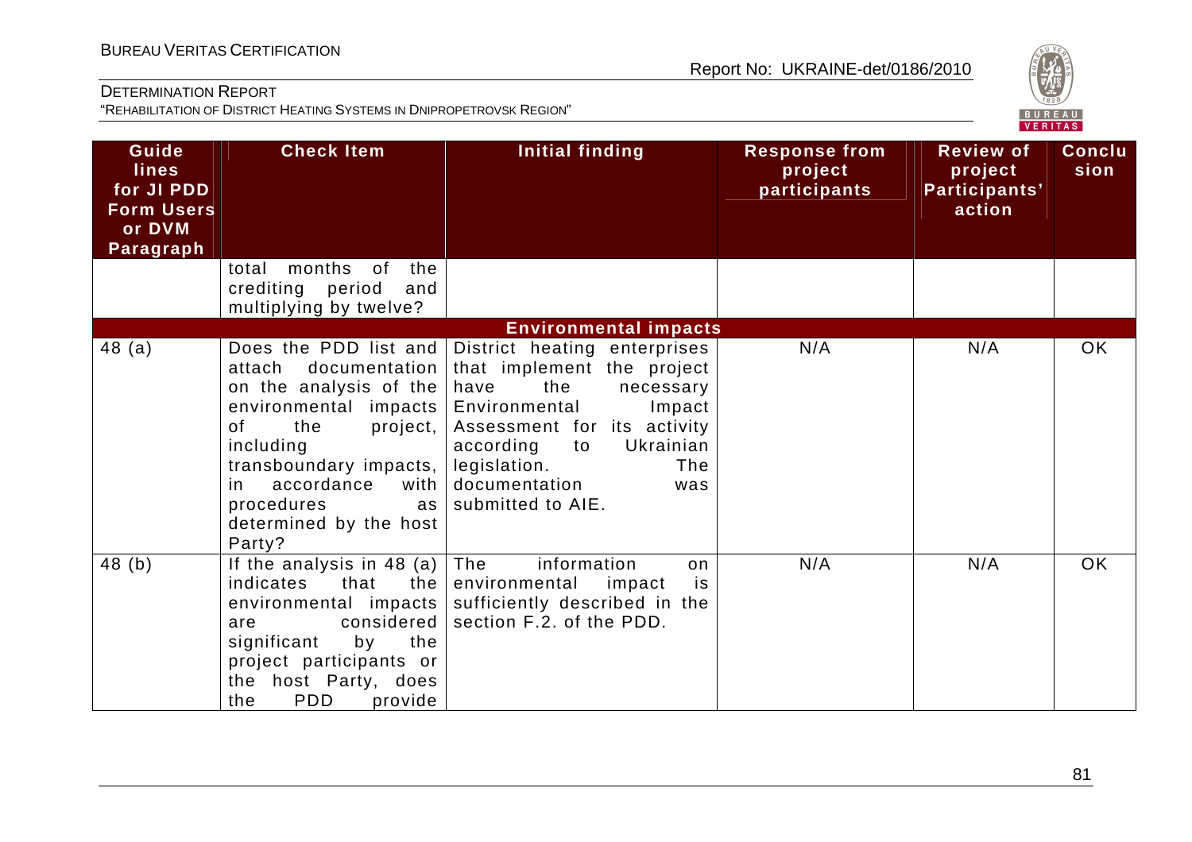| Guidelines for JI PDD Form Users or DVM Paragraph | Check Item | Initial finding | Response from project participants | Review of project Participants' action | Conclusion |
|---|---|---|---|---|---|
| | total months of the crediting period and multiplying by twelve? | | | | |
| **Environmental impacts** | | | | | |
| 48 (a) | Does the PDD list and attach documentation on the analysis of the environmental impacts of the project, including transboundary impacts, in accordance with procedures as determined by the host Party? | District heating enterprises that implement the project have the necessary Environmental Impact Assessment for its activity according to Ukrainian legislation. The documentation was submitted to AIE. | N/A | N/A | OK |
| 48 (b) | If the analysis in 48 (a) indicates that the environmental impacts are considered significant by the project participants or the host Party, does the PDD provide | The information on environmental impact is sufficiently described in the section F.2. of the PDD. | N/A | N/A | OK |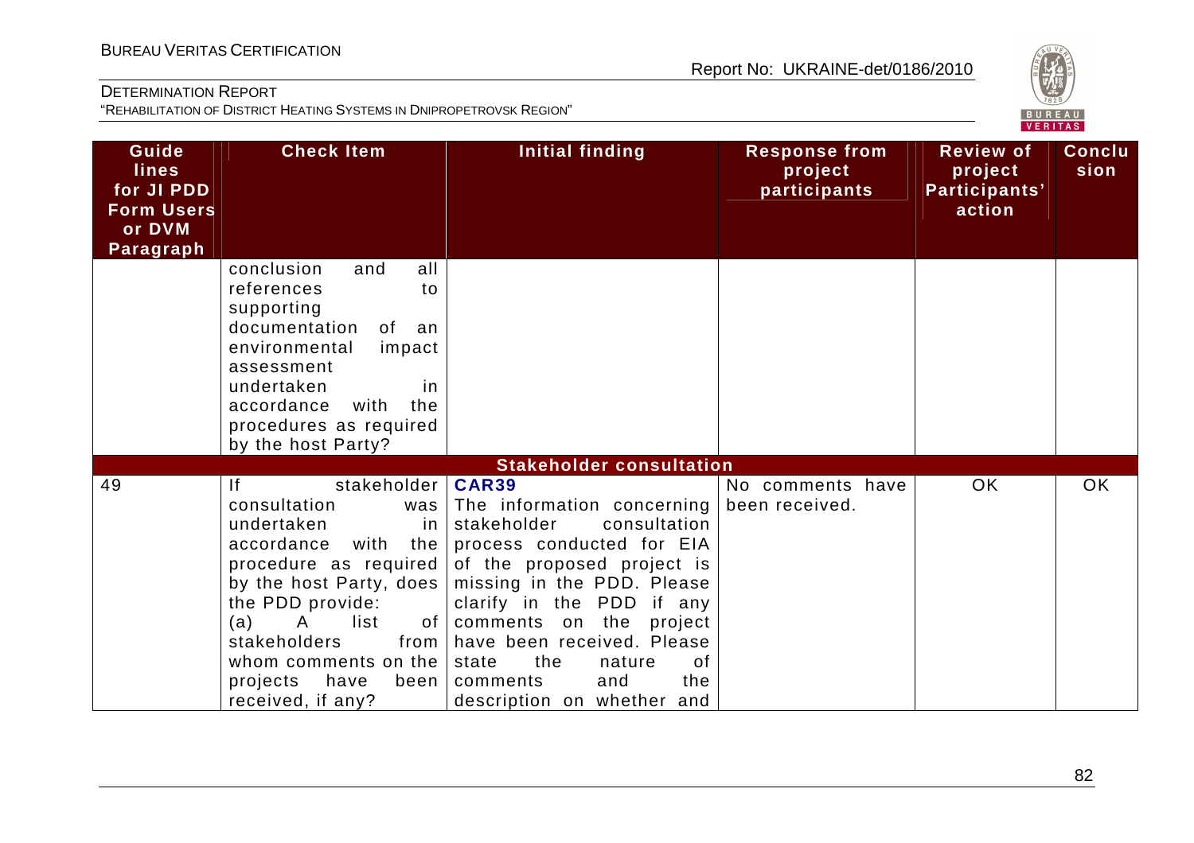| Guidelines for JI PDD Form Users or DVM Paragraph | Check Item | Initial finding | Response from project participants | Review of project Participants' action | Conclusion |
|---|---|---|---|---|---|
| | conclusion and all references to supporting documentation of an environmental impact assessment undertaken in accordance with the procedures as required by the host Party? | | | | |
| **Stakeholder consultation** | | | | | |
| 49 | If stakeholder consultation was undertaken in accordance with the procedure as required by the host Party, does the PDD provide: (a) A list of stakeholders from whom comments on the projects have been received, if any? | **CAR39** The information concerning stakeholder consultation process conducted for EIA of the proposed project is missing in the PDD. Please clarify in the PDD if any comments on the project have been received. Please state the nature of comments and the description on whether and | No comments have been received. | OK | OK |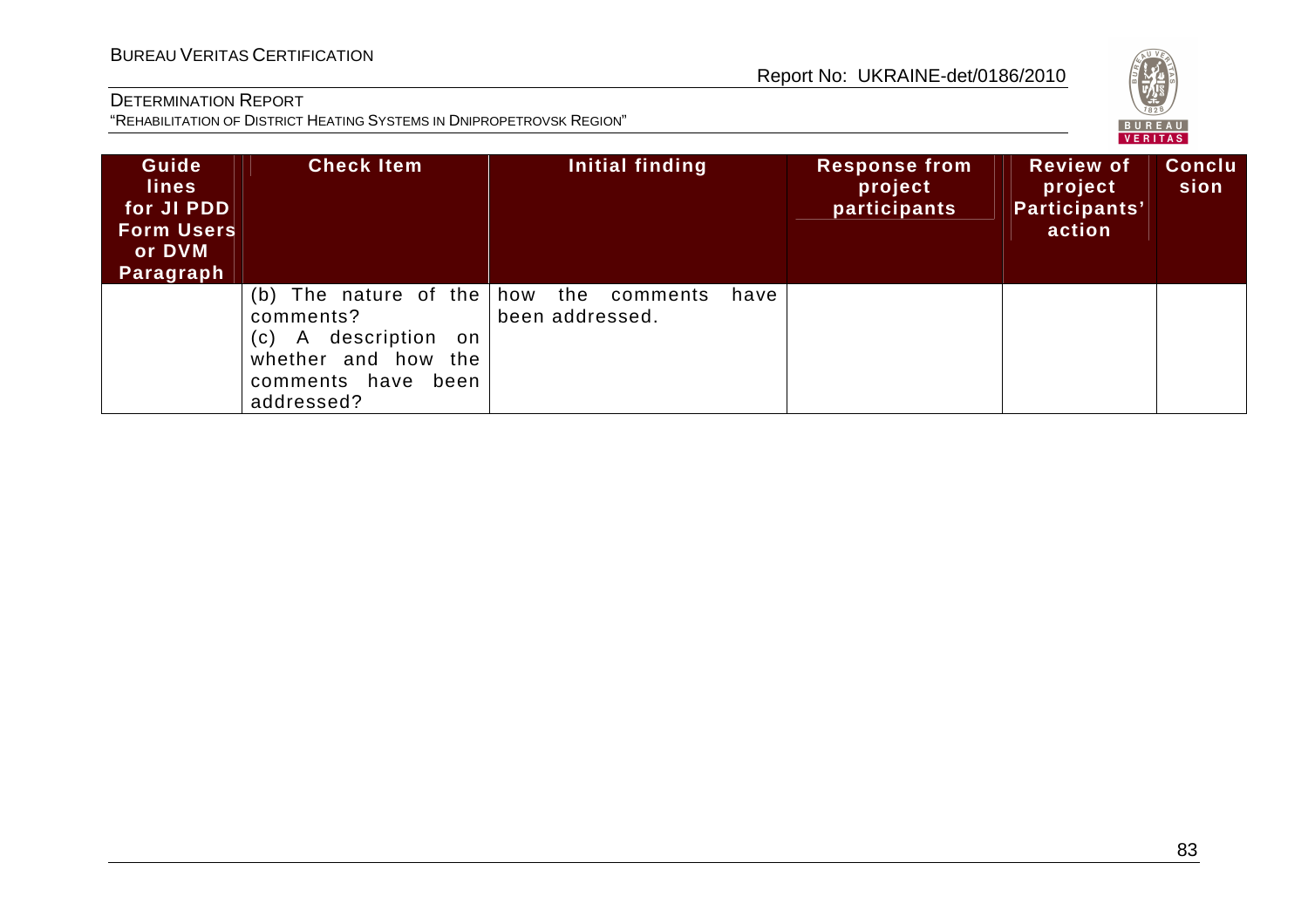| Guidelines for JI PDD Form Users or DVM Paragraph | Check Item | Initial finding | Response from project participants | Review of project Participants' action | Conclusion |
|---|---|---|---|---|---|
| | (b) The nature of the comments?<br>(c) A description on whether and how the comments have been addressed? | how the comments have been addressed. | | | |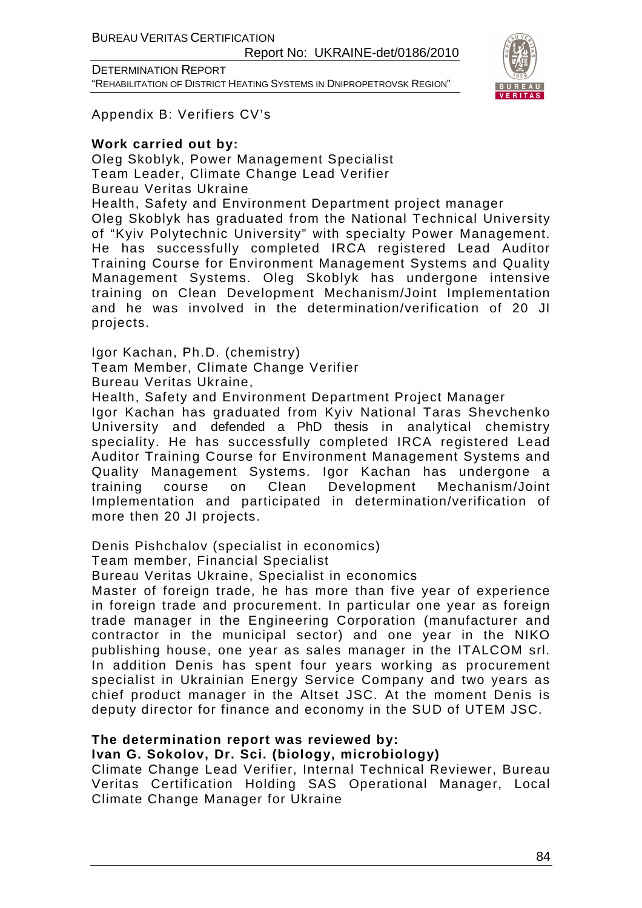Appendix B: Verifiers CV's

**Work carried out by:**

Oleg Skoblyk, Power Management Specialist
Team Leader, Climate Change Lead Verifier
Bureau Veritas Ukraine
Health, Safety and Environment Department project manager
Oleg Skoblyk has graduated from the National Technical University of "Kyiv Polytechnic University" with specialty Power Management. He has successfully completed IRCA registered Lead Auditor Training Course for Environment Management Systems and Quality Management Systems. Oleg Skoblyk has undergone intensive training on Clean Development Mechanism/Joint Implementation and he was involved in the determination/verification of 20 JI projects.

Igor Kachan, Ph.D. (chemistry)
Team Member, Climate Change Verifier
Bureau Veritas Ukraine,
Health, Safety and Environment Department Project Manager
Igor Kachan has graduated from Kyiv National Taras Shevchenko University and defended a PhD thesis in analytical chemistry speciality. He has successfully completed IRCA registered Lead Auditor Training Course for Environment Management Systems and Quality Management Systems. Igor Kachan has undergone a training course on Clean Development Mechanism/Joint Implementation and participated in determination/verification of more then 20 JI projects.

Denis Pishchalov (specialist in economics)
Team member, Financial Specialist
Bureau Veritas Ukraine, Specialist in economics
Master of foreign trade, he has more than five year of experience in foreign trade and procurement. In particular one year as foreign trade manager in the Engineering Corporation (manufacturer and contractor in the municipal sector) and one year in the NIKO publishing house, one year as sales manager in the ITALCOM srl. In addition Denis has spent four years working as procurement specialist in Ukrainian Energy Service Company and two years as chief product manager in the Altset JSC. At the moment Denis is deputy director for finance and economy in the SUD of UTEM JSC.

**The determination report was reviewed by:**
**Ivan G. Sokolov, Dr. Sci. (biology, microbiology)**
Climate Change Lead Verifier, Internal Technical Reviewer, Bureau Veritas Certification Holding SAS Operational Manager, Local Climate Change Manager for Ukraine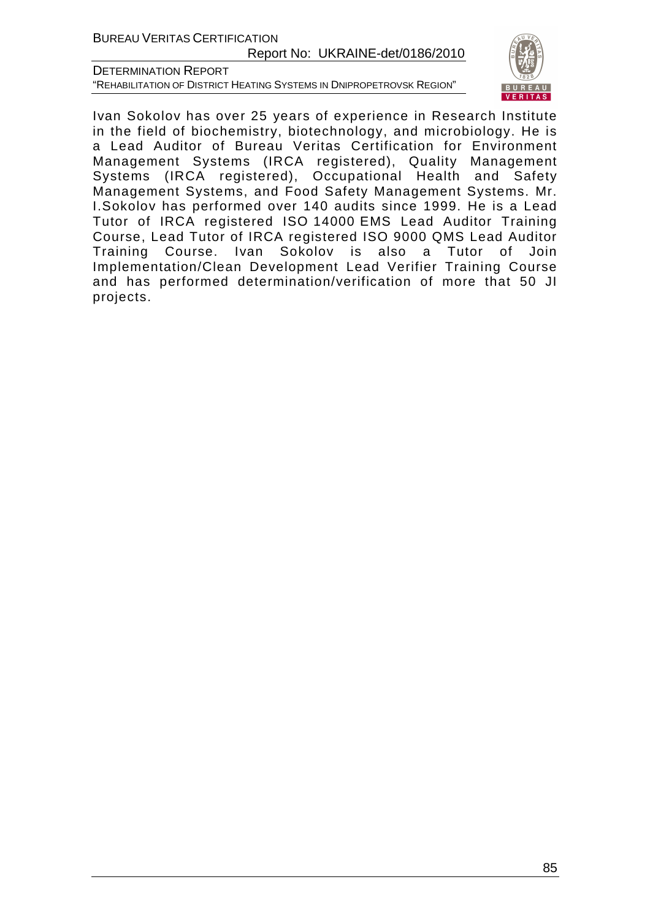Ivan Sokolov has over 25 years of experience in Research Institute in the field of biochemistry, biotechnology, and microbiology. He is a Lead Auditor of Bureau Veritas Certification for Environment Management Systems (IRCA registered), Quality Management Systems (IRCA registered), Occupational Health and Safety Management Systems, and Food Safety Management Systems. Mr. I.Sokolov has performed over 140 audits since 1999. He is a Lead Tutor of IRCA registered ISO 14000 EMS Lead Auditor Training Course, Lead Tutor of IRCA registered ISO 9000 QMS Lead Auditor Training Course. Ivan Sokolov is also a Tutor of Join Implementation/Clean Development Lead Verifier Training Course and has performed determination/verification of more that 50 JI projects.